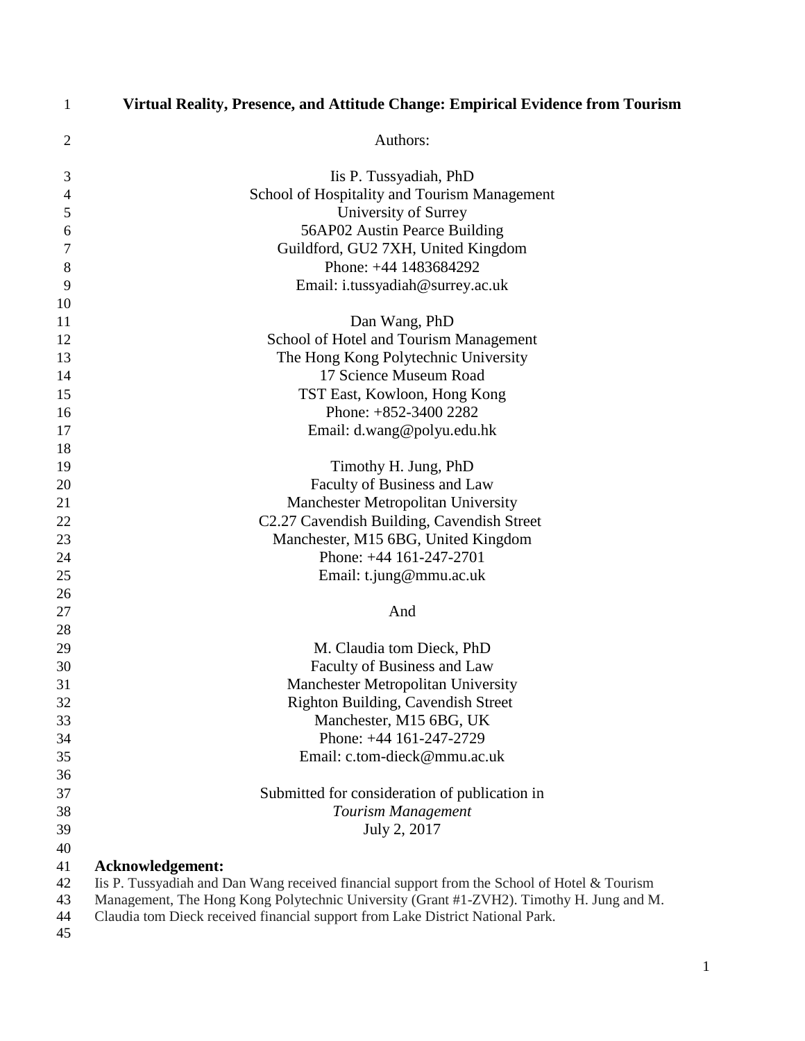# Virtual Reality, Presence, and Attitude Change: Empirical Evidence from Tourism

Authors:

Iis P. Tussyadiah, PhD
School of Hospitality and Tourism Management
University of Surrey
56AP02 Austin Pearce Building
Guildford, GU2 7XH, United Kingdom
Phone: +44 1483684292
Email: i.tussyadiah@surrey.ac.uk

Dan Wang, PhD
School of Hotel and Tourism Management
The Hong Kong Polytechnic University
17 Science Museum Road
TST East, Kowloon, Hong Kong
Phone: +852-3400 2282
Email: d.wang@polyu.edu.hk

Timothy H. Jung, PhD
Faculty of Business and Law
Manchester Metropolitan University
C2.27 Cavendish Building, Cavendish Street
Manchester, M15 6BG, United Kingdom
Phone: +44 161-247-2701
Email: t.jung@mmu.ac.uk

And

M. Claudia tom Dieck, PhD
Faculty of Business and Law
Manchester Metropolitan University
Righton Building, Cavendish Street
Manchester, M15 6BG, UK
Phone: +44 161-247-2729
Email: c.tom-dieck@mmu.ac.uk

Submitted for consideration of publication in
*Tourism Management*
July 2, 2017

**Acknowledgement:**
Iis P. Tussyadiah and Dan Wang received financial support from the School of Hotel & Tourism Management, The Hong Kong Polytechnic University (Grant #1-ZVH2). Timothy H. Jung and M. Claudia tom Dieck received financial support from Lake District National Park.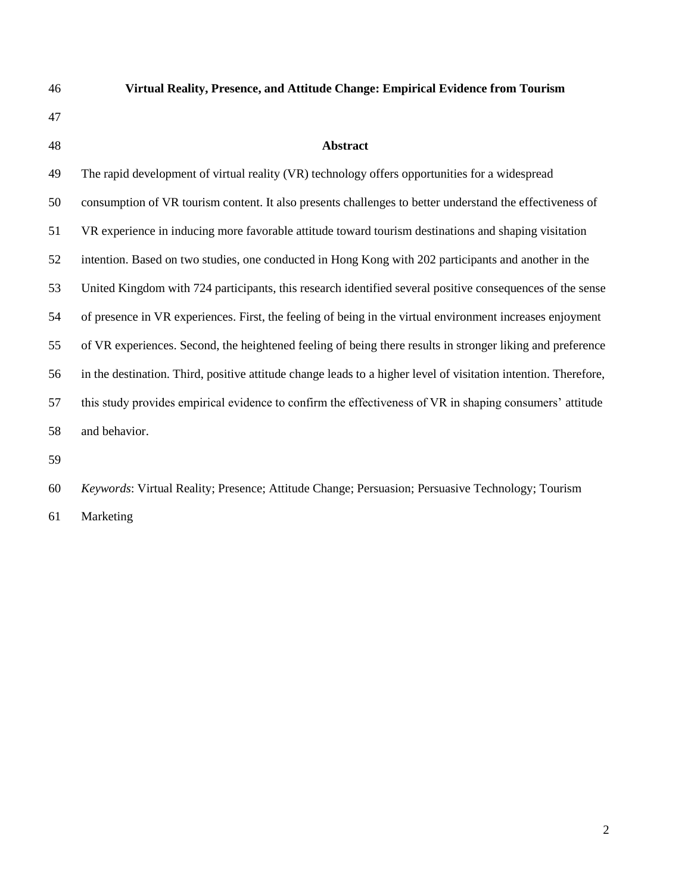# Virtual Reality, Presence, and Attitude Change: Empirical Evidence from Tourism

## Abstract

The rapid development of virtual reality (VR) technology offers opportunities for a widespread consumption of VR tourism content. It also presents challenges to better understand the effectiveness of VR experience in inducing more favorable attitude toward tourism destinations and shaping visitation intention. Based on two studies, one conducted in Hong Kong with 202 participants and another in the United Kingdom with 724 participants, this research identified several positive consequences of the sense of presence in VR experiences. First, the feeling of being in the virtual environment increases enjoyment of VR experiences. Second, the heightened feeling of being there results in stronger liking and preference in the destination. Third, positive attitude change leads to a higher level of visitation intention. Therefore, this study provides empirical evidence to confirm the effectiveness of VR in shaping consumers' attitude and behavior.

*Keywords*: Virtual Reality; Presence; Attitude Change; Persuasion; Persuasive Technology; Tourism Marketing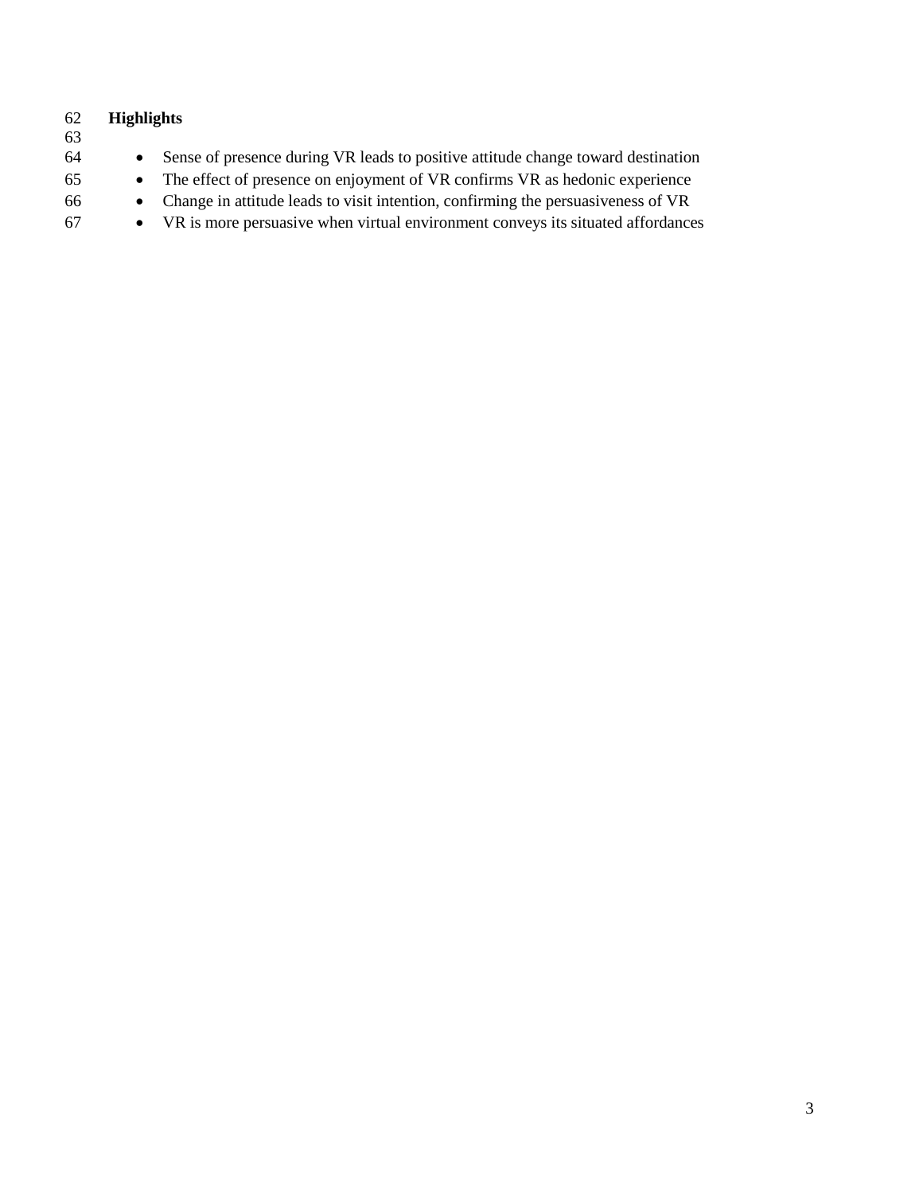## Highlights

- Sense of presence during VR leads to positive attitude change toward destination
- The effect of presence on enjoyment of VR confirms VR as hedonic experience
- Change in attitude leads to visit intention, confirming the persuasiveness of VR
- VR is more persuasive when virtual environment conveys its situated affordances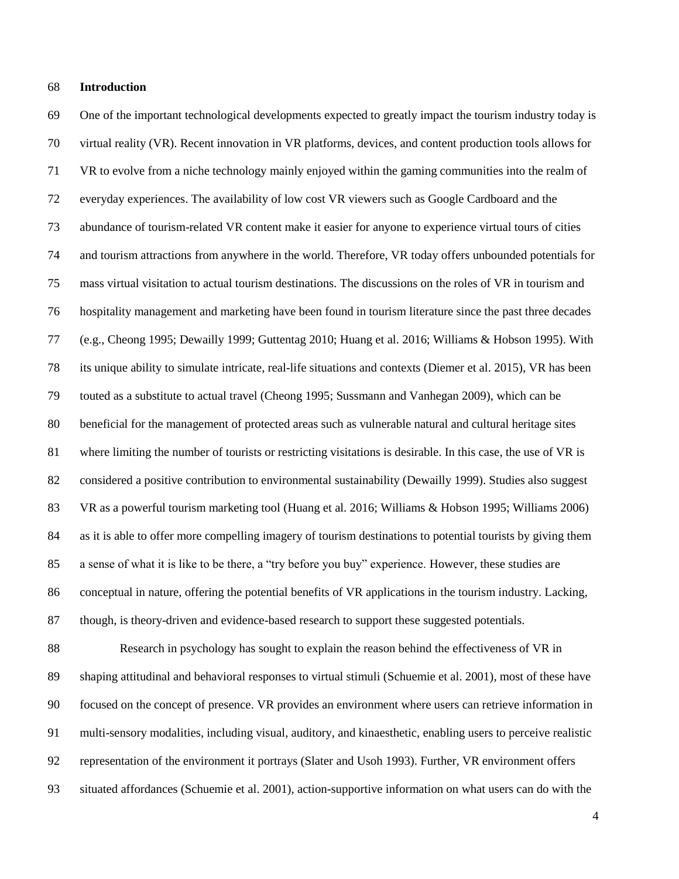## Introduction

One of the important technological developments expected to greatly impact the tourism industry today is virtual reality (VR). Recent innovation in VR platforms, devices, and content production tools allows for VR to evolve from a niche technology mainly enjoyed within the gaming communities into the realm of everyday experiences. The availability of low cost VR viewers such as Google Cardboard and the abundance of tourism-related VR content make it easier for anyone to experience virtual tours of cities and tourism attractions from anywhere in the world. Therefore, VR today offers unbounded potentials for mass virtual visitation to actual tourism destinations. The discussions on the roles of VR in tourism and hospitality management and marketing have been found in tourism literature since the past three decades (e.g., Cheong 1995; Dewailly 1999; Guttentag 2010; Huang et al. 2016; Williams & Hobson 1995). With its unique ability to simulate intricate, real-life situations and contexts (Diemer et al. 2015), VR has been touted as a substitute to actual travel (Cheong 1995; Sussmann and Vanhegan 2009), which can be beneficial for the management of protected areas such as vulnerable natural and cultural heritage sites where limiting the number of tourists or restricting visitations is desirable. In this case, the use of VR is considered a positive contribution to environmental sustainability (Dewailly 1999). Studies also suggest VR as a powerful tourism marketing tool (Huang et al. 2016; Williams & Hobson 1995; Williams 2006) as it is able to offer more compelling imagery of tourism destinations to potential tourists by giving them a sense of what it is like to be there, a "try before you buy" experience. However, these studies are conceptual in nature, offering the potential benefits of VR applications in the tourism industry. Lacking, though, is theory-driven and evidence-based research to support these suggested potentials.

Research in psychology has sought to explain the reason behind the effectiveness of VR in shaping attitudinal and behavioral responses to virtual stimuli (Schuemie et al. 2001), most of these have focused on the concept of presence. VR provides an environment where users can retrieve information in multi-sensory modalities, including visual, auditory, and kinaesthetic, enabling users to perceive realistic representation of the environment it portrays (Slater and Usoh 1993). Further, VR environment offers situated affordances (Schuemie et al. 2001), action-supportive information on what users can do with the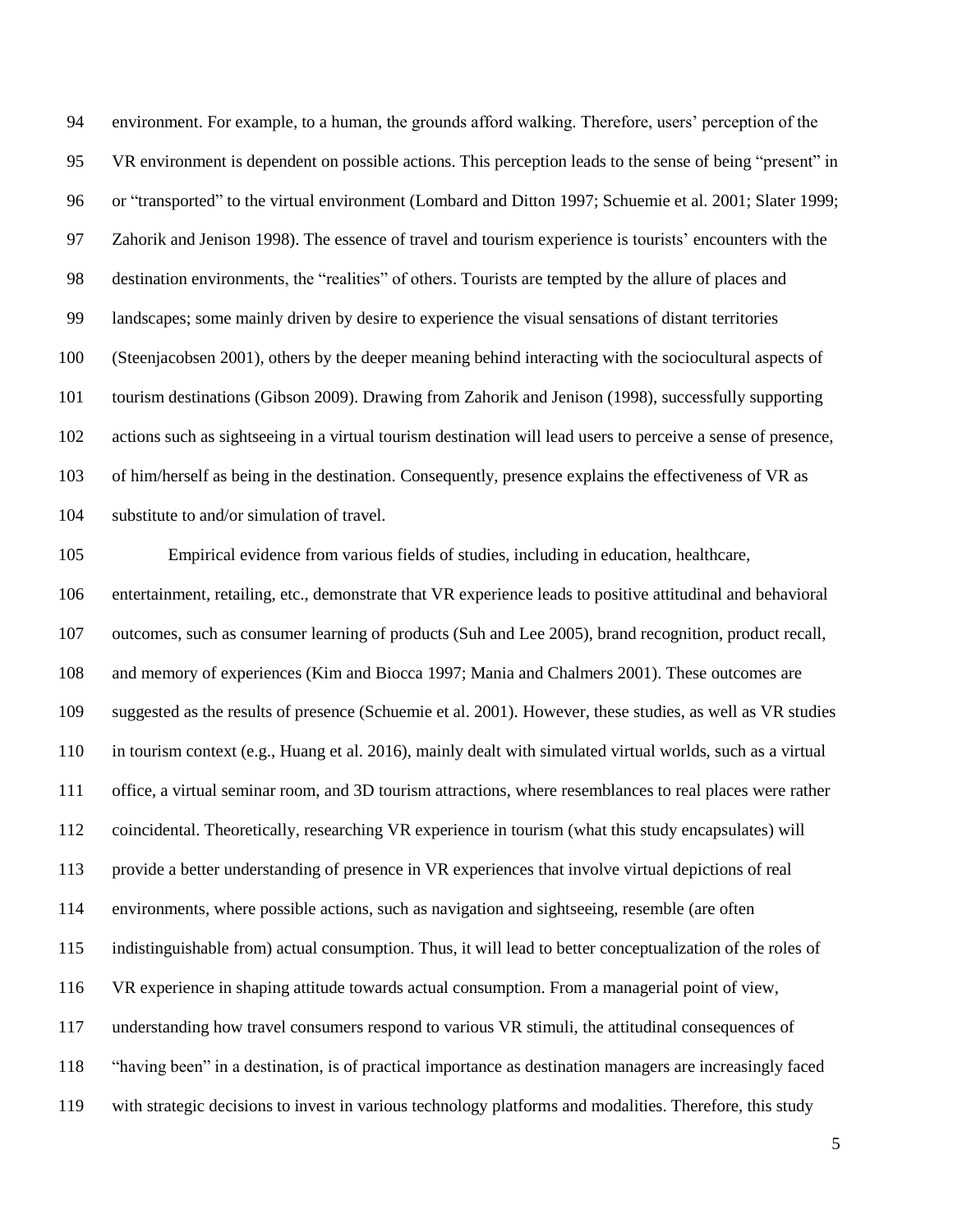environment. For example, to a human, the grounds afford walking. Therefore, users' perception of the VR environment is dependent on possible actions. This perception leads to the sense of being "present" in or "transported" to the virtual environment (Lombard and Ditton 1997; Schuemie et al. 2001; Slater 1999; Zahorik and Jenison 1998). The essence of travel and tourism experience is tourists' encounters with the destination environments, the "realities" of others. Tourists are tempted by the allure of places and landscapes; some mainly driven by desire to experience the visual sensations of distant territories (Steenjacobsen 2001), others by the deeper meaning behind interacting with the sociocultural aspects of tourism destinations (Gibson 2009). Drawing from Zahorik and Jenison (1998), successfully supporting actions such as sightseeing in a virtual tourism destination will lead users to perceive a sense of presence, of him/herself as being in the destination. Consequently, presence explains the effectiveness of VR as substitute to and/or simulation of travel.

Empirical evidence from various fields of studies, including in education, healthcare, entertainment, retailing, etc., demonstrate that VR experience leads to positive attitudinal and behavioral outcomes, such as consumer learning of products (Suh and Lee 2005), brand recognition, product recall, and memory of experiences (Kim and Biocca 1997; Mania and Chalmers 2001). These outcomes are suggested as the results of presence (Schuemie et al. 2001). However, these studies, as well as VR studies in tourism context (e.g., Huang et al. 2016), mainly dealt with simulated virtual worlds, such as a virtual office, a virtual seminar room, and 3D tourism attractions, where resemblances to real places were rather coincidental. Theoretically, researching VR experience in tourism (what this study encapsulates) will provide a better understanding of presence in VR experiences that involve virtual depictions of real environments, where possible actions, such as navigation and sightseeing, resemble (are often indistinguishable from) actual consumption. Thus, it will lead to better conceptualization of the roles of VR experience in shaping attitude towards actual consumption. From a managerial point of view, understanding how travel consumers respond to various VR stimuli, the attitudinal consequences of "having been" in a destination, is of practical importance as destination managers are increasingly faced with strategic decisions to invest in various technology platforms and modalities. Therefore, this study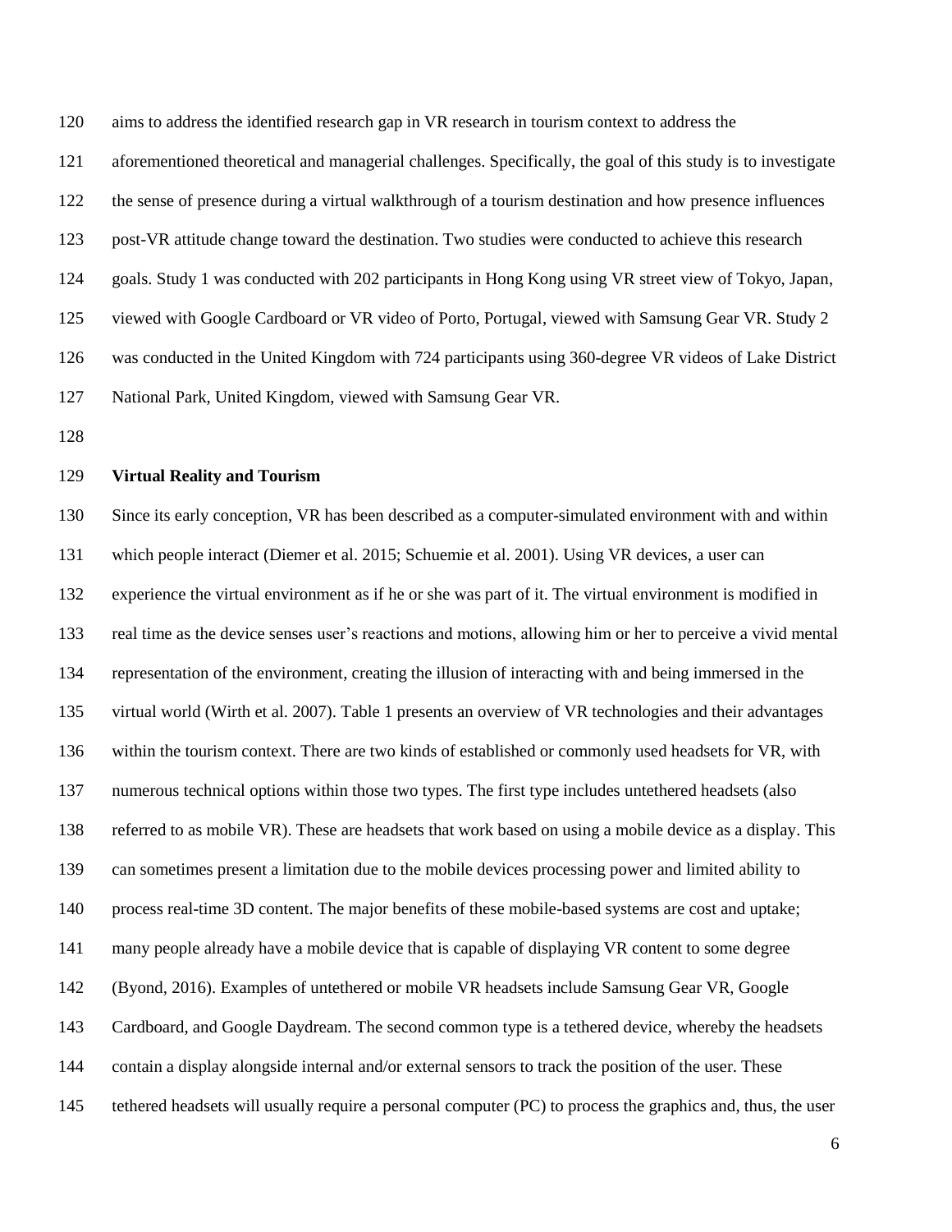aims to address the identified research gap in VR research in tourism context to address the aforementioned theoretical and managerial challenges. Specifically, the goal of this study is to investigate the sense of presence during a virtual walkthrough of a tourism destination and how presence influences post-VR attitude change toward the destination. Two studies were conducted to achieve this research goals. Study 1 was conducted with 202 participants in Hong Kong using VR street view of Tokyo, Japan, viewed with Google Cardboard or VR video of Porto, Portugal, viewed with Samsung Gear VR. Study 2 was conducted in the United Kingdom with 724 participants using 360-degree VR videos of Lake District National Park, United Kingdom, viewed with Samsung Gear VR.

## Virtual Reality and Tourism

Since its early conception, VR has been described as a computer-simulated environment with and within which people interact (Diemer et al. 2015; Schuemie et al. 2001). Using VR devices, a user can experience the virtual environment as if he or she was part of it. The virtual environment is modified in real time as the device senses user's reactions and motions, allowing him or her to perceive a vivid mental representation of the environment, creating the illusion of interacting with and being immersed in the virtual world (Wirth et al. 2007). Table 1 presents an overview of VR technologies and their advantages within the tourism context. There are two kinds of established or commonly used headsets for VR, with numerous technical options within those two types. The first type includes untethered headsets (also referred to as mobile VR). These are headsets that work based on using a mobile device as a display. This can sometimes present a limitation due to the mobile devices processing power and limited ability to process real-time 3D content. The major benefits of these mobile-based systems are cost and uptake; many people already have a mobile device that is capable of displaying VR content to some degree (Byond, 2016). Examples of untethered or mobile VR headsets include Samsung Gear VR, Google Cardboard, and Google Daydream. The second common type is a tethered device, whereby the headsets contain a display alongside internal and/or external sensors to track the position of the user. These tethered headsets will usually require a personal computer (PC) to process the graphics and, thus, the user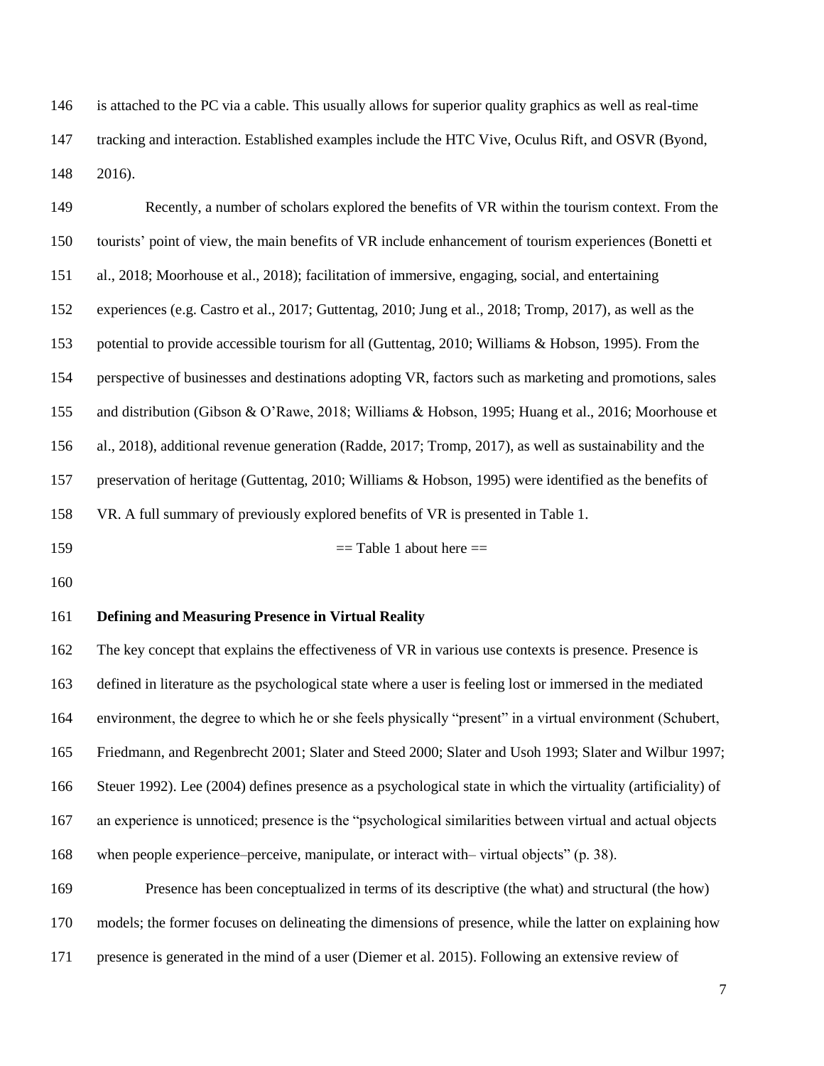is attached to the PC via a cable. This usually allows for superior quality graphics as well as real-time tracking and interaction. Established examples include the HTC Vive, Oculus Rift, and OSVR (Byond, 2016).

Recently, a number of scholars explored the benefits of VR within the tourism context. From the tourists' point of view, the main benefits of VR include enhancement of tourism experiences (Bonetti et al., 2018; Moorhouse et al., 2018); facilitation of immersive, engaging, social, and entertaining experiences (e.g. Castro et al., 2017; Guttentag, 2010; Jung et al., 2018; Tromp, 2017), as well as the potential to provide accessible tourism for all (Guttentag, 2010; Williams & Hobson, 1995). From the perspective of businesses and destinations adopting VR, factors such as marketing and promotions, sales and distribution (Gibson & O'Rawe, 2018; Williams & Hobson, 1995; Huang et al., 2016; Moorhouse et al., 2018), additional revenue generation (Radde, 2017; Tromp, 2017), as well as sustainability and the preservation of heritage (Guttentag, 2010; Williams & Hobson, 1995) were identified as the benefits of VR. A full summary of previously explored benefits of VR is presented in Table 1.

== Table 1 about here ==

**Defining and Measuring Presence in Virtual Reality**

The key concept that explains the effectiveness of VR in various use contexts is presence. Presence is defined in literature as the psychological state where a user is feeling lost or immersed in the mediated environment, the degree to which he or she feels physically "present" in a virtual environment (Schubert, Friedmann, and Regenbrecht 2001; Slater and Steed 2000; Slater and Usoh 1993; Slater and Wilbur 1997; Steuer 1992). Lee (2004) defines presence as a psychological state in which the virtuality (artificiality) of an experience is unnoticed; presence is the "psychological similarities between virtual and actual objects when people experience–perceive, manipulate, or interact with– virtual objects" (p. 38).

Presence has been conceptualized in terms of its descriptive (the what) and structural (the how) models; the former focuses on delineating the dimensions of presence, while the latter on explaining how presence is generated in the mind of a user (Diemer et al. 2015). Following an extensive review of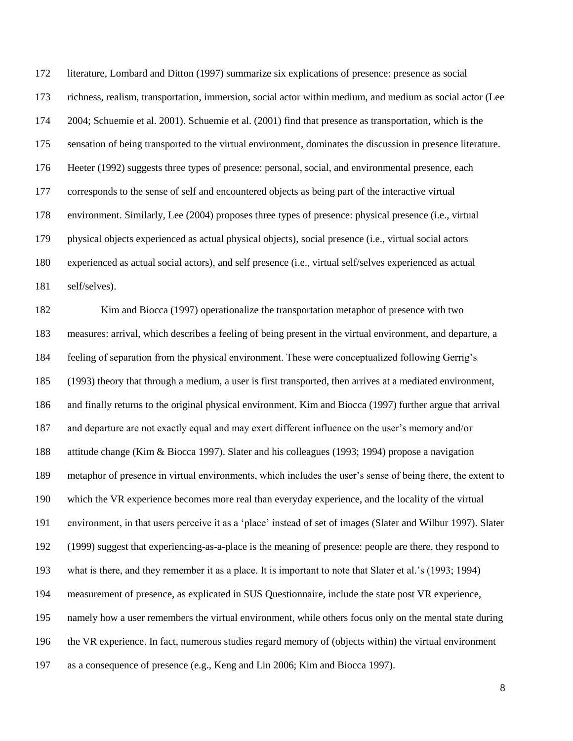literature, Lombard and Ditton (1997) summarize six explications of presence: presence as social richness, realism, transportation, immersion, social actor within medium, and medium as social actor (Lee 2004; Schuemie et al. 2001). Schuemie et al. (2001) find that presence as transportation, which is the sensation of being transported to the virtual environment, dominates the discussion in presence literature. Heeter (1992) suggests three types of presence: personal, social, and environmental presence, each corresponds to the sense of self and encountered objects as being part of the interactive virtual environment. Similarly, Lee (2004) proposes three types of presence: physical presence (i.e., virtual physical objects experienced as actual physical objects), social presence (i.e., virtual social actors experienced as actual social actors), and self presence (i.e., virtual self/selves experienced as actual self/selves).

Kim and Biocca (1997) operationalize the transportation metaphor of presence with two measures: arrival, which describes a feeling of being present in the virtual environment, and departure, a feeling of separation from the physical environment. These were conceptualized following Gerrig's (1993) theory that through a medium, a user is first transported, then arrives at a mediated environment, and finally returns to the original physical environment. Kim and Biocca (1997) further argue that arrival and departure are not exactly equal and may exert different influence on the user's memory and/or attitude change (Kim & Biocca 1997). Slater and his colleagues (1993; 1994) propose a navigation metaphor of presence in virtual environments, which includes the user's sense of being there, the extent to which the VR experience becomes more real than everyday experience, and the locality of the virtual environment, in that users perceive it as a 'place' instead of set of images (Slater and Wilbur 1997). Slater (1999) suggest that experiencing-as-a-place is the meaning of presence: people are there, they respond to what is there, and they remember it as a place. It is important to note that Slater et al.'s (1993; 1994) measurement of presence, as explicated in SUS Questionnaire, include the state post VR experience, namely how a user remembers the virtual environment, while others focus only on the mental state during the VR experience. In fact, numerous studies regard memory of (objects within) the virtual environment as a consequence of presence (e.g., Keng and Lin 2006; Kim and Biocca 1997).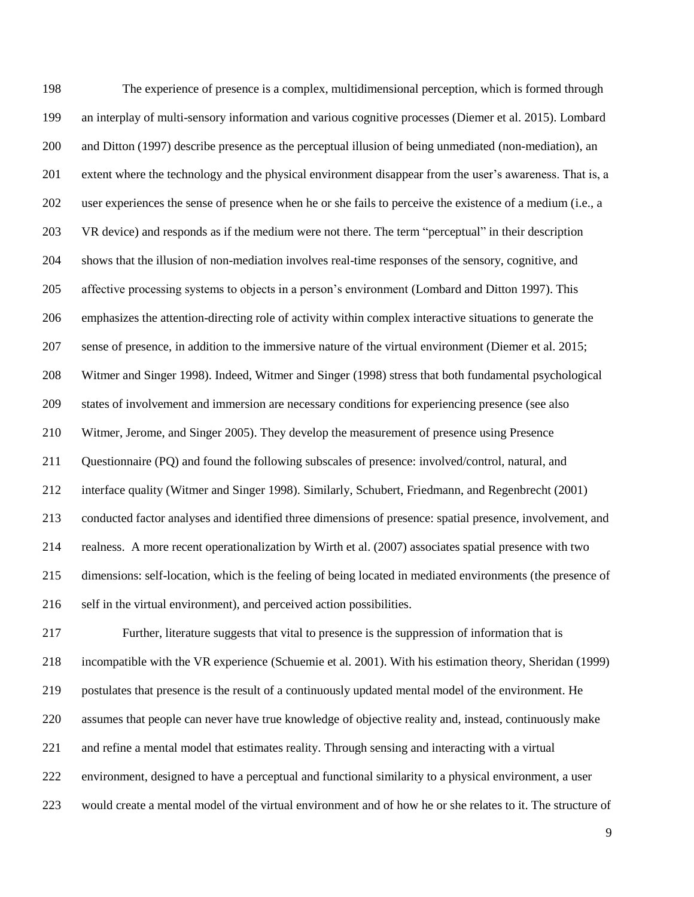The experience of presence is a complex, multidimensional perception, which is formed through an interplay of multi-sensory information and various cognitive processes (Diemer et al. 2015). Lombard and Ditton (1997) describe presence as the perceptual illusion of being unmediated (non-mediation), an extent where the technology and the physical environment disappear from the user's awareness. That is, a user experiences the sense of presence when he or she fails to perceive the existence of a medium (i.e., a VR device) and responds as if the medium were not there. The term "perceptual" in their description shows that the illusion of non-mediation involves real-time responses of the sensory, cognitive, and affective processing systems to objects in a person's environment (Lombard and Ditton 1997). This emphasizes the attention-directing role of activity within complex interactive situations to generate the sense of presence, in addition to the immersive nature of the virtual environment (Diemer et al. 2015; Witmer and Singer 1998). Indeed, Witmer and Singer (1998) stress that both fundamental psychological states of involvement and immersion are necessary conditions for experiencing presence (see also Witmer, Jerome, and Singer 2005). They develop the measurement of presence using Presence Questionnaire (PQ) and found the following subscales of presence: involved/control, natural, and interface quality (Witmer and Singer 1998). Similarly, Schubert, Friedmann, and Regenbrecht (2001) conducted factor analyses and identified three dimensions of presence: spatial presence, involvement, and realness. A more recent operationalization by Wirth et al. (2007) associates spatial presence with two dimensions: self-location, which is the feeling of being located in mediated environments (the presence of self in the virtual environment), and perceived action possibilities.

Further, literature suggests that vital to presence is the suppression of information that is incompatible with the VR experience (Schuemie et al. 2001). With his estimation theory, Sheridan (1999) postulates that presence is the result of a continuously updated mental model of the environment. He assumes that people can never have true knowledge of objective reality and, instead, continuously make and refine a mental model that estimates reality. Through sensing and interacting with a virtual environment, designed to have a perceptual and functional similarity to a physical environment, a user would create a mental model of the virtual environment and of how he or she relates to it. The structure of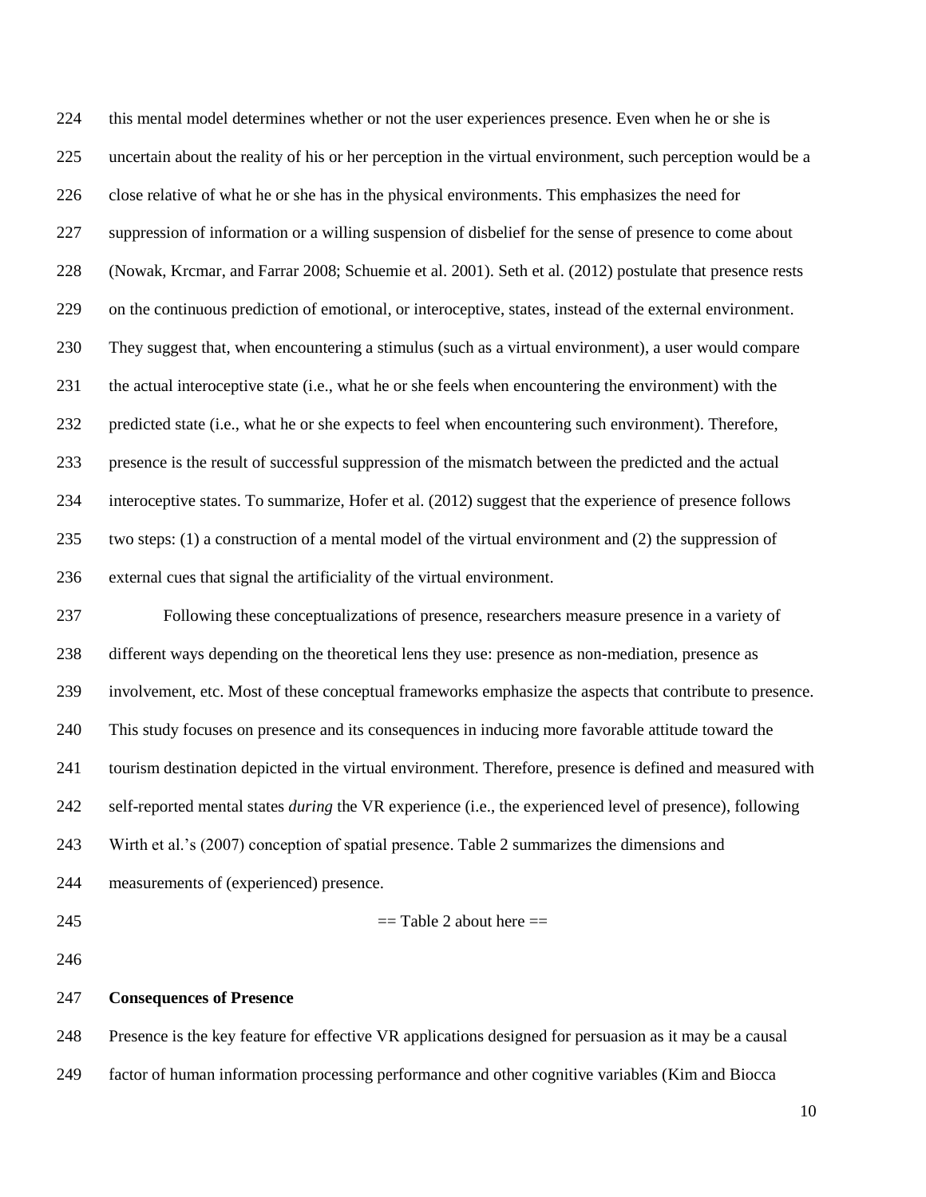this mental model determines whether or not the user experiences presence. Even when he or she is uncertain about the reality of his or her perception in the virtual environment, such perception would be a close relative of what he or she has in the physical environments. This emphasizes the need for suppression of information or a willing suspension of disbelief for the sense of presence to come about (Nowak, Krcmar, and Farrar 2008; Schuemie et al. 2001). Seth et al. (2012) postulate that presence rests on the continuous prediction of emotional, or interoceptive, states, instead of the external environment. They suggest that, when encountering a stimulus (such as a virtual environment), a user would compare the actual interoceptive state (i.e., what he or she feels when encountering the environment) with the predicted state (i.e., what he or she expects to feel when encountering such environment). Therefore, presence is the result of successful suppression of the mismatch between the predicted and the actual interoceptive states. To summarize, Hofer et al. (2012) suggest that the experience of presence follows two steps: (1) a construction of a mental model of the virtual environment and (2) the suppression of external cues that signal the artificiality of the virtual environment.

Following these conceptualizations of presence, researchers measure presence in a variety of different ways depending on the theoretical lens they use: presence as non-mediation, presence as involvement, etc. Most of these conceptual frameworks emphasize the aspects that contribute to presence. This study focuses on presence and its consequences in inducing more favorable attitude toward the tourism destination depicted in the virtual environment. Therefore, presence is defined and measured with self-reported mental states *during* the VR experience (i.e., the experienced level of presence), following Wirth et al.'s (2007) conception of spatial presence. Table 2 summarizes the dimensions and measurements of (experienced) presence.

== Table 2 about here ==

**Consequences of Presence**

Presence is the key feature for effective VR applications designed for persuasion as it may be a causal factor of human information processing performance and other cognitive variables (Kim and Biocca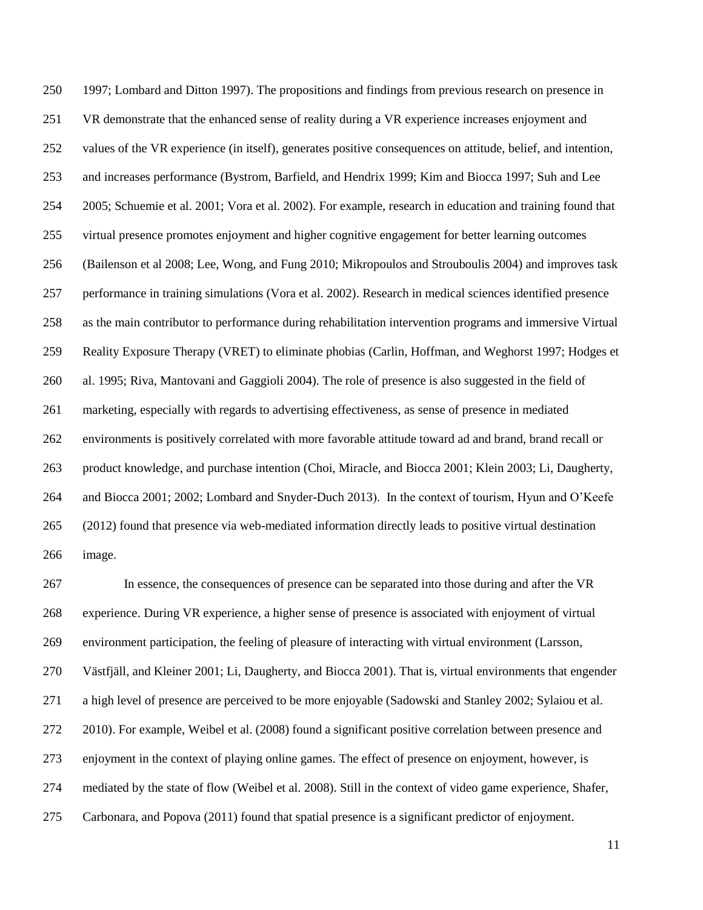1997; Lombard and Ditton 1997). The propositions and findings from previous research on presence in VR demonstrate that the enhanced sense of reality during a VR experience increases enjoyment and values of the VR experience (in itself), generates positive consequences on attitude, belief, and intention, and increases performance (Bystrom, Barfield, and Hendrix 1999; Kim and Biocca 1997; Suh and Lee 2005; Schuemie et al. 2001; Vora et al. 2002). For example, research in education and training found that virtual presence promotes enjoyment and higher cognitive engagement for better learning outcomes (Bailenson et al 2008; Lee, Wong, and Fung 2010; Mikropoulos and Strouboulis 2004) and improves task performance in training simulations (Vora et al. 2002). Research in medical sciences identified presence as the main contributor to performance during rehabilitation intervention programs and immersive Virtual Reality Exposure Therapy (VRET) to eliminate phobias (Carlin, Hoffman, and Weghorst 1997; Hodges et al. 1995; Riva, Mantovani and Gaggioli 2004). The role of presence is also suggested in the field of marketing, especially with regards to advertising effectiveness, as sense of presence in mediated environments is positively correlated with more favorable attitude toward ad and brand, brand recall or product knowledge, and purchase intention (Choi, Miracle, and Biocca 2001; Klein 2003; Li, Daugherty, and Biocca 2001; 2002; Lombard and Snyder-Duch 2013). In the context of tourism, Hyun and O'Keefe (2012) found that presence via web-mediated information directly leads to positive virtual destination image.

In essence, the consequences of presence can be separated into those during and after the VR experience. During VR experience, a higher sense of presence is associated with enjoyment of virtual environment participation, the feeling of pleasure of interacting with virtual environment (Larsson, Västfjäll, and Kleiner 2001; Li, Daugherty, and Biocca 2001). That is, virtual environments that engender a high level of presence are perceived to be more enjoyable (Sadowski and Stanley 2002; Sylaiou et al. 2010). For example, Weibel et al. (2008) found a significant positive correlation between presence and enjoyment in the context of playing online games. The effect of presence on enjoyment, however, is mediated by the state of flow (Weibel et al. 2008). Still in the context of video game experience, Shafer, Carbonara, and Popova (2011) found that spatial presence is a significant predictor of enjoyment.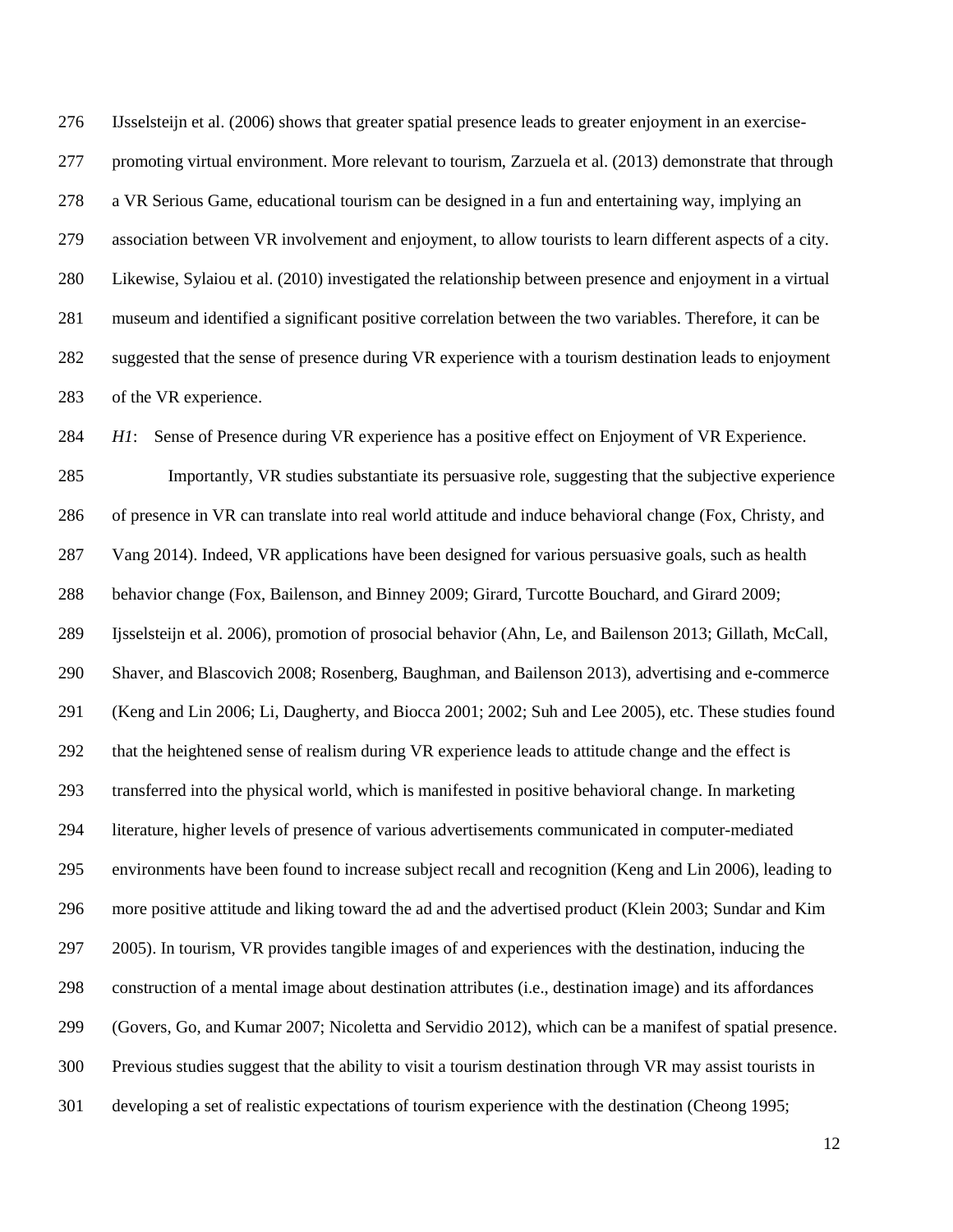IJsselsteijn et al. (2006) shows that greater spatial presence leads to greater enjoyment in an exercise-promoting virtual environment. More relevant to tourism, Zarzuela et al. (2013) demonstrate that through a VR Serious Game, educational tourism can be designed in a fun and entertaining way, implying an association between VR involvement and enjoyment, to allow tourists to learn different aspects of a city. Likewise, Sylaiou et al. (2010) investigated the relationship between presence and enjoyment in a virtual museum and identified a significant positive correlation between the two variables. Therefore, it can be suggested that the sense of presence during VR experience with a tourism destination leads to enjoyment of the VR experience.

*H1*: Sense of Presence during VR experience has a positive effect on Enjoyment of VR Experience.

Importantly, VR studies substantiate its persuasive role, suggesting that the subjective experience of presence in VR can translate into real world attitude and induce behavioral change (Fox, Christy, and Vang 2014). Indeed, VR applications have been designed for various persuasive goals, such as health behavior change (Fox, Bailenson, and Binney 2009; Girard, Turcotte Bouchard, and Girard 2009; Ijsselsteijn et al. 2006), promotion of prosocial behavior (Ahn, Le, and Bailenson 2013; Gillath, McCall, Shaver, and Blascovich 2008; Rosenberg, Baughman, and Bailenson 2013), advertising and e-commerce (Keng and Lin 2006; Li, Daugherty, and Biocca 2001; 2002; Suh and Lee 2005), etc. These studies found that the heightened sense of realism during VR experience leads to attitude change and the effect is transferred into the physical world, which is manifested in positive behavioral change. In marketing literature, higher levels of presence of various advertisements communicated in computer-mediated environments have been found to increase subject recall and recognition (Keng and Lin 2006), leading to more positive attitude and liking toward the ad and the advertised product (Klein 2003; Sundar and Kim 2005). In tourism, VR provides tangible images of and experiences with the destination, inducing the construction of a mental image about destination attributes (i.e., destination image) and its affordances (Govers, Go, and Kumar 2007; Nicoletta and Servidio 2012), which can be a manifest of spatial presence. Previous studies suggest that the ability to visit a tourism destination through VR may assist tourists in developing a set of realistic expectations of tourism experience with the destination (Cheong 1995;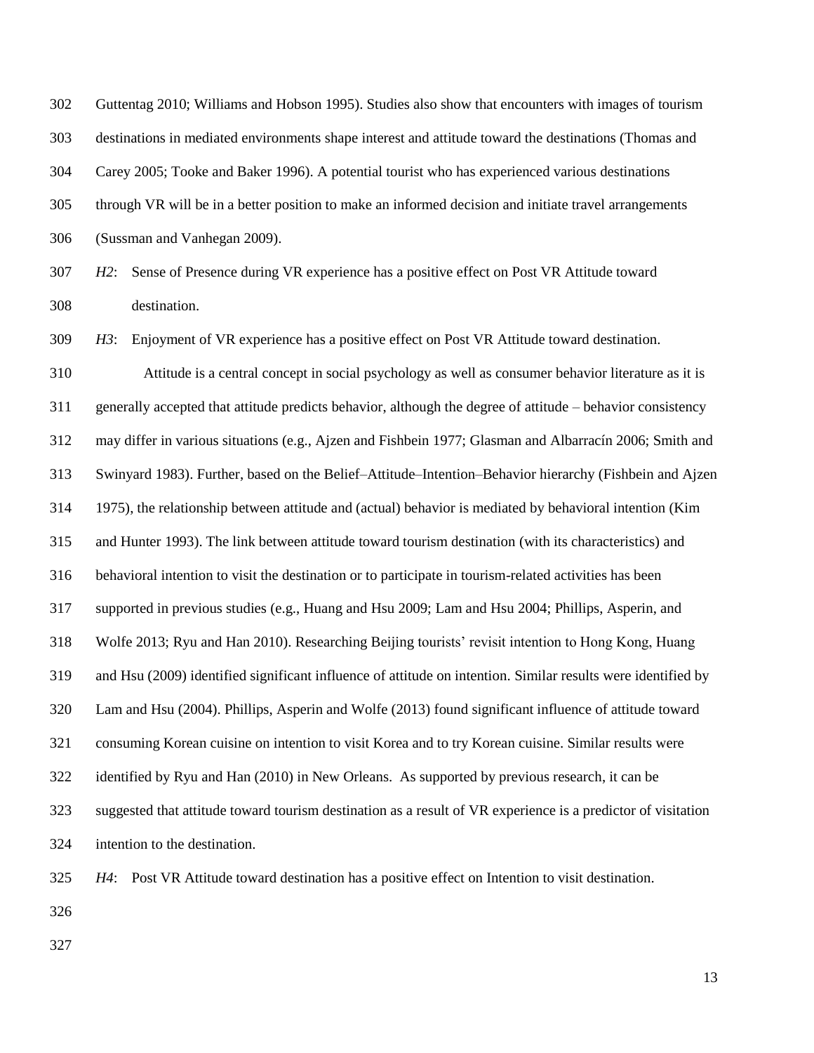Guttentag 2010; Williams and Hobson 1995). Studies also show that encounters with images of tourism destinations in mediated environments shape interest and attitude toward the destinations (Thomas and Carey 2005; Tooke and Baker 1996). A potential tourist who has experienced various destinations through VR will be in a better position to make an informed decision and initiate travel arrangements (Sussman and Vanhegan 2009).

*H2*: Sense of Presence during VR experience has a positive effect on Post VR Attitude toward destination.

*H3*: Enjoyment of VR experience has a positive effect on Post VR Attitude toward destination.

Attitude is a central concept in social psychology as well as consumer behavior literature as it is generally accepted that attitude predicts behavior, although the degree of attitude – behavior consistency may differ in various situations (e.g., Ajzen and Fishbein 1977; Glasman and Albarracín 2006; Smith and Swinyard 1983). Further, based on the Belief–Attitude–Intention–Behavior hierarchy (Fishbein and Ajzen 1975), the relationship between attitude and (actual) behavior is mediated by behavioral intention (Kim and Hunter 1993). The link between attitude toward tourism destination (with its characteristics) and behavioral intention to visit the destination or to participate in tourism-related activities has been supported in previous studies (e.g., Huang and Hsu 2009; Lam and Hsu 2004; Phillips, Asperin, and Wolfe 2013; Ryu and Han 2010). Researching Beijing tourists' revisit intention to Hong Kong, Huang and Hsu (2009) identified significant influence of attitude on intention. Similar results were identified by Lam and Hsu (2004). Phillips, Asperin and Wolfe (2013) found significant influence of attitude toward consuming Korean cuisine on intention to visit Korea and to try Korean cuisine. Similar results were identified by Ryu and Han (2010) in New Orleans. As supported by previous research, it can be suggested that attitude toward tourism destination as a result of VR experience is a predictor of visitation intention to the destination.

*H4*: Post VR Attitude toward destination has a positive effect on Intention to visit destination.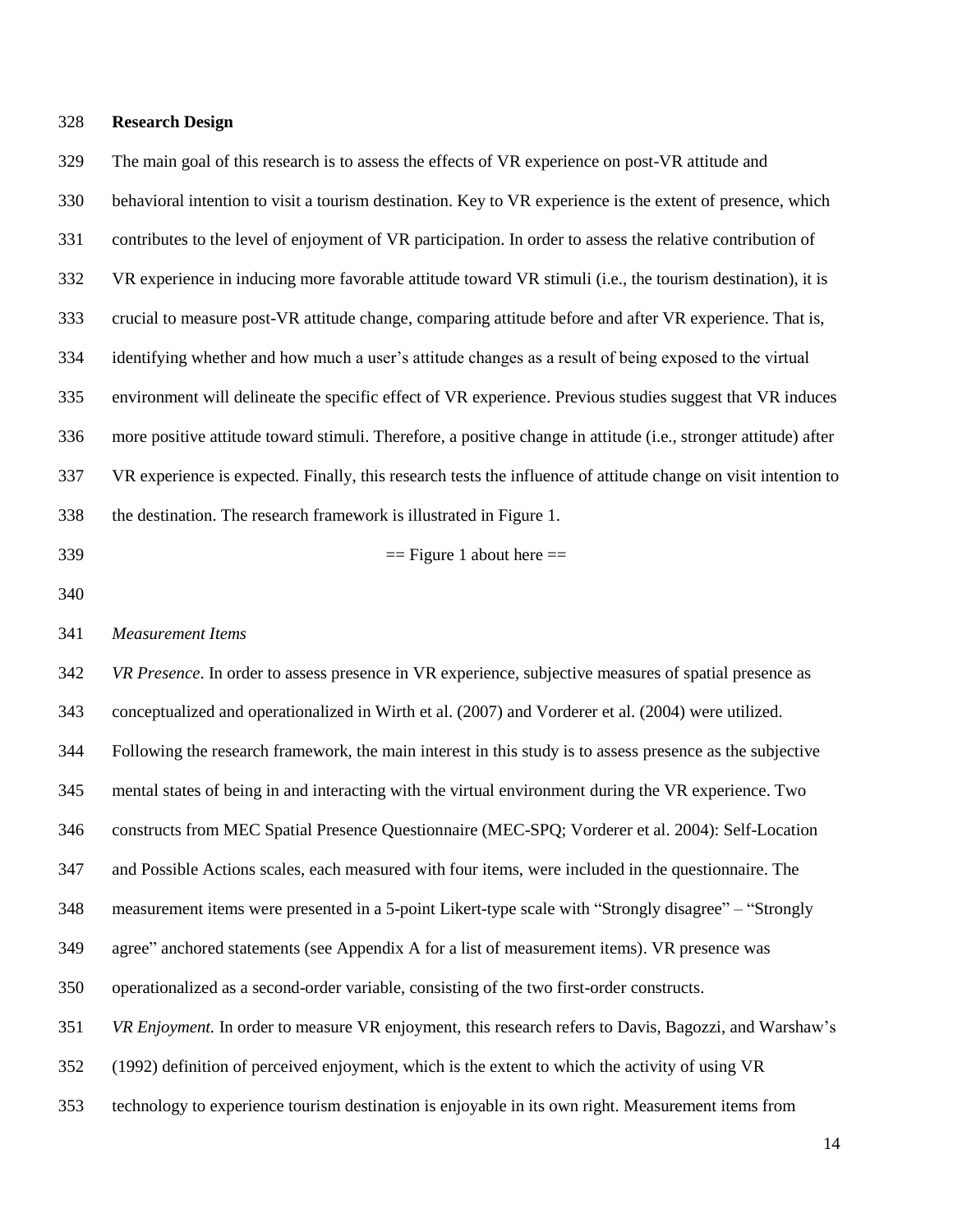**Research Design**

The main goal of this research is to assess the effects of VR experience on post-VR attitude and behavioral intention to visit a tourism destination. Key to VR experience is the extent of presence, which contributes to the level of enjoyment of VR participation. In order to assess the relative contribution of VR experience in inducing more favorable attitude toward VR stimuli (i.e., the tourism destination), it is crucial to measure post-VR attitude change, comparing attitude before and after VR experience. That is, identifying whether and how much a user's attitude changes as a result of being exposed to the virtual environment will delineate the specific effect of VR experience. Previous studies suggest that VR induces more positive attitude toward stimuli. Therefore, a positive change in attitude (i.e., stronger attitude) after VR experience is expected. Finally, this research tests the influence of attitude change on visit intention to the destination. The research framework is illustrated in Figure 1.

== Figure 1 about here ==

*Measurement Items*

*VR Presence*. In order to assess presence in VR experience, subjective measures of spatial presence as conceptualized and operationalized in Wirth et al. (2007) and Vorderer et al. (2004) were utilized. Following the research framework, the main interest in this study is to assess presence as the subjective mental states of being in and interacting with the virtual environment during the VR experience. Two constructs from MEC Spatial Presence Questionnaire (MEC-SPQ; Vorderer et al. 2004): Self-Location and Possible Actions scales, each measured with four items, were included in the questionnaire. The measurement items were presented in a 5-point Likert-type scale with "Strongly disagree" – "Strongly agree" anchored statements (see Appendix A for a list of measurement items). VR presence was operationalized as a second-order variable, consisting of the two first-order constructs.

*VR Enjoyment.* In order to measure VR enjoyment, this research refers to Davis, Bagozzi, and Warshaw's (1992) definition of perceived enjoyment, which is the extent to which the activity of using VR technology to experience tourism destination is enjoyable in its own right. Measurement items from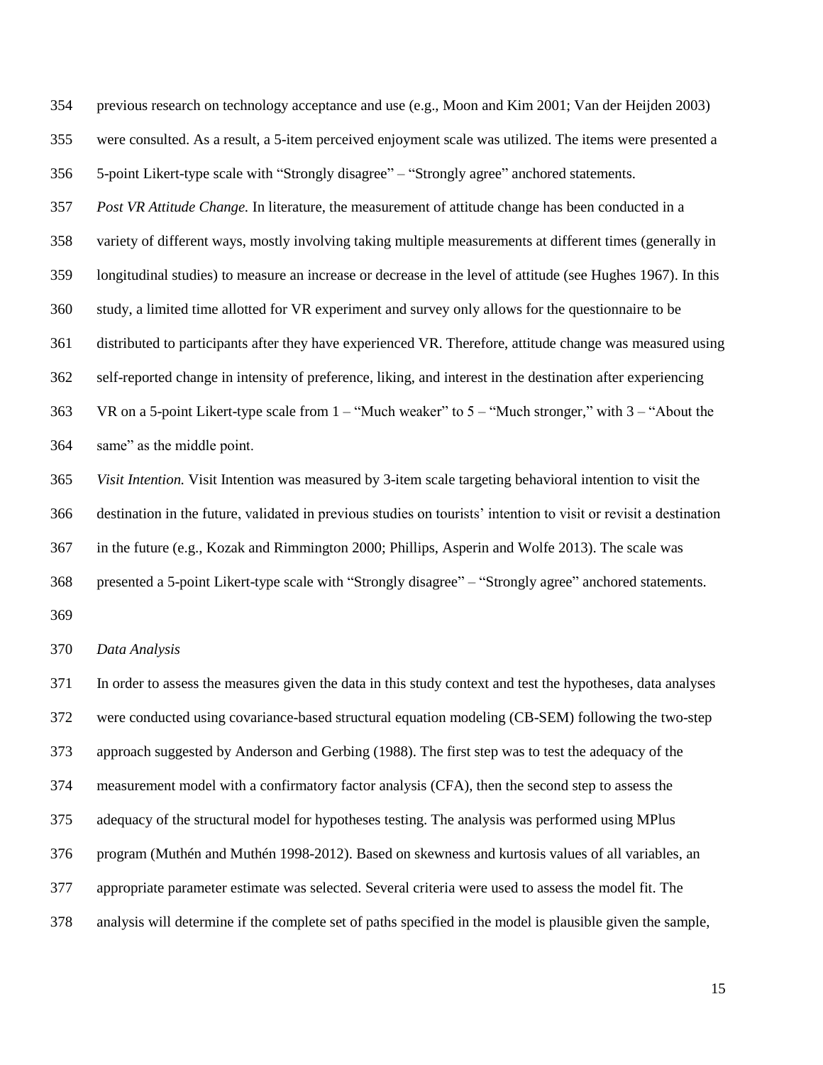previous research on technology acceptance and use (e.g., Moon and Kim 2001; Van der Heijden 2003) were consulted. As a result, a 5-item perceived enjoyment scale was utilized. The items were presented a 5-point Likert-type scale with "Strongly disagree" – "Strongly agree" anchored statements.

*Post VR Attitude Change.* In literature, the measurement of attitude change has been conducted in a variety of different ways, mostly involving taking multiple measurements at different times (generally in longitudinal studies) to measure an increase or decrease in the level of attitude (see Hughes 1967). In this study, a limited time allotted for VR experiment and survey only allows for the questionnaire to be distributed to participants after they have experienced VR. Therefore, attitude change was measured using self-reported change in intensity of preference, liking, and interest in the destination after experiencing VR on a 5-point Likert-type scale from 1 – "Much weaker" to 5 – "Much stronger," with 3 – "About the same" as the middle point.

*Visit Intention.* Visit Intention was measured by 3-item scale targeting behavioral intention to visit the destination in the future, validated in previous studies on tourists' intention to visit or revisit a destination in the future (e.g., Kozak and Rimmington 2000; Phillips, Asperin and Wolfe 2013). The scale was presented a 5-point Likert-type scale with "Strongly disagree" – "Strongly agree" anchored statements.

*Data Analysis*

In order to assess the measures given the data in this study context and test the hypotheses, data analyses were conducted using covariance-based structural equation modeling (CB-SEM) following the two-step approach suggested by Anderson and Gerbing (1988). The first step was to test the adequacy of the measurement model with a confirmatory factor analysis (CFA), then the second step to assess the adequacy of the structural model for hypotheses testing. The analysis was performed using MPlus program (Muthén and Muthén 1998-2012). Based on skewness and kurtosis values of all variables, an appropriate parameter estimate was selected. Several criteria were used to assess the model fit. The analysis will determine if the complete set of paths specified in the model is plausible given the sample,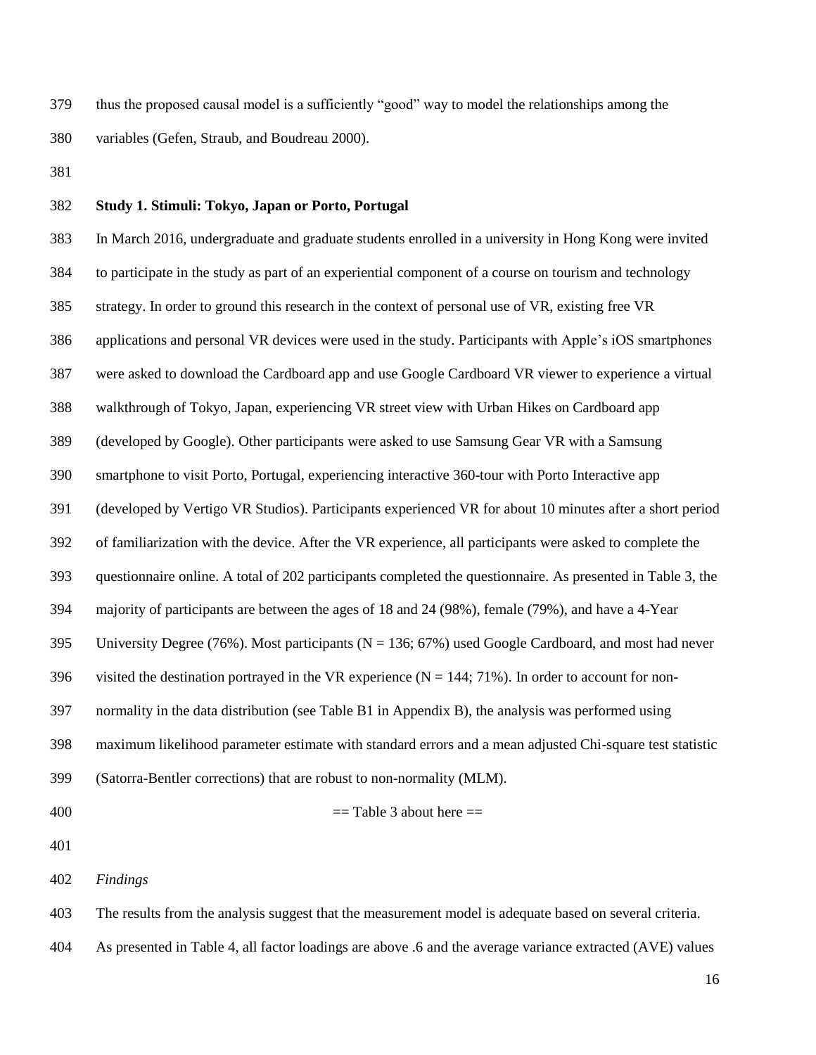thus the proposed causal model is a sufficiently "good" way to model the relationships among the variables (Gefen, Straub, and Boudreau 2000).

**Study 1. Stimuli: Tokyo, Japan or Porto, Portugal**

In March 2016, undergraduate and graduate students enrolled in a university in Hong Kong were invited to participate in the study as part of an experiential component of a course on tourism and technology strategy. In order to ground this research in the context of personal use of VR, existing free VR applications and personal VR devices were used in the study. Participants with Apple's iOS smartphones were asked to download the Cardboard app and use Google Cardboard VR viewer to experience a virtual walkthrough of Tokyo, Japan, experiencing VR street view with Urban Hikes on Cardboard app (developed by Google). Other participants were asked to use Samsung Gear VR with a Samsung smartphone to visit Porto, Portugal, experiencing interactive 360-tour with Porto Interactive app (developed by Vertigo VR Studios). Participants experienced VR for about 10 minutes after a short period of familiarization with the device. After the VR experience, all participants were asked to complete the questionnaire online. A total of 202 participants completed the questionnaire. As presented in Table 3, the majority of participants are between the ages of 18 and 24 (98%), female (79%), and have a 4-Year University Degree (76%). Most participants ($N = 136$; 67%) used Google Cardboard, and most had never visited the destination portrayed in the VR experience ($N = 144$; 71%). In order to account for non-normality in the data distribution (see Table B1 in Appendix B), the analysis was performed using maximum likelihood parameter estimate with standard errors and a mean adjusted Chi-square test statistic (Satorra-Bentler corrections) that are robust to non-normality (MLM).

== Table 3 about here ==

*Findings*

The results from the analysis suggest that the measurement model is adequate based on several criteria. As presented in Table 4, all factor loadings are above .6 and the average variance extracted (AVE) values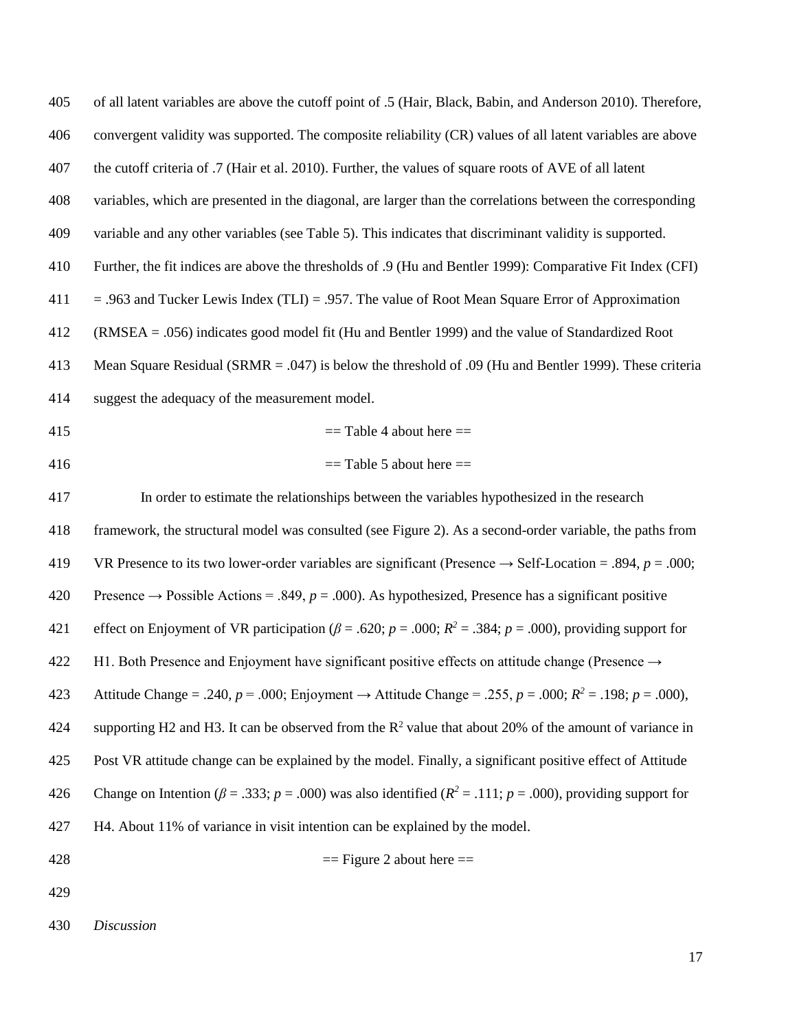of all latent variables are above the cutoff point of .5 (Hair, Black, Babin, and Anderson 2010). Therefore, convergent validity was supported. The composite reliability (CR) values of all latent variables are above the cutoff criteria of .7 (Hair et al. 2010). Further, the values of square roots of AVE of all latent variables, which are presented in the diagonal, are larger than the correlations between the corresponding variable and any other variables (see Table 5). This indicates that discriminant validity is supported. Further, the fit indices are above the thresholds of .9 (Hu and Bentler 1999): Comparative Fit Index (CFI) = .963 and Tucker Lewis Index (TLI) = .957. The value of Root Mean Square Error of Approximation (RMSEA = .056) indicates good model fit (Hu and Bentler 1999) and the value of Standardized Root Mean Square Residual (SRMR = .047) is below the threshold of .09 (Hu and Bentler 1999). These criteria suggest the adequacy of the measurement model.

== Table 4 about here ==

== Table 5 about here ==

In order to estimate the relationships between the variables hypothesized in the research framework, the structural model was consulted (see Figure 2). As a second-order variable, the paths from VR Presence to its two lower-order variables are significant (Presence → Self-Location = .894, $p$ = .000; Presence → Possible Actions = .849, $p$ = .000). As hypothesized, Presence has a significant positive effect on Enjoyment of VR participation ($\beta$ = .620; $p$ = .000; $R^2$ = .384; $p$ = .000), providing support for H1. Both Presence and Enjoyment have significant positive effects on attitude change (Presence → Attitude Change = .240, $p$ = .000; Enjoyment → Attitude Change = .255, $p$ = .000; $R^2$ = .198; $p$ = .000), supporting H2 and H3. It can be observed from the $R^2$ value that about 20% of the amount of variance in Post VR attitude change can be explained by the model. Finally, a significant positive effect of Attitude Change on Intention ($\beta$ = .333; $p$ = .000) was also identified ($R^2$ = .111; $p$ = .000), providing support for H4. About 11% of variance in visit intention can be explained by the model.

== Figure 2 about here ==

*Discussion*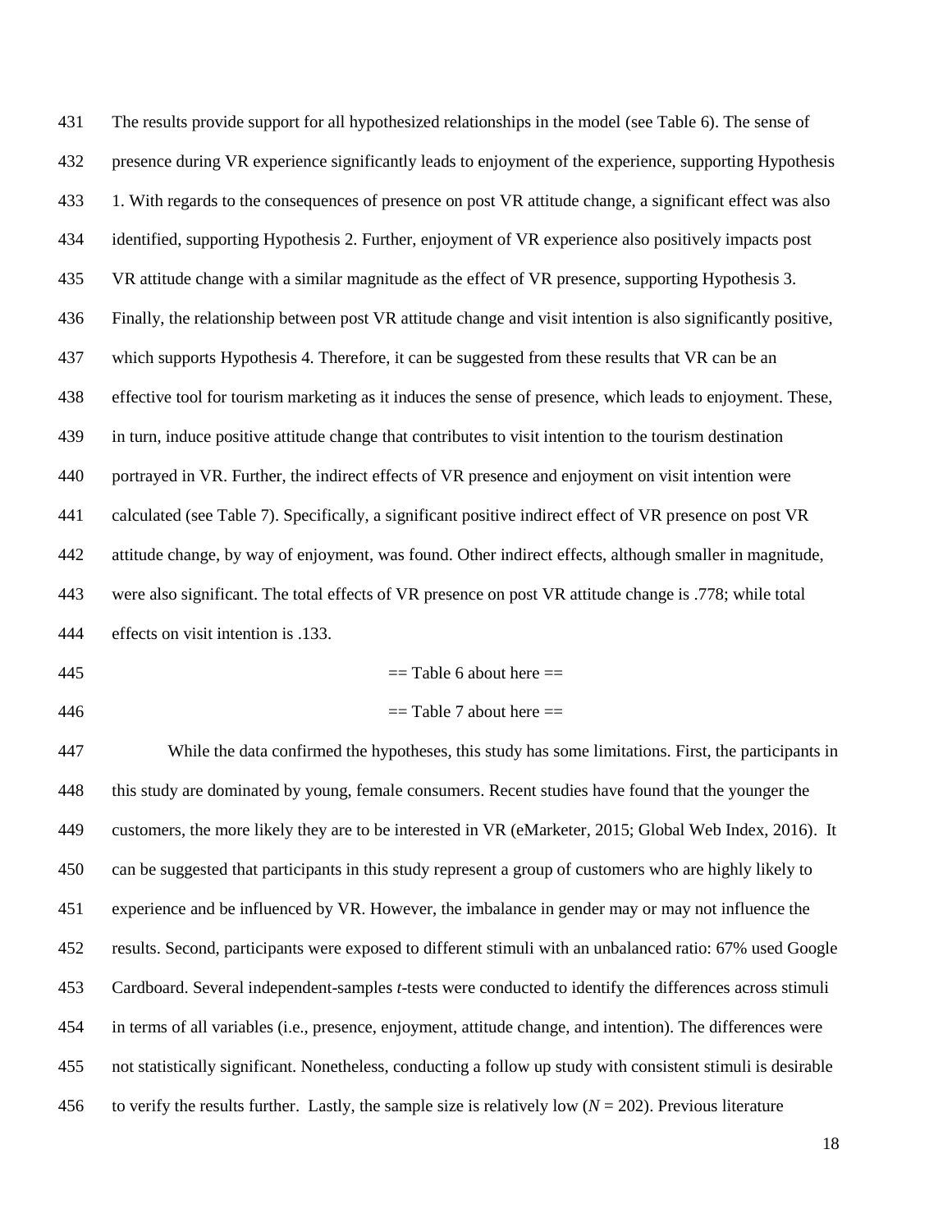The results provide support for all hypothesized relationships in the model (see Table 6). The sense of presence during VR experience significantly leads to enjoyment of the experience, supporting Hypothesis 1. With regards to the consequences of presence on post VR attitude change, a significant effect was also identified, supporting Hypothesis 2. Further, enjoyment of VR experience also positively impacts post VR attitude change with a similar magnitude as the effect of VR presence, supporting Hypothesis 3. Finally, the relationship between post VR attitude change and visit intention is also significantly positive, which supports Hypothesis 4. Therefore, it can be suggested from these results that VR can be an effective tool for tourism marketing as it induces the sense of presence, which leads to enjoyment. These, in turn, induce positive attitude change that contributes to visit intention to the tourism destination portrayed in VR. Further, the indirect effects of VR presence and enjoyment on visit intention were calculated (see Table 7). Specifically, a significant positive indirect effect of VR presence on post VR attitude change, by way of enjoyment, was found. Other indirect effects, although smaller in magnitude, were also significant. The total effects of VR presence on post VR attitude change is .778; while total effects on visit intention is .133.

== Table 6 about here ==

== Table 7 about here ==

While the data confirmed the hypotheses, this study has some limitations. First, the participants in this study are dominated by young, female consumers. Recent studies have found that the younger the customers, the more likely they are to be interested in VR (eMarketer, 2015; Global Web Index, 2016). It can be suggested that participants in this study represent a group of customers who are highly likely to experience and be influenced by VR. However, the imbalance in gender may or may not influence the results. Second, participants were exposed to different stimuli with an unbalanced ratio: 67% used Google Cardboard. Several independent-samples *t*-tests were conducted to identify the differences across stimuli in terms of all variables (i.e., presence, enjoyment, attitude change, and intention). The differences were not statistically significant. Nonetheless, conducting a follow up study with consistent stimuli is desirable to verify the results further. Lastly, the sample size is relatively low ($N$ = 202). Previous literature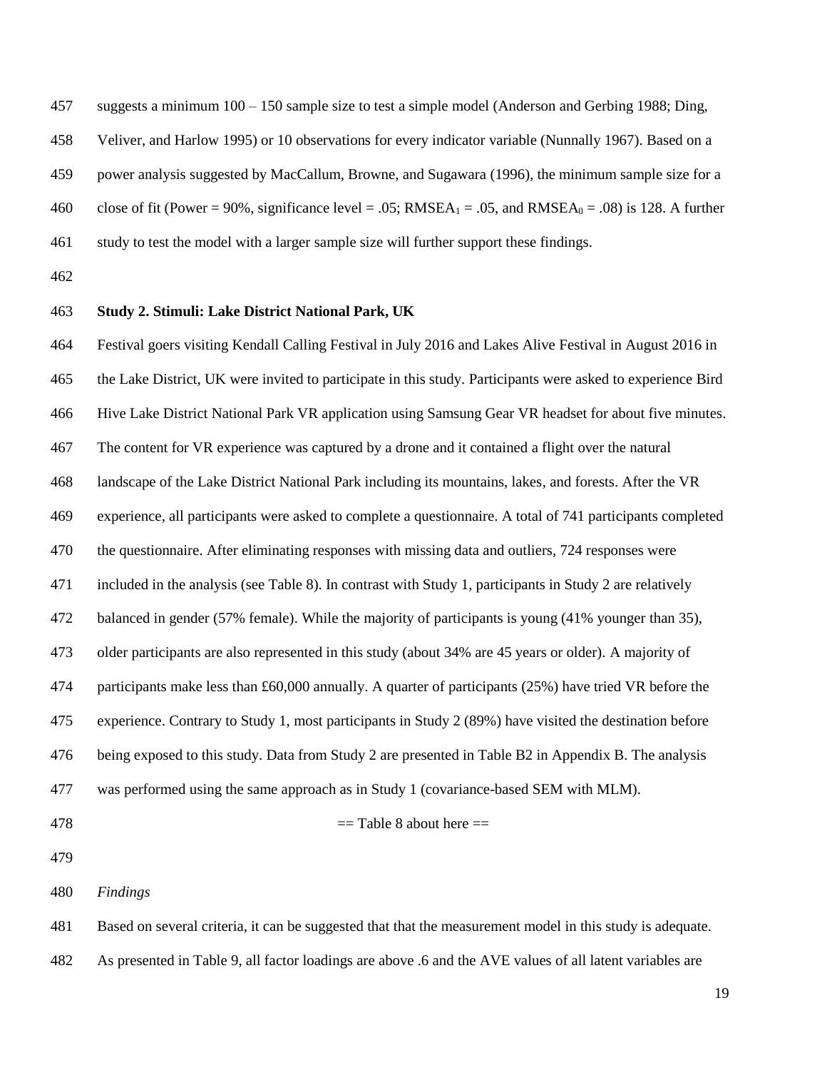suggests a minimum 100 – 150 sample size to test a simple model (Anderson and Gerbing 1988; Ding, Veliver, and Harlow 1995) or 10 observations for every indicator variable (Nunnally 1967). Based on a power analysis suggested by MacCallum, Browne, and Sugawara (1996), the minimum sample size for a close of fit (Power = 90%, significance level = .05; $RMSEA_1$ = .05, and $RMSEA_0$ = .08) is 128. A further study to test the model with a larger sample size will further support these findings.

**Study 2. Stimuli: Lake District National Park, UK**

Festival goers visiting Kendall Calling Festival in July 2016 and Lakes Alive Festival in August 2016 in the Lake District, UK were invited to participate in this study. Participants were asked to experience Bird Hive Lake District National Park VR application using Samsung Gear VR headset for about five minutes. The content for VR experience was captured by a drone and it contained a flight over the natural landscape of the Lake District National Park including its mountains, lakes, and forests. After the VR experience, all participants were asked to complete a questionnaire. A total of 741 participants completed the questionnaire. After eliminating responses with missing data and outliers, 724 responses were included in the analysis (see Table 8). In contrast with Study 1, participants in Study 2 are relatively balanced in gender (57% female). While the majority of participants is young (41% younger than 35), older participants are also represented in this study (about 34% are 45 years or older). A majority of participants make less than £60,000 annually. A quarter of participants (25%) have tried VR before the experience. Contrary to Study 1, most participants in Study 2 (89%) have visited the destination before being exposed to this study. Data from Study 2 are presented in Table B2 in Appendix B. The analysis was performed using the same approach as in Study 1 (covariance-based SEM with MLM).

== Table 8 about here ==

*Findings*

Based on several criteria, it can be suggested that that the measurement model in this study is adequate. As presented in Table 9, all factor loadings are above .6 and the AVE values of all latent variables are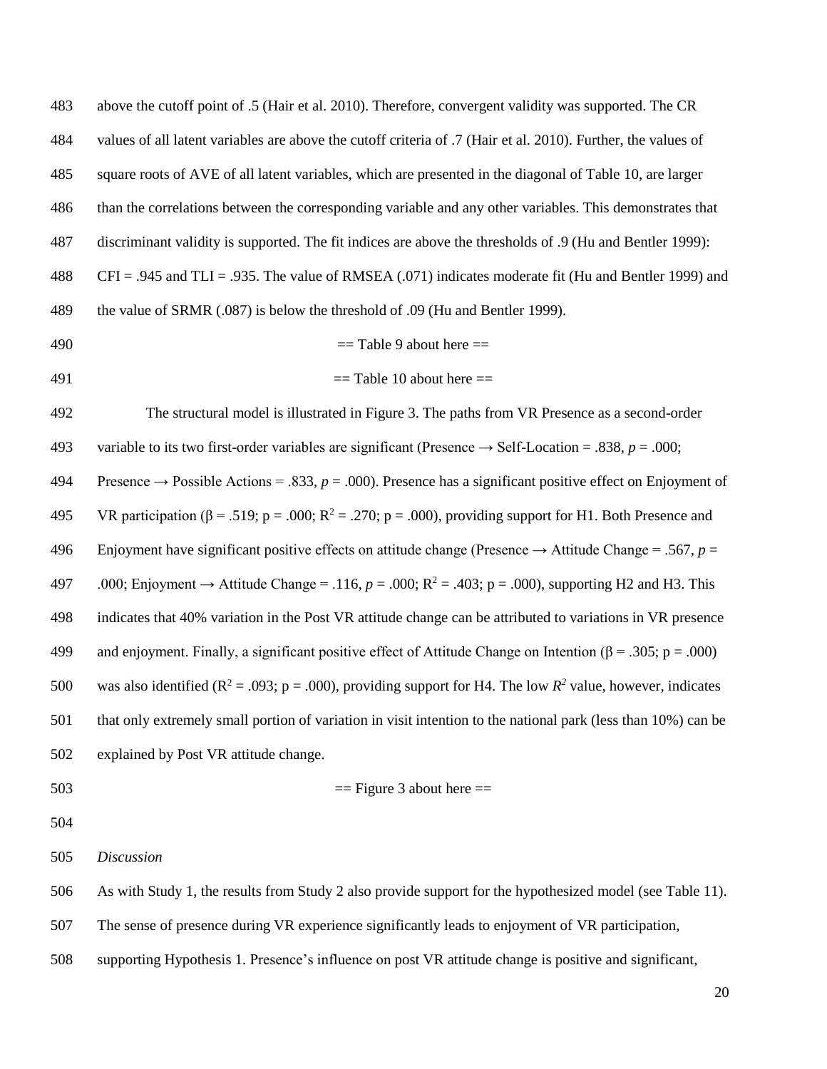above the cutoff point of .5 (Hair et al. 2010). Therefore, convergent validity was supported. The CR values of all latent variables are above the cutoff criteria of .7 (Hair et al. 2010). Further, the values of square roots of AVE of all latent variables, which are presented in the diagonal of Table 10, are larger than the correlations between the corresponding variable and any other variables. This demonstrates that discriminant validity is supported. The fit indices are above the thresholds of .9 (Hu and Bentler 1999): CFI = .945 and TLI = .935. The value of RMSEA (.071) indicates moderate fit (Hu and Bentler 1999) and the value of SRMR (.087) is below the threshold of .09 (Hu and Bentler 1999).

== Table 9 about here ==

== Table 10 about here ==

The structural model is illustrated in Figure 3. The paths from VR Presence as a second-order variable to its two first-order variables are significant (Presence → Self-Location = .838, *p* = .000; Presence → Possible Actions = .833, *p* = .000). Presence has a significant positive effect on Enjoyment of VR participation (β = .519; p = .000; $R^2$ = .270; p = .000), providing support for H1. Both Presence and Enjoyment have significant positive effects on attitude change (Presence → Attitude Change = .567, *p* = .000; Enjoyment → Attitude Change = .116, *p* = .000; $R^2$ = .403; p = .000), supporting H2 and H3. This indicates that 40% variation in the Post VR attitude change can be attributed to variations in VR presence and enjoyment. Finally, a significant positive effect of Attitude Change on Intention (β = .305; p = .000) was also identified ($R^2$ = .093; p = .000), providing support for H4. The low $R^2$ value, however, indicates that only extremely small portion of variation in visit intention to the national park (less than 10%) can be explained by Post VR attitude change.

== Figure 3 about here ==

*Discussion*

As with Study 1, the results from Study 2 also provide support for the hypothesized model (see Table 11). The sense of presence during VR experience significantly leads to enjoyment of VR participation, supporting Hypothesis 1. Presence's influence on post VR attitude change is positive and significant,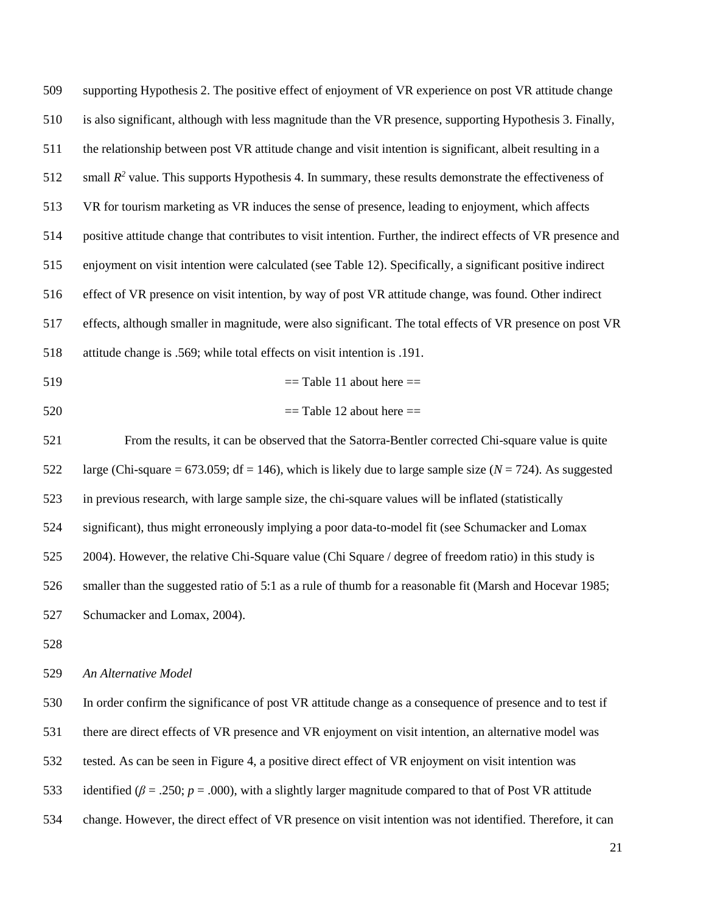supporting Hypothesis 2. The positive effect of enjoyment of VR experience on post VR attitude change is also significant, although with less magnitude than the VR presence, supporting Hypothesis 3. Finally, the relationship between post VR attitude change and visit intention is significant, albeit resulting in a small $R^2$ value. This supports Hypothesis 4. In summary, these results demonstrate the effectiveness of VR for tourism marketing as VR induces the sense of presence, leading to enjoyment, which affects positive attitude change that contributes to visit intention. Further, the indirect effects of VR presence and enjoyment on visit intention were calculated (see Table 12). Specifically, a significant positive indirect effect of VR presence on visit intention, by way of post VR attitude change, was found. Other indirect effects, although smaller in magnitude, were also significant. The total effects of VR presence on post VR attitude change is .569; while total effects on visit intention is .191.

== Table 11 about here ==

== Table 12 about here ==

From the results, it can be observed that the Satorra-Bentler corrected Chi-square value is quite large (Chi-square = 673.059; df = 146), which is likely due to large sample size ($N$ = 724). As suggested in previous research, with large sample size, the chi-square values will be inflated (statistically significant), thus might erroneously implying a poor data-to-model fit (see Schumacker and Lomax 2004). However, the relative Chi-Square value (Chi Square / degree of freedom ratio) in this study is smaller than the suggested ratio of 5:1 as a rule of thumb for a reasonable fit (Marsh and Hocevar 1985; Schumacker and Lomax, 2004).

*An Alternative Model*

In order confirm the significance of post VR attitude change as a consequence of presence and to test if there are direct effects of VR presence and VR enjoyment on visit intention, an alternative model was tested. As can be seen in Figure 4, a positive direct effect of VR enjoyment on visit intention was identified ($\beta$ = .250; $p$ = .000), with a slightly larger magnitude compared to that of Post VR attitude change. However, the direct effect of VR presence on visit intention was not identified. Therefore, it can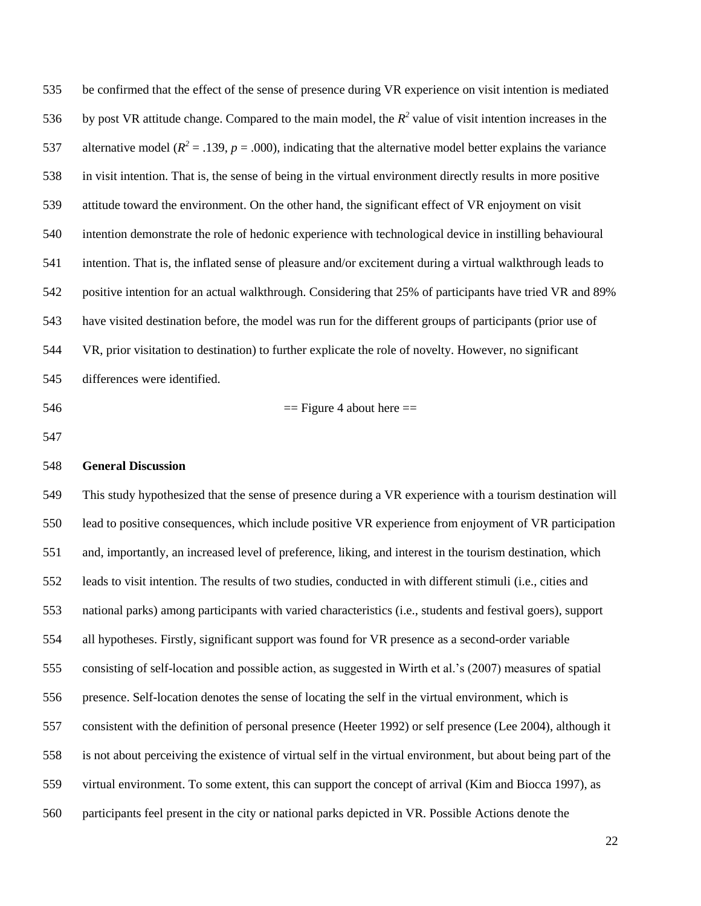be confirmed that the effect of the sense of presence during VR experience on visit intention is mediated by post VR attitude change. Compared to the main model, the $R^2$ value of visit intention increases in the alternative model ($R^2 = .139$, $p = .000$), indicating that the alternative model better explains the variance in visit intention. That is, the sense of being in the virtual environment directly results in more positive attitude toward the environment. On the other hand, the significant effect of VR enjoyment on visit intention demonstrate the role of hedonic experience with technological device in instilling behavioural intention. That is, the inflated sense of pleasure and/or excitement during a virtual walkthrough leads to positive intention for an actual walkthrough. Considering that 25% of participants have tried VR and 89% have visited destination before, the model was run for the different groups of participants (prior use of VR, prior visitation to destination) to further explicate the role of novelty. However, no significant differences were identified.

== Figure 4 about here ==

**General Discussion**

This study hypothesized that the sense of presence during a VR experience with a tourism destination will lead to positive consequences, which include positive VR experience from enjoyment of VR participation and, importantly, an increased level of preference, liking, and interest in the tourism destination, which leads to visit intention. The results of two studies, conducted in with different stimuli (i.e., cities and national parks) among participants with varied characteristics (i.e., students and festival goers), support all hypotheses. Firstly, significant support was found for VR presence as a second-order variable consisting of self-location and possible action, as suggested in Wirth et al.'s (2007) measures of spatial presence. Self-location denotes the sense of locating the self in the virtual environment, which is consistent with the definition of personal presence (Heeter 1992) or self presence (Lee 2004), although it is not about perceiving the existence of virtual self in the virtual environment, but about being part of the virtual environment. To some extent, this can support the concept of arrival (Kim and Biocca 1997), as participants feel present in the city or national parks depicted in VR. Possible Actions denote the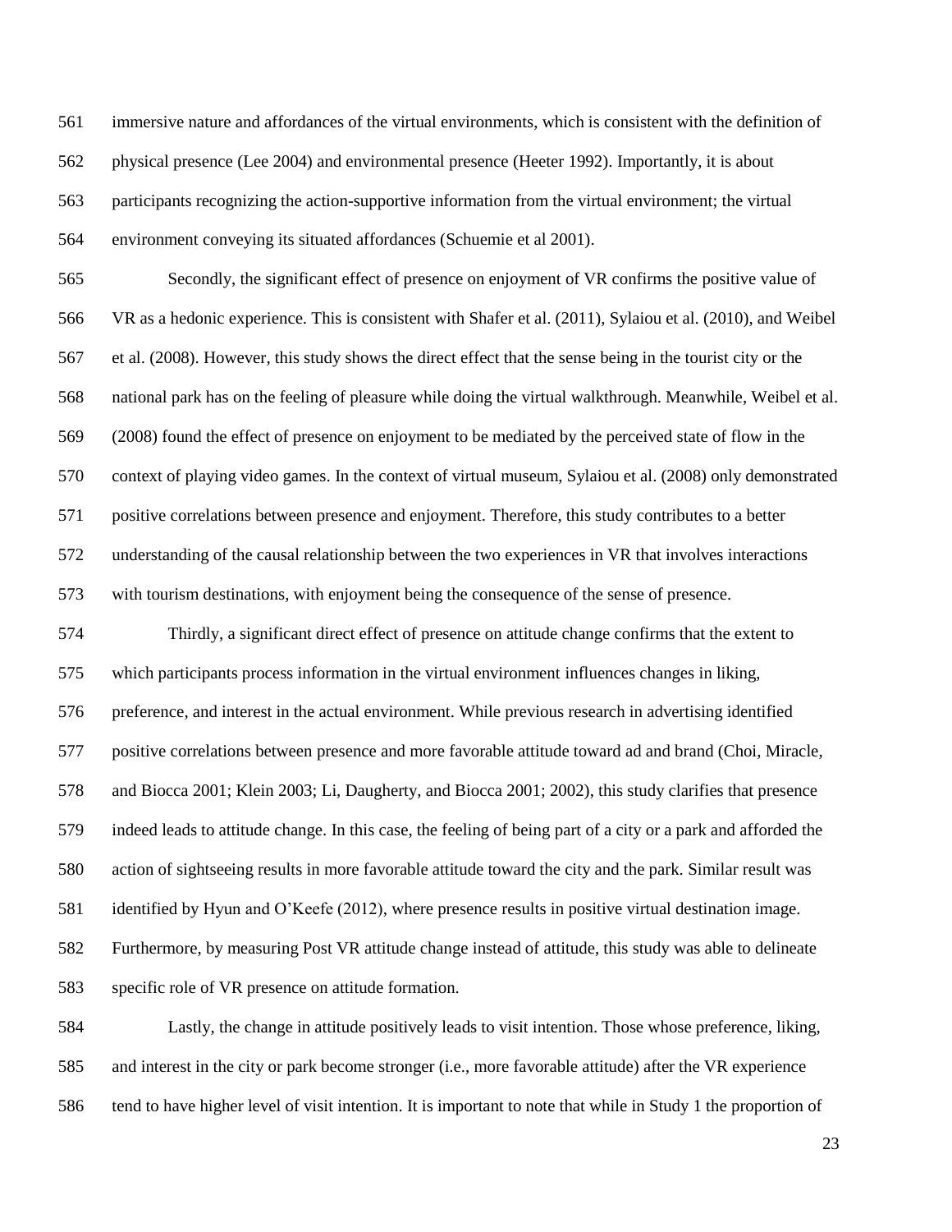immersive nature and affordances of the virtual environments, which is consistent with the definition of physical presence (Lee 2004) and environmental presence (Heeter 1992). Importantly, it is about participants recognizing the action-supportive information from the virtual environment; the virtual environment conveying its situated affordances (Schuemie et al 2001).

Secondly, the significant effect of presence on enjoyment of VR confirms the positive value of VR as a hedonic experience. This is consistent with Shafer et al. (2011), Sylaiou et al. (2010), and Weibel et al. (2008). However, this study shows the direct effect that the sense being in the tourist city or the national park has on the feeling of pleasure while doing the virtual walkthrough. Meanwhile, Weibel et al. (2008) found the effect of presence on enjoyment to be mediated by the perceived state of flow in the context of playing video games. In the context of virtual museum, Sylaiou et al. (2008) only demonstrated positive correlations between presence and enjoyment. Therefore, this study contributes to a better understanding of the causal relationship between the two experiences in VR that involves interactions with tourism destinations, with enjoyment being the consequence of the sense of presence.

Thirdly, a significant direct effect of presence on attitude change confirms that the extent to which participants process information in the virtual environment influences changes in liking, preference, and interest in the actual environment. While previous research in advertising identified positive correlations between presence and more favorable attitude toward ad and brand (Choi, Miracle, and Biocca 2001; Klein 2003; Li, Daugherty, and Biocca 2001; 2002), this study clarifies that presence indeed leads to attitude change. In this case, the feeling of being part of a city or a park and afforded the action of sightseeing results in more favorable attitude toward the city and the park. Similar result was identified by Hyun and O'Keefe (2012), where presence results in positive virtual destination image. Furthermore, by measuring Post VR attitude change instead of attitude, this study was able to delineate specific role of VR presence on attitude formation.

Lastly, the change in attitude positively leads to visit intention. Those whose preference, liking, and interest in the city or park become stronger (i.e., more favorable attitude) after the VR experience tend to have higher level of visit intention. It is important to note that while in Study 1 the proportion of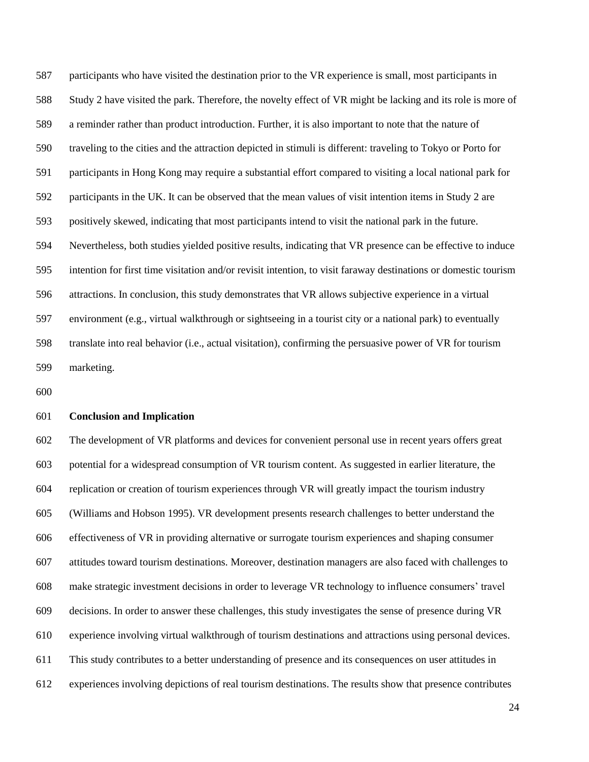participants who have visited the destination prior to the VR experience is small, most participants in Study 2 have visited the park. Therefore, the novelty effect of VR might be lacking and its role is more of a reminder rather than product introduction. Further, it is also important to note that the nature of traveling to the cities and the attraction depicted in stimuli is different: traveling to Tokyo or Porto for participants in Hong Kong may require a substantial effort compared to visiting a local national park for participants in the UK. It can be observed that the mean values of visit intention items in Study 2 are positively skewed, indicating that most participants intend to visit the national park in the future. Nevertheless, both studies yielded positive results, indicating that VR presence can be effective to induce intention for first time visitation and/or revisit intention, to visit faraway destinations or domestic tourism attractions. In conclusion, this study demonstrates that VR allows subjective experience in a virtual environment (e.g., virtual walkthrough or sightseeing in a tourist city or a national park) to eventually translate into real behavior (i.e., actual visitation), confirming the persuasive power of VR for tourism marketing.

## Conclusion and Implication

The development of VR platforms and devices for convenient personal use in recent years offers great potential for a widespread consumption of VR tourism content. As suggested in earlier literature, the replication or creation of tourism experiences through VR will greatly impact the tourism industry (Williams and Hobson 1995). VR development presents research challenges to better understand the effectiveness of VR in providing alternative or surrogate tourism experiences and shaping consumer attitudes toward tourism destinations. Moreover, destination managers are also faced with challenges to make strategic investment decisions in order to leverage VR technology to influence consumers' travel decisions. In order to answer these challenges, this study investigates the sense of presence during VR experience involving virtual walkthrough of tourism destinations and attractions using personal devices. This study contributes to a better understanding of presence and its consequences on user attitudes in experiences involving depictions of real tourism destinations. The results show that presence contributes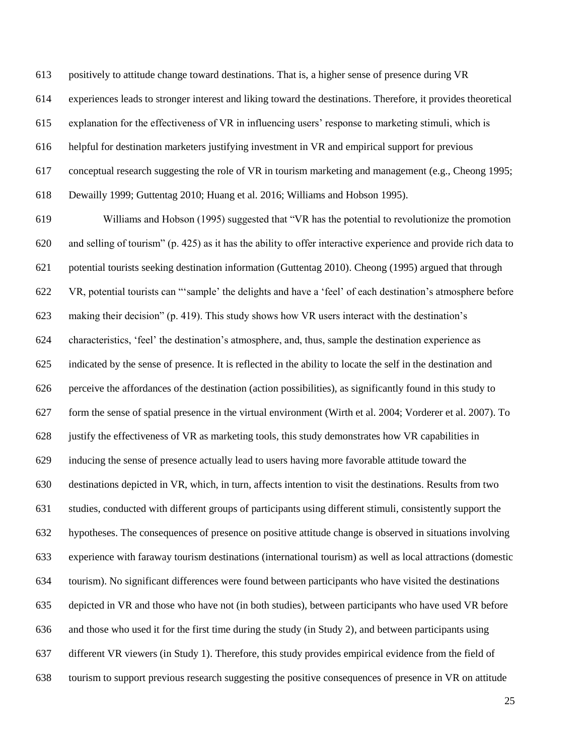positively to attitude change toward destinations. That is, a higher sense of presence during VR experiences leads to stronger interest and liking toward the destinations. Therefore, it provides theoretical explanation for the effectiveness of VR in influencing users' response to marketing stimuli, which is helpful for destination marketers justifying investment in VR and empirical support for previous conceptual research suggesting the role of VR in tourism marketing and management (e.g., Cheong 1995; Dewailly 1999; Guttentag 2010; Huang et al. 2016; Williams and Hobson 1995).

Williams and Hobson (1995) suggested that "VR has the potential to revolutionize the promotion and selling of tourism" (p. 425) as it has the ability to offer interactive experience and provide rich data to potential tourists seeking destination information (Guttentag 2010). Cheong (1995) argued that through VR, potential tourists can "'sample' the delights and have a 'feel' of each destination's atmosphere before making their decision" (p. 419). This study shows how VR users interact with the destination's characteristics, 'feel' the destination's atmosphere, and, thus, sample the destination experience as indicated by the sense of presence. It is reflected in the ability to locate the self in the destination and perceive the affordances of the destination (action possibilities), as significantly found in this study to form the sense of spatial presence in the virtual environment (Wirth et al. 2004; Vorderer et al. 2007). To justify the effectiveness of VR as marketing tools, this study demonstrates how VR capabilities in inducing the sense of presence actually lead to users having more favorable attitude toward the destinations depicted in VR, which, in turn, affects intention to visit the destinations. Results from two studies, conducted with different groups of participants using different stimuli, consistently support the hypotheses. The consequences of presence on positive attitude change is observed in situations involving experience with faraway tourism destinations (international tourism) as well as local attractions (domestic tourism). No significant differences were found between participants who have visited the destinations depicted in VR and those who have not (in both studies), between participants who have used VR before and those who used it for the first time during the study (in Study 2), and between participants using different VR viewers (in Study 1). Therefore, this study provides empirical evidence from the field of tourism to support previous research suggesting the positive consequences of presence in VR on attitude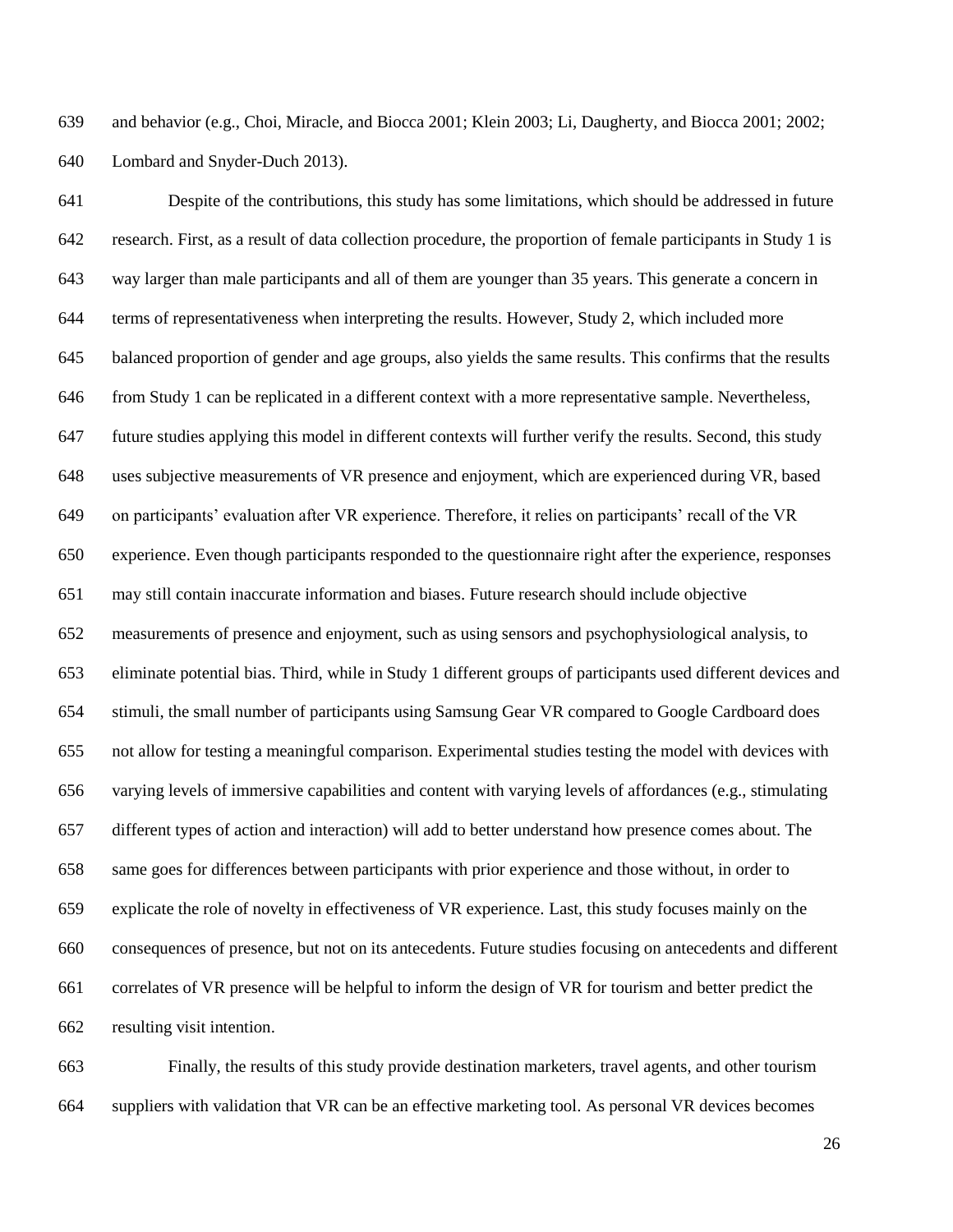and behavior (e.g., Choi, Miracle, and Biocca 2001; Klein 2003; Li, Daugherty, and Biocca 2001; 2002; Lombard and Snyder-Duch 2013).

Despite of the contributions, this study has some limitations, which should be addressed in future research. First, as a result of data collection procedure, the proportion of female participants in Study 1 is way larger than male participants and all of them are younger than 35 years. This generate a concern in terms of representativeness when interpreting the results. However, Study 2, which included more balanced proportion of gender and age groups, also yields the same results. This confirms that the results from Study 1 can be replicated in a different context with a more representative sample. Nevertheless, future studies applying this model in different contexts will further verify the results. Second, this study uses subjective measurements of VR presence and enjoyment, which are experienced during VR, based on participants' evaluation after VR experience. Therefore, it relies on participants' recall of the VR experience. Even though participants responded to the questionnaire right after the experience, responses may still contain inaccurate information and biases. Future research should include objective measurements of presence and enjoyment, such as using sensors and psychophysiological analysis, to eliminate potential bias. Third, while in Study 1 different groups of participants used different devices and stimuli, the small number of participants using Samsung Gear VR compared to Google Cardboard does not allow for testing a meaningful comparison. Experimental studies testing the model with devices with varying levels of immersive capabilities and content with varying levels of affordances (e.g., stimulating different types of action and interaction) will add to better understand how presence comes about. The same goes for differences between participants with prior experience and those without, in order to explicate the role of novelty in effectiveness of VR experience. Last, this study focuses mainly on the consequences of presence, but not on its antecedents. Future studies focusing on antecedents and different correlates of VR presence will be helpful to inform the design of VR for tourism and better predict the resulting visit intention.

Finally, the results of this study provide destination marketers, travel agents, and other tourism suppliers with validation that VR can be an effective marketing tool. As personal VR devices becomes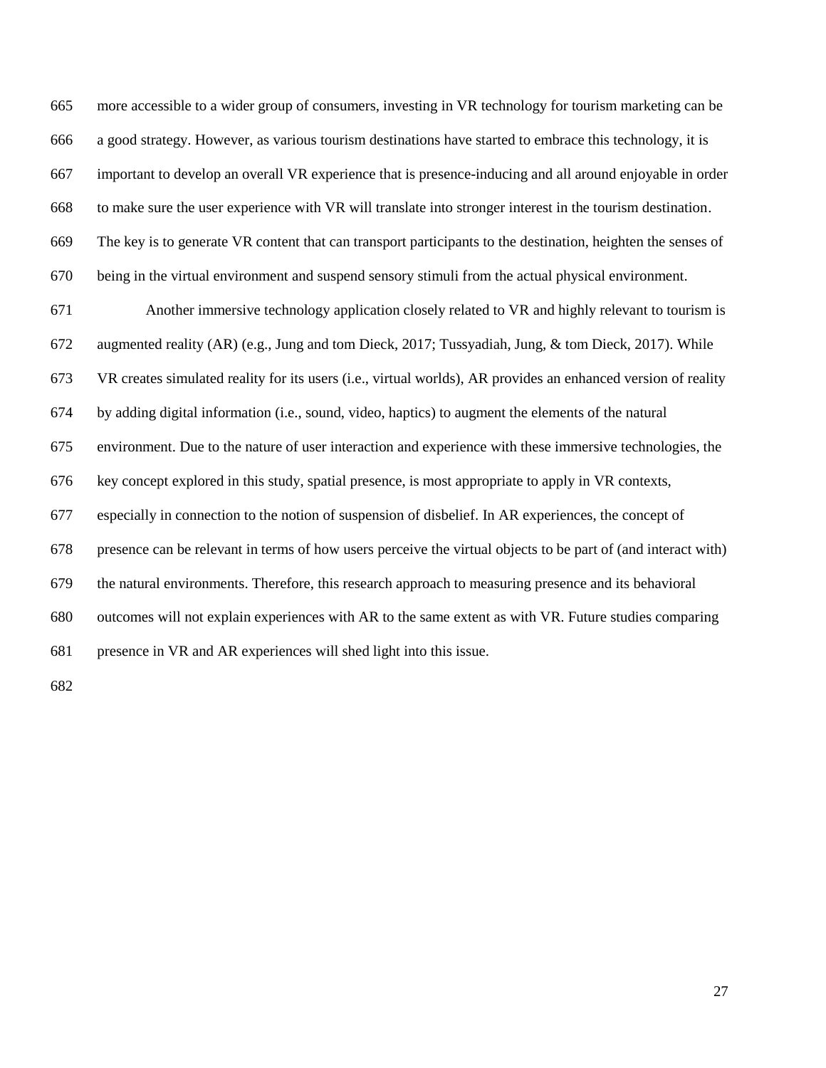more accessible to a wider group of consumers, investing in VR technology for tourism marketing can be a good strategy. However, as various tourism destinations have started to embrace this technology, it is important to develop an overall VR experience that is presence-inducing and all around enjoyable in order to make sure the user experience with VR will translate into stronger interest in the tourism destination. The key is to generate VR content that can transport participants to the destination, heighten the senses of being in the virtual environment and suspend sensory stimuli from the actual physical environment.

Another immersive technology application closely related to VR and highly relevant to tourism is augmented reality (AR) (e.g., Jung and tom Dieck, 2017; Tussyadiah, Jung, & tom Dieck, 2017). While VR creates simulated reality for its users (i.e., virtual worlds), AR provides an enhanced version of reality by adding digital information (i.e., sound, video, haptics) to augment the elements of the natural environment. Due to the nature of user interaction and experience with these immersive technologies, the key concept explored in this study, spatial presence, is most appropriate to apply in VR contexts, especially in connection to the notion of suspension of disbelief. In AR experiences, the concept of presence can be relevant in terms of how users perceive the virtual objects to be part of (and interact with) the natural environments. Therefore, this research approach to measuring presence and its behavioral outcomes will not explain experiences with AR to the same extent as with VR. Future studies comparing presence in VR and AR experiences will shed light into this issue.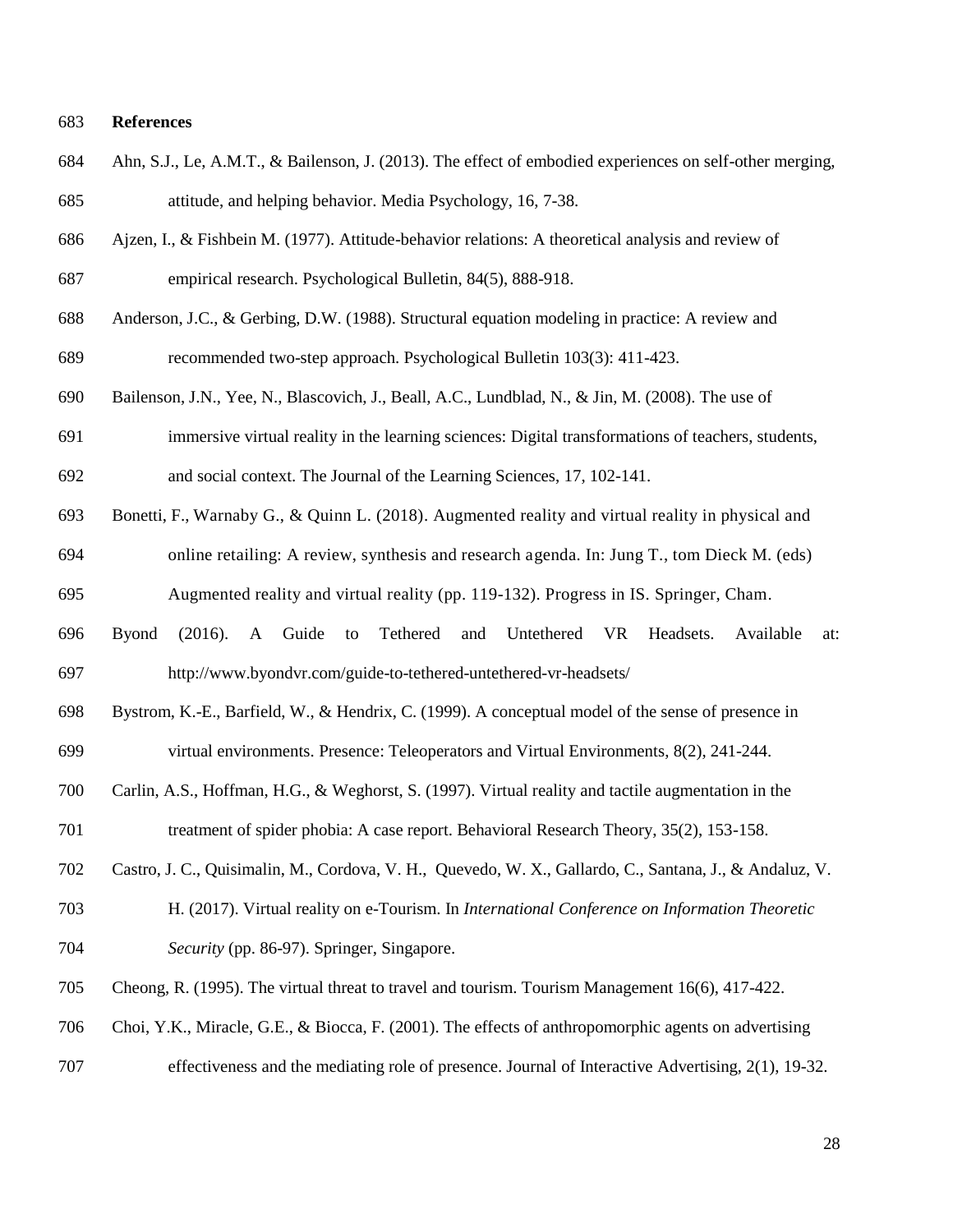# References

Ahn, S.J., Le, A.M.T., & Bailenson, J. (2013). The effect of embodied experiences on self-other merging, attitude, and helping behavior. Media Psychology, 16, 7-38.

Ajzen, I., & Fishbein M. (1977). Attitude-behavior relations: A theoretical analysis and review of empirical research. Psychological Bulletin, 84(5), 888-918.

Anderson, J.C., & Gerbing, D.W. (1988). Structural equation modeling in practice: A review and recommended two-step approach. Psychological Bulletin 103(3): 411-423.

Bailenson, J.N., Yee, N., Blascovich, J., Beall, A.C., Lundblad, N., & Jin, M. (2008). The use of immersive virtual reality in the learning sciences: Digital transformations of teachers, students, and social context. The Journal of the Learning Sciences, 17, 102-141.

Bonetti, F., Warnaby G., & Quinn L. (2018). Augmented reality and virtual reality in physical and online retailing: A review, synthesis and research agenda. In: Jung T., tom Dieck M. (eds) Augmented reality and virtual reality (pp. 119-132). Progress in IS. Springer, Cham.

Byond (2016). A Guide to Tethered and Untethered VR Headsets. Available at: http://www.byondvr.com/guide-to-tethered-untethered-vr-headsets/

Bystrom, K.-E., Barfield, W., & Hendrix, C. (1999). A conceptual model of the sense of presence in virtual environments. Presence: Teleoperators and Virtual Environments, 8(2), 241-244.

Carlin, A.S., Hoffman, H.G., & Weghorst, S. (1997). Virtual reality and tactile augmentation in the treatment of spider phobia: A case report. Behavioral Research Theory, 35(2), 153-158.

Castro, J. C., Quisimalin, M., Cordova, V. H., Quevedo, W. X., Gallardo, C., Santana, J., & Andaluz, V. H. (2017). Virtual reality on e-Tourism. In *International Conference on Information Theoretic Security* (pp. 86-97). Springer, Singapore.

Cheong, R. (1995). The virtual threat to travel and tourism. Tourism Management 16(6), 417-422.

Choi, Y.K., Miracle, G.E., & Biocca, F. (2001). The effects of anthropomorphic agents on advertising effectiveness and the mediating role of presence. Journal of Interactive Advertising, 2(1), 19-32.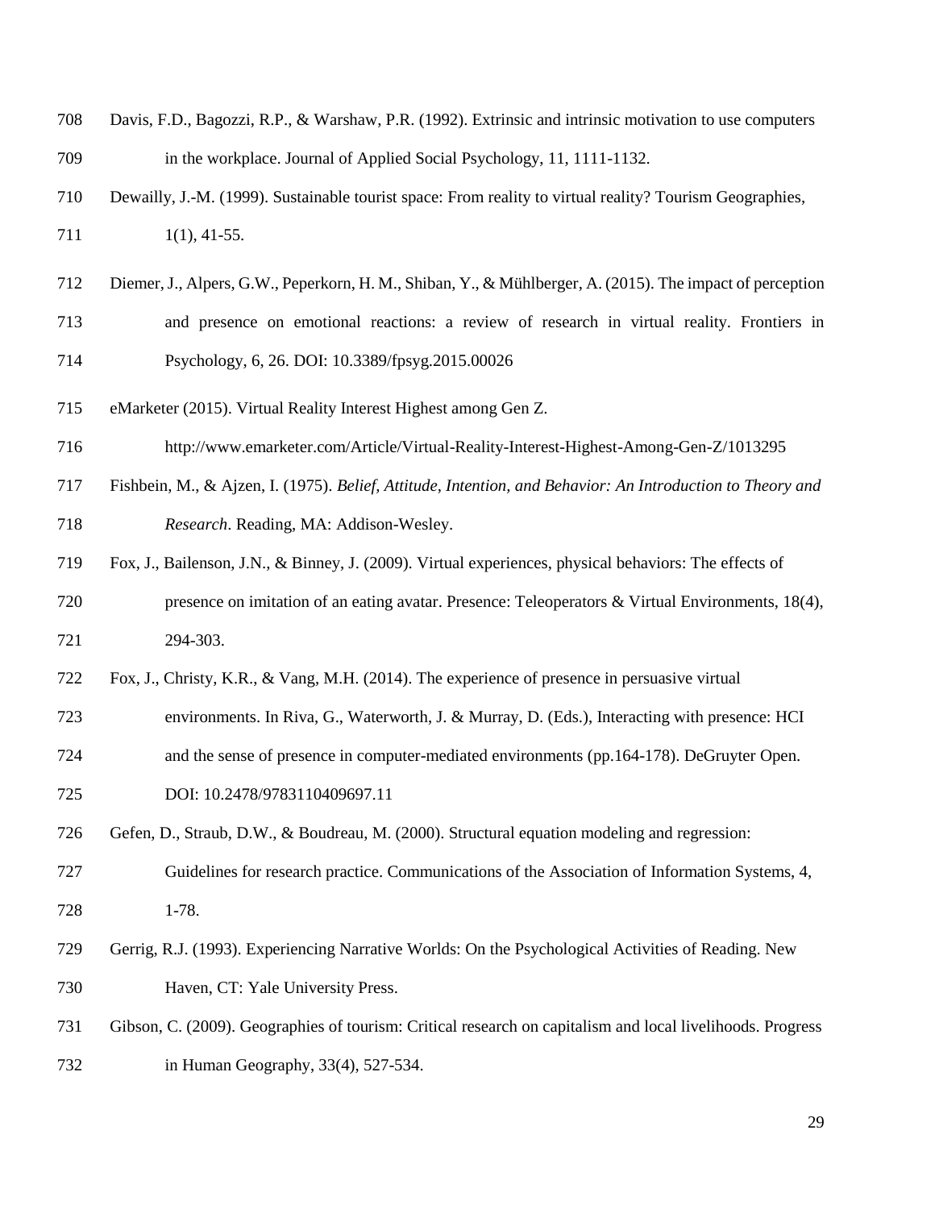Davis, F.D., Bagozzi, R.P., & Warshaw, P.R. (1992). Extrinsic and intrinsic motivation to use computers in the workplace. Journal of Applied Social Psychology, 11, 1111-1132.

Dewailly, J.-M. (1999). Sustainable tourist space: From reality to virtual reality? Tourism Geographies, 1(1), 41-55.

Diemer, J., Alpers, G.W., Peperkorn, H. M., Shiban, Y., & Mühlberger, A. (2015). The impact of perception and presence on emotional reactions: a review of research in virtual reality. Frontiers in Psychology, 6, 26. DOI: 10.3389/fpsyg.2015.00026

eMarketer (2015). Virtual Reality Interest Highest among Gen Z. http://www.emarketer.com/Article/Virtual-Reality-Interest-Highest-Among-Gen-Z/1013295

Fishbein, M., & Ajzen, I. (1975). *Belief, Attitude, Intention, and Behavior: An Introduction to Theory and Research*. Reading, MA: Addison-Wesley.

Fox, J., Bailenson, J.N., & Binney, J. (2009). Virtual experiences, physical behaviors: The effects of presence on imitation of an eating avatar. Presence: Teleoperators & Virtual Environments, 18(4), 294-303.

Fox, J., Christy, K.R., & Vang, M.H. (2014). The experience of presence in persuasive virtual environments. In Riva, G., Waterworth, J. & Murray, D. (Eds.), Interacting with presence: HCI and the sense of presence in computer-mediated environments (pp.164-178). DeGruyter Open. DOI: 10.2478/9783110409697.11

Gefen, D., Straub, D.W., & Boudreau, M. (2000). Structural equation modeling and regression: Guidelines for research practice. Communications of the Association of Information Systems, 4, 1-78.

Gerrig, R.J. (1993). Experiencing Narrative Worlds: On the Psychological Activities of Reading. New Haven, CT: Yale University Press.

Gibson, C. (2009). Geographies of tourism: Critical research on capitalism and local livelihoods. Progress in Human Geography, 33(4), 527-534.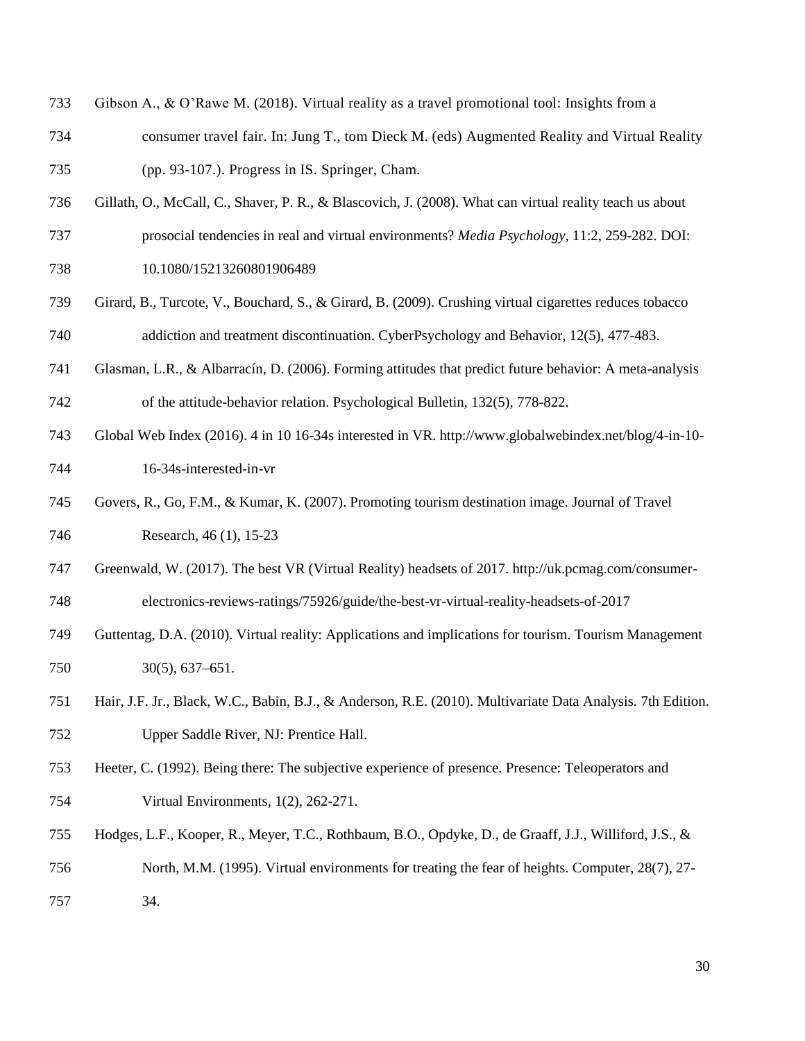Gibson A., & O'Rawe M. (2018). Virtual reality as a travel promotional tool: Insights from a consumer travel fair. In: Jung T., tom Dieck M. (eds) Augmented Reality and Virtual Reality (pp. 93-107.). Progress in IS. Springer, Cham.

Gillath, O., McCall, C., Shaver, P. R., & Blascovich, J. (2008). What can virtual reality teach us about prosocial tendencies in real and virtual environments? *Media Psychology*, 11:2, 259-282. DOI: 10.1080/15213260801906489

Girard, B., Turcote, V., Bouchard, S., & Girard, B. (2009). Crushing virtual cigarettes reduces tobacco addiction and treatment discontinuation. CyberPsychology and Behavior, 12(5), 477-483.

Glasman, L.R., & Albarracín, D. (2006). Forming attitudes that predict future behavior: A meta-analysis of the attitude-behavior relation. Psychological Bulletin, 132(5), 778-822.

Global Web Index (2016). 4 in 10 16-34s interested in VR. http://www.globalwebindex.net/blog/4-in-10-16-34s-interested-in-vr

Govers, R., Go, F.M., & Kumar, K. (2007). Promoting tourism destination image. Journal of Travel Research, 46 (1), 15-23

Greenwald, W. (2017). The best VR (Virtual Reality) headsets of 2017. http://uk.pcmag.com/consumer-electronics-reviews-ratings/75926/guide/the-best-vr-virtual-reality-headsets-of-2017

Guttentag, D.A. (2010). Virtual reality: Applications and implications for tourism. Tourism Management 30(5), 637–651.

Hair, J.F. Jr., Black, W.C., Babin, B.J., & Anderson, R.E. (2010). Multivariate Data Analysis. 7th Edition. Upper Saddle River, NJ: Prentice Hall.

Heeter, C. (1992). Being there: The subjective experience of presence. Presence: Teleoperators and Virtual Environments, 1(2), 262-271.

Hodges, L.F., Kooper, R., Meyer, T.C., Rothbaum, B.O., Opdyke, D., de Graaff, J.J., Williford, J.S., & North, M.M. (1995). Virtual environments for treating the fear of heights. Computer, 28(7), 27-34.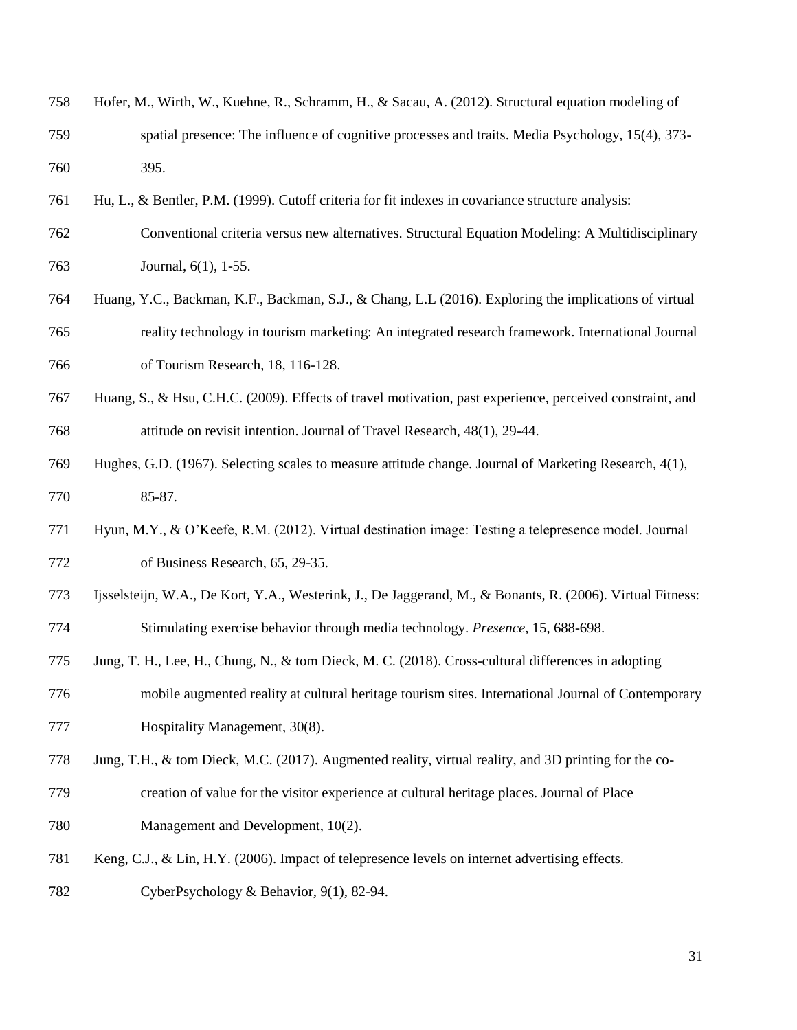Hofer, M., Wirth, W., Kuehne, R., Schramm, H., & Sacau, A. (2012). Structural equation modeling of spatial presence: The influence of cognitive processes and traits. Media Psychology, 15(4), 373-395.

Hu, L., & Bentler, P.M. (1999). Cutoff criteria for fit indexes in covariance structure analysis: Conventional criteria versus new alternatives. Structural Equation Modeling: A Multidisciplinary Journal, 6(1), 1-55.

Huang, Y.C., Backman, K.F., Backman, S.J., & Chang, L.L (2016). Exploring the implications of virtual reality technology in tourism marketing: An integrated research framework. International Journal of Tourism Research, 18, 116-128.

Huang, S., & Hsu, C.H.C. (2009). Effects of travel motivation, past experience, perceived constraint, and attitude on revisit intention. Journal of Travel Research, 48(1), 29-44.

Hughes, G.D. (1967). Selecting scales to measure attitude change. Journal of Marketing Research, 4(1), 85-87.

Hyun, M.Y., & O'Keefe, R.M. (2012). Virtual destination image: Testing a telepresence model. Journal of Business Research, 65, 29-35.

Ijsselsteijn, W.A., De Kort, Y.A., Westerink, J., De Jaggerand, M., & Bonants, R. (2006). Virtual Fitness: Stimulating exercise behavior through media technology. *Presence*, 15, 688-698.

Jung, T. H., Lee, H., Chung, N., & tom Dieck, M. C. (2018). Cross-cultural differences in adopting mobile augmented reality at cultural heritage tourism sites. International Journal of Contemporary Hospitality Management, 30(8).

Jung, T.H., & tom Dieck, M.C. (2017). Augmented reality, virtual reality, and 3D printing for the co-creation of value for the visitor experience at cultural heritage places. Journal of Place Management and Development, 10(2).

Keng, C.J., & Lin, H.Y. (2006). Impact of telepresence levels on internet advertising effects. CyberPsychology & Behavior, 9(1), 82-94.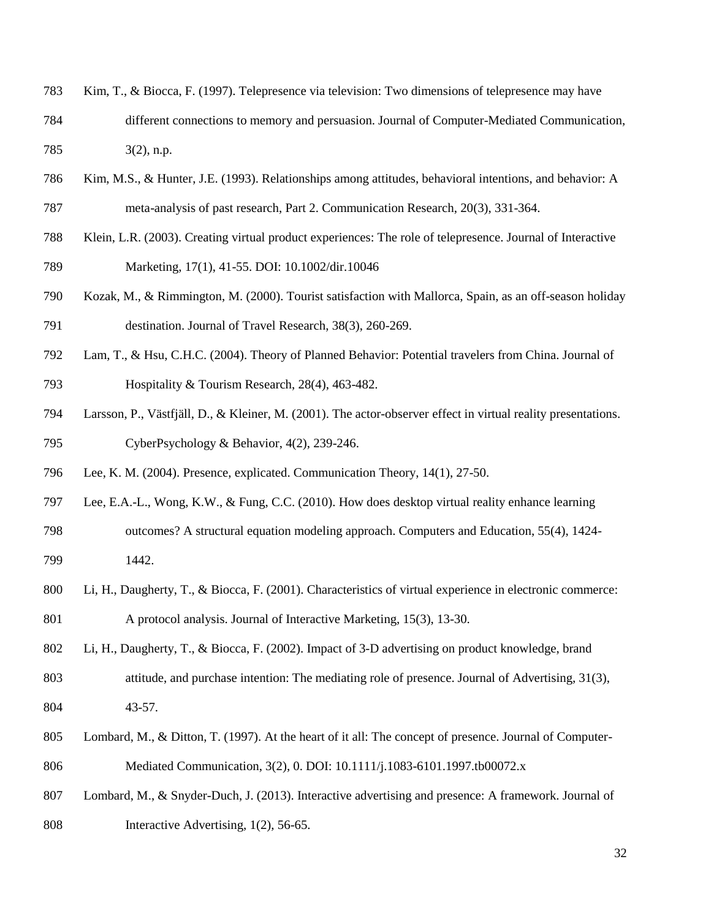Kim, T., & Biocca, F. (1997). Telepresence via television: Two dimensions of telepresence may have different connections to memory and persuasion. Journal of Computer-Mediated Communication, 3(2), n.p.

Kim, M.S., & Hunter, J.E. (1993). Relationships among attitudes, behavioral intentions, and behavior: A meta-analysis of past research, Part 2. Communication Research, 20(3), 331-364.

Klein, L.R. (2003). Creating virtual product experiences: The role of telepresence. Journal of Interactive Marketing, 17(1), 41-55. DOI: 10.1002/dir.10046

Kozak, M., & Rimmington, M. (2000). Tourist satisfaction with Mallorca, Spain, as an off-season holiday destination. Journal of Travel Research, 38(3), 260-269.

Lam, T., & Hsu, C.H.C. (2004). Theory of Planned Behavior: Potential travelers from China. Journal of Hospitality & Tourism Research, 28(4), 463-482.

Larsson, P., Västfjäll, D., & Kleiner, M. (2001). The actor-observer effect in virtual reality presentations. CyberPsychology & Behavior, 4(2), 239-246.

Lee, K. M. (2004). Presence, explicated. Communication Theory, 14(1), 27-50.

Lee, E.A.-L., Wong, K.W., & Fung, C.C. (2010). How does desktop virtual reality enhance learning outcomes? A structural equation modeling approach. Computers and Education, 55(4), 1424-1442.

Li, H., Daugherty, T., & Biocca, F. (2001). Characteristics of virtual experience in electronic commerce: A protocol analysis. Journal of Interactive Marketing, 15(3), 13-30.

Li, H., Daugherty, T., & Biocca, F. (2002). Impact of 3-D advertising on product knowledge, brand attitude, and purchase intention: The mediating role of presence. Journal of Advertising, 31(3), 43-57.

Lombard, M., & Ditton, T. (1997). At the heart of it all: The concept of presence. Journal of Computer-Mediated Communication, 3(2), 0. DOI: 10.1111/j.1083-6101.1997.tb00072.x

Lombard, M., & Snyder-Duch, J. (2013). Interactive advertising and presence: A framework. Journal of Interactive Advertising, 1(2), 56-65.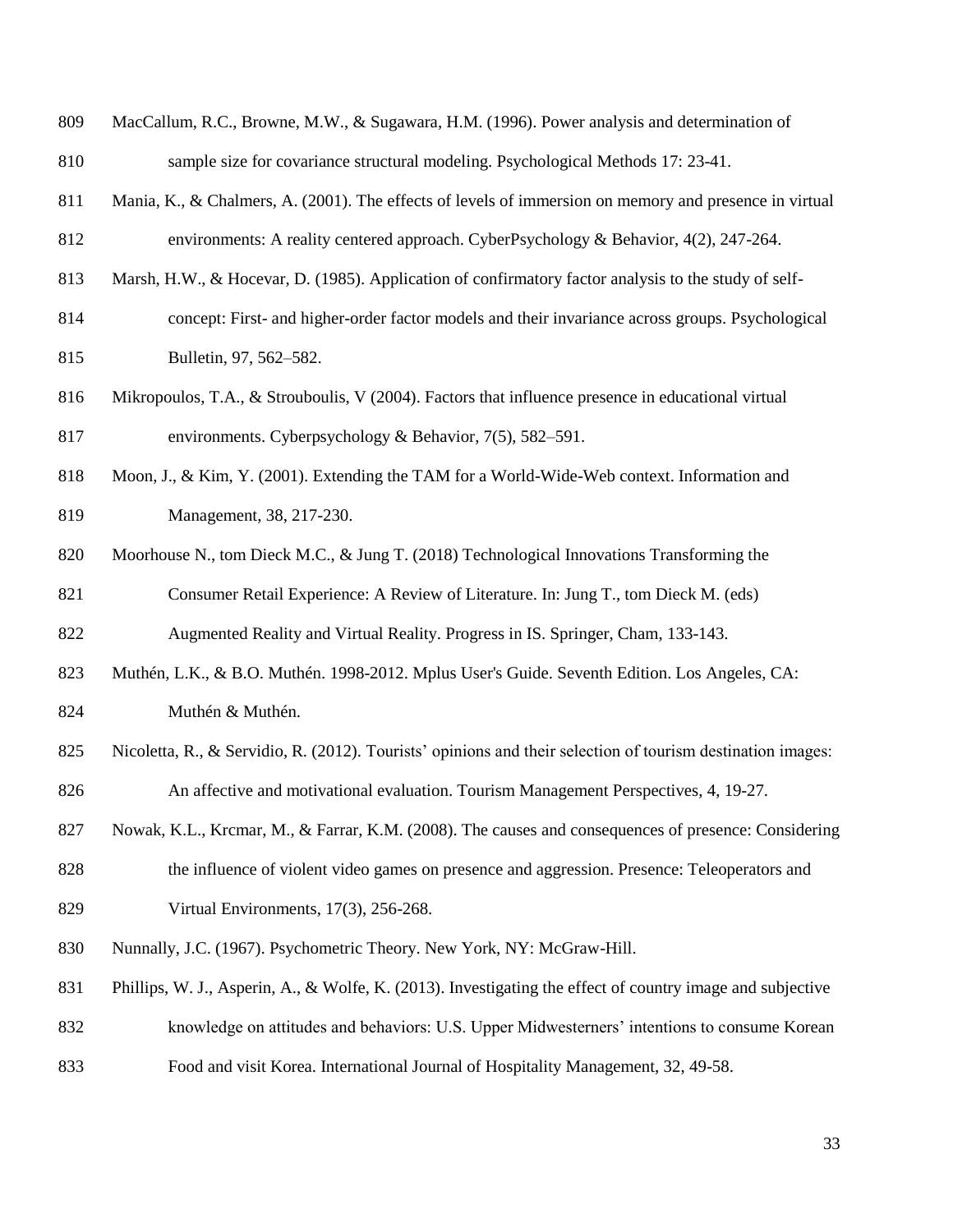MacCallum, R.C., Browne, M.W., & Sugawara, H.M. (1996). Power analysis and determination of sample size for covariance structural modeling. Psychological Methods 17: 23-41.

Mania, K., & Chalmers, A. (2001). The effects of levels of immersion on memory and presence in virtual environments: A reality centered approach. CyberPsychology & Behavior, 4(2), 247-264.

Marsh, H.W., & Hocevar, D. (1985). Application of confirmatory factor analysis to the study of self-concept: First- and higher-order factor models and their invariance across groups. Psychological Bulletin, 97, 562–582.

Mikropoulos, T.A., & Strouboulis, V (2004). Factors that influence presence in educational virtual environments. Cyberpsychology & Behavior, 7(5), 582–591.

Moon, J., & Kim, Y. (2001). Extending the TAM for a World-Wide-Web context. Information and Management, 38, 217-230.

Moorhouse N., tom Dieck M.C., & Jung T. (2018) Technological Innovations Transforming the Consumer Retail Experience: A Review of Literature. In: Jung T., tom Dieck M. (eds) Augmented Reality and Virtual Reality. Progress in IS. Springer, Cham, 133-143.

Muthén, L.K., & B.O. Muthén. 1998-2012. Mplus User's Guide. Seventh Edition. Los Angeles, CA: Muthén & Muthén.

Nicoletta, R., & Servidio, R. (2012). Tourists' opinions and their selection of tourism destination images: An affective and motivational evaluation. Tourism Management Perspectives, 4, 19-27.

Nowak, K.L., Krcmar, M., & Farrar, K.M. (2008). The causes and consequences of presence: Considering the influence of violent video games on presence and aggression. Presence: Teleoperators and Virtual Environments, 17(3), 256-268.

Nunnally, J.C. (1967). Psychometric Theory. New York, NY: McGraw-Hill.

Phillips, W. J., Asperin, A., & Wolfe, K. (2013). Investigating the effect of country image and subjective knowledge on attitudes and behaviors: U.S. Upper Midwesterners' intentions to consume Korean Food and visit Korea. International Journal of Hospitality Management, 32, 49-58.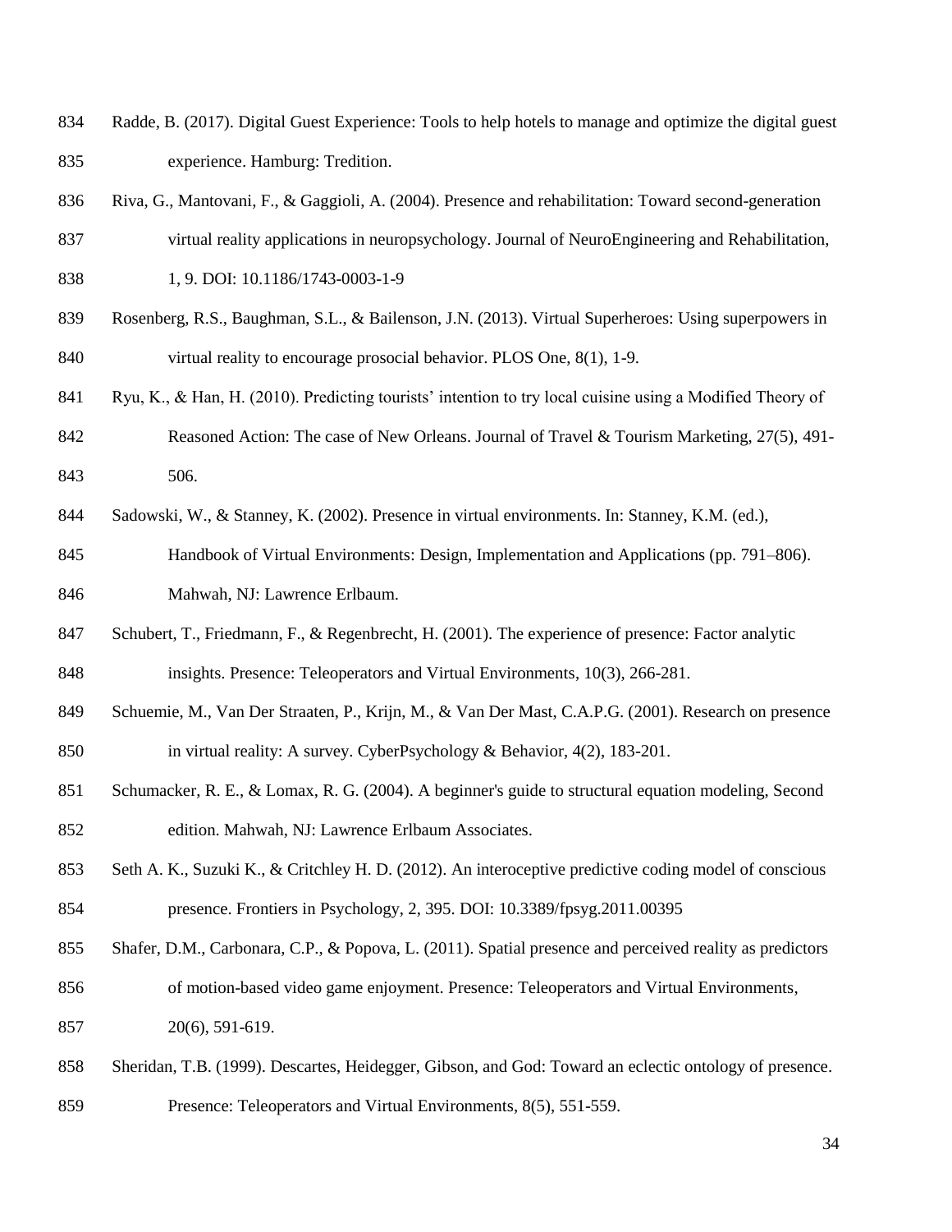Radde, B. (2017). Digital Guest Experience: Tools to help hotels to manage and optimize the digital guest experience. Hamburg: Tredition.

Riva, G., Mantovani, F., & Gaggioli, A. (2004). Presence and rehabilitation: Toward second-generation virtual reality applications in neuropsychology. Journal of NeuroEngineering and Rehabilitation, 1, 9. DOI: 10.1186/1743-0003-1-9

Rosenberg, R.S., Baughman, S.L., & Bailenson, J.N. (2013). Virtual Superheroes: Using superpowers in virtual reality to encourage prosocial behavior. PLOS One, 8(1), 1-9.

Ryu, K., & Han, H. (2010). Predicting tourists' intention to try local cuisine using a Modified Theory of Reasoned Action: The case of New Orleans. Journal of Travel & Tourism Marketing, 27(5), 491-506.

Sadowski, W., & Stanney, K. (2002). Presence in virtual environments. In: Stanney, K.M. (ed.), Handbook of Virtual Environments: Design, Implementation and Applications (pp. 791–806). Mahwah, NJ: Lawrence Erlbaum.

Schubert, T., Friedmann, F., & Regenbrecht, H. (2001). The experience of presence: Factor analytic insights. Presence: Teleoperators and Virtual Environments, 10(3), 266-281.

Schuemie, M., Van Der Straaten, P., Krijn, M., & Van Der Mast, C.A.P.G. (2001). Research on presence in virtual reality: A survey. CyberPsychology & Behavior, 4(2), 183-201.

Schumacker, R. E., & Lomax, R. G. (2004). A beginner's guide to structural equation modeling, Second edition. Mahwah, NJ: Lawrence Erlbaum Associates.

Seth A. K., Suzuki K., & Critchley H. D. (2012). An interoceptive predictive coding model of conscious presence. Frontiers in Psychology, 2, 395. DOI: 10.3389/fpsyg.2011.00395

Shafer, D.M., Carbonara, C.P., & Popova, L. (2011). Spatial presence and perceived reality as predictors of motion-based video game enjoyment. Presence: Teleoperators and Virtual Environments, 20(6), 591-619.

Sheridan, T.B. (1999). Descartes, Heidegger, Gibson, and God: Toward an eclectic ontology of presence. Presence: Teleoperators and Virtual Environments, 8(5), 551-559.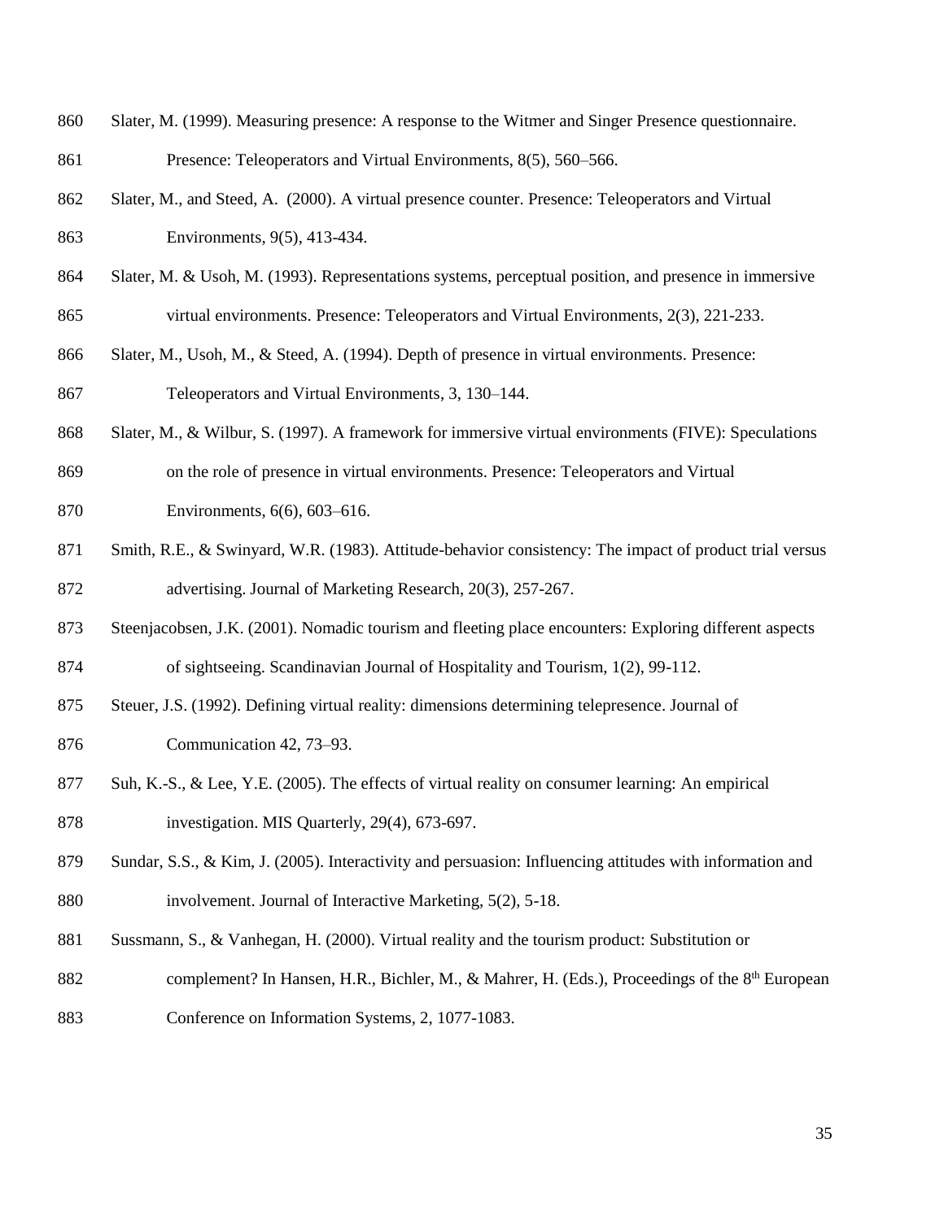Slater, M. (1999). Measuring presence: A response to the Witmer and Singer Presence questionnaire. Presence: Teleoperators and Virtual Environments, 8(5), 560–566.

Slater, M., and Steed, A. (2000). A virtual presence counter. Presence: Teleoperators and Virtual Environments, 9(5), 413-434.

Slater, M. & Usoh, M. (1993). Representations systems, perceptual position, and presence in immersive virtual environments. Presence: Teleoperators and Virtual Environments, 2(3), 221-233.

Slater, M., Usoh, M., & Steed, A. (1994). Depth of presence in virtual environments. Presence: Teleoperators and Virtual Environments, 3, 130–144.

Slater, M., & Wilbur, S. (1997). A framework for immersive virtual environments (FIVE): Speculations on the role of presence in virtual environments. Presence: Teleoperators and Virtual Environments, 6(6), 603–616.

Smith, R.E., & Swinyard, W.R. (1983). Attitude-behavior consistency: The impact of product trial versus advertising. Journal of Marketing Research, 20(3), 257-267.

Steenjacobsen, J.K. (2001). Nomadic tourism and fleeting place encounters: Exploring different aspects of sightseeing. Scandinavian Journal of Hospitality and Tourism, 1(2), 99-112.

Steuer, J.S. (1992). Defining virtual reality: dimensions determining telepresence. Journal of Communication 42, 73–93.

Suh, K.-S., & Lee, Y.E. (2005). The effects of virtual reality on consumer learning: An empirical investigation. MIS Quarterly, 29(4), 673-697.

Sundar, S.S., & Kim, J. (2005). Interactivity and persuasion: Influencing attitudes with information and involvement. Journal of Interactive Marketing, 5(2), 5-18.

Sussmann, S., & Vanhegan, H. (2000). Virtual reality and the tourism product: Substitution or complement? In Hansen, H.R., Bichler, M., & Mahrer, H. (Eds.), Proceedings of the 8th European Conference on Information Systems, 2, 1077-1083.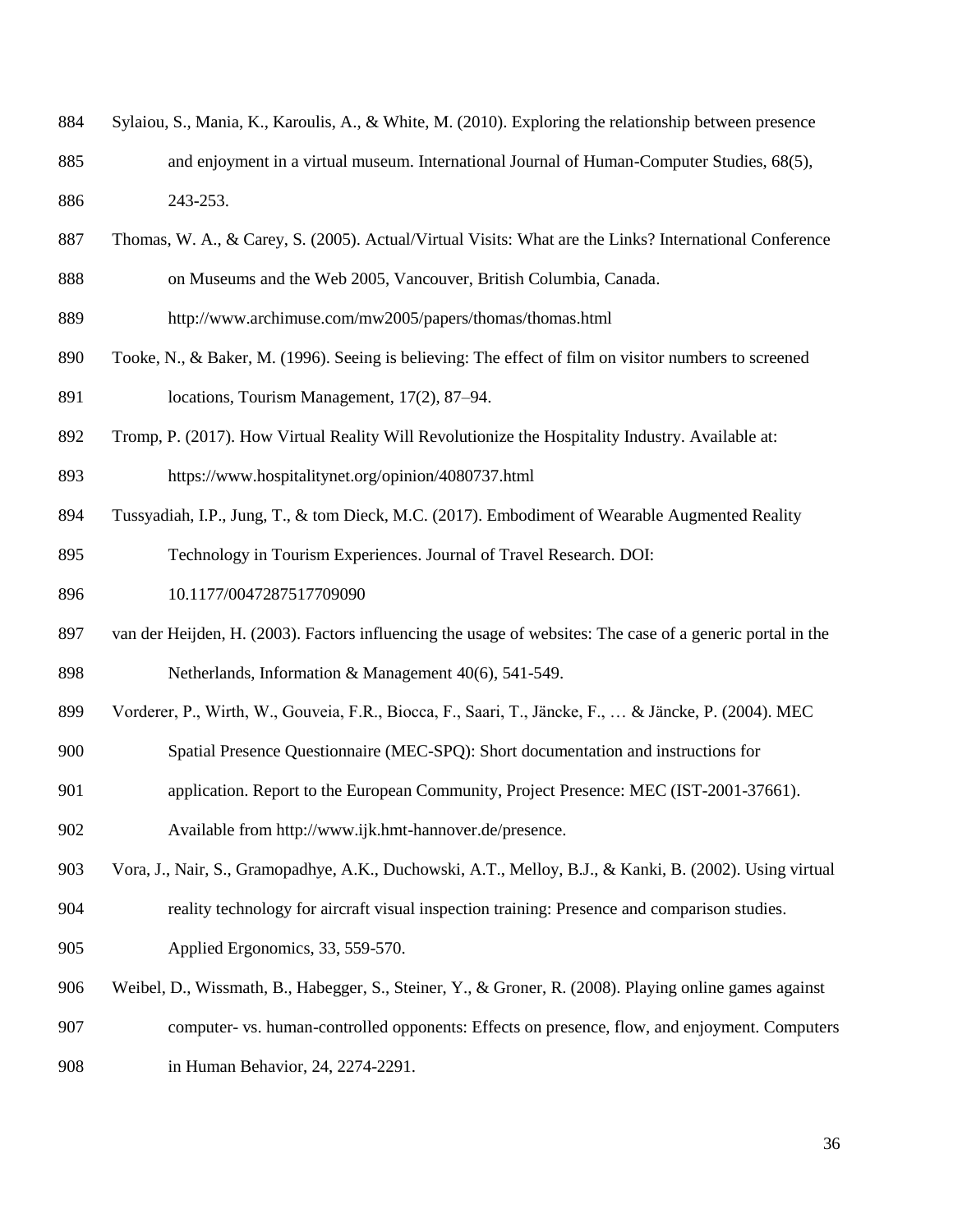Sylaiou, S., Mania, K., Karoulis, A., & White, M. (2010). Exploring the relationship between presence and enjoyment in a virtual museum. International Journal of Human-Computer Studies, 68(5), 243-253.

Thomas, W. A., & Carey, S. (2005). Actual/Virtual Visits: What are the Links? International Conference on Museums and the Web 2005, Vancouver, British Columbia, Canada. http://www.archimuse.com/mw2005/papers/thomas/thomas.html

Tooke, N., & Baker, M. (1996). Seeing is believing: The effect of film on visitor numbers to screened locations, Tourism Management, 17(2), 87–94.

Tromp, P. (2017). How Virtual Reality Will Revolutionize the Hospitality Industry. Available at: https://www.hospitalitynet.org/opinion/4080737.html

Tussyadiah, I.P., Jung, T., & tom Dieck, M.C. (2017). Embodiment of Wearable Augmented Reality Technology in Tourism Experiences. Journal of Travel Research. DOI: 10.1177/0047287517709090

van der Heijden, H. (2003). Factors influencing the usage of websites: The case of a generic portal in the Netherlands, Information & Management 40(6), 541-549.

Vorderer, P., Wirth, W., Gouveia, F.R., Biocca, F., Saari, T., Jäncke, F., … & Jäncke, P. (2004). MEC Spatial Presence Questionnaire (MEC-SPQ): Short documentation and instructions for application. Report to the European Community, Project Presence: MEC (IST-2001-37661). Available from http://www.ijk.hmt-hannover.de/presence.

Vora, J., Nair, S., Gramopadhye, A.K., Duchowski, A.T., Melloy, B.J., & Kanki, B. (2002). Using virtual reality technology for aircraft visual inspection training: Presence and comparison studies. Applied Ergonomics, 33, 559-570.

Weibel, D., Wissmath, B., Habegger, S., Steiner, Y., & Groner, R. (2008). Playing online games against computer- vs. human-controlled opponents: Effects on presence, flow, and enjoyment. Computers in Human Behavior, 24, 2274-2291.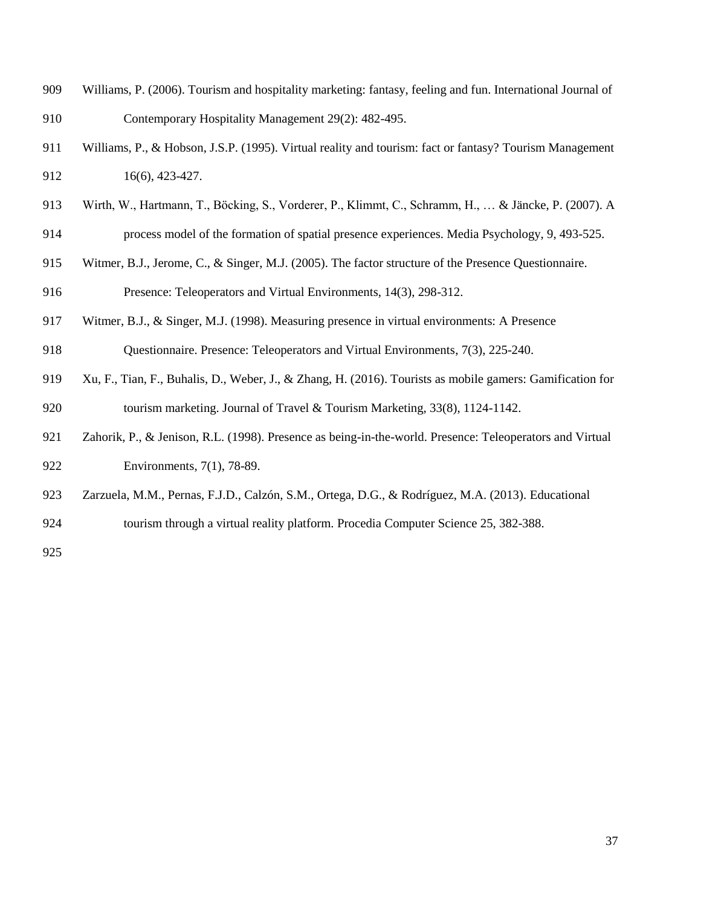Williams, P. (2006). Tourism and hospitality marketing: fantasy, feeling and fun. International Journal of Contemporary Hospitality Management 29(2): 482-495.

Williams, P., & Hobson, J.S.P. (1995). Virtual reality and tourism: fact or fantasy? Tourism Management 16(6), 423-427.

Wirth, W., Hartmann, T., Böcking, S., Vorderer, P., Klimmt, C., Schramm, H., … & Jäncke, P. (2007). A process model of the formation of spatial presence experiences. Media Psychology, 9, 493-525.

Witmer, B.J., Jerome, C., & Singer, M.J. (2005). The factor structure of the Presence Questionnaire. Presence: Teleoperators and Virtual Environments, 14(3), 298-312.

Witmer, B.J., & Singer, M.J. (1998). Measuring presence in virtual environments: A Presence Questionnaire. Presence: Teleoperators and Virtual Environments, 7(3), 225-240.

Xu, F., Tian, F., Buhalis, D., Weber, J., & Zhang, H. (2016). Tourists as mobile gamers: Gamification for tourism marketing. Journal of Travel & Tourism Marketing, 33(8), 1124-1142.

Zahorik, P., & Jenison, R.L. (1998). Presence as being-in-the-world. Presence: Teleoperators and Virtual Environments, 7(1), 78-89.

Zarzuela, M.M., Pernas, F.J.D., Calzón, S.M., Ortega, D.G., & Rodríguez, M.A. (2013). Educational tourism through a virtual reality platform. Procedia Computer Science 25, 382-388.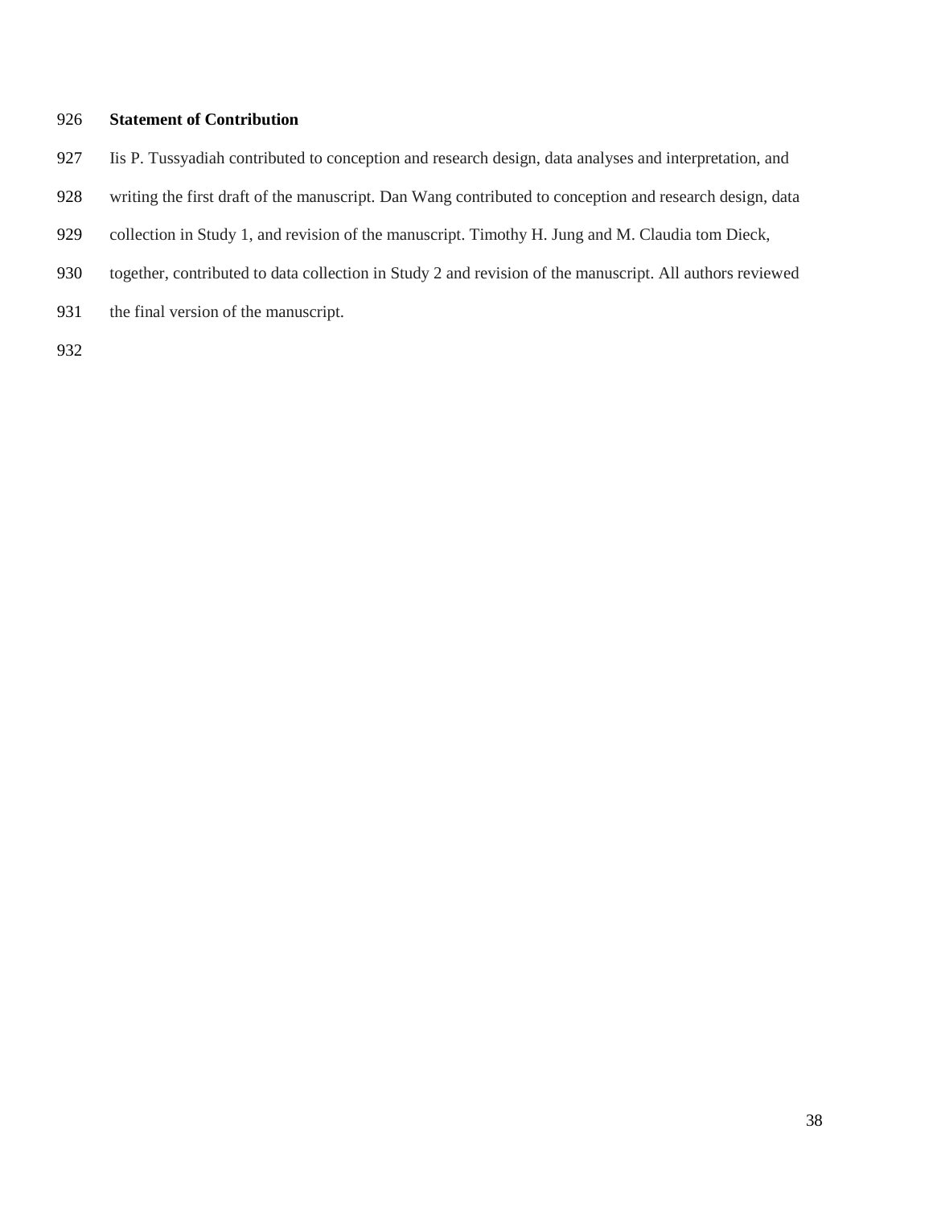**Statement of Contribution**

Iis P. Tussyadiah contributed to conception and research design, data analyses and interpretation, and writing the first draft of the manuscript. Dan Wang contributed to conception and research design, data collection in Study 1, and revision of the manuscript. Timothy H. Jung and M. Claudia tom Dieck, together, contributed to data collection in Study 2 and revision of the manuscript. All authors reviewed the final version of the manuscript.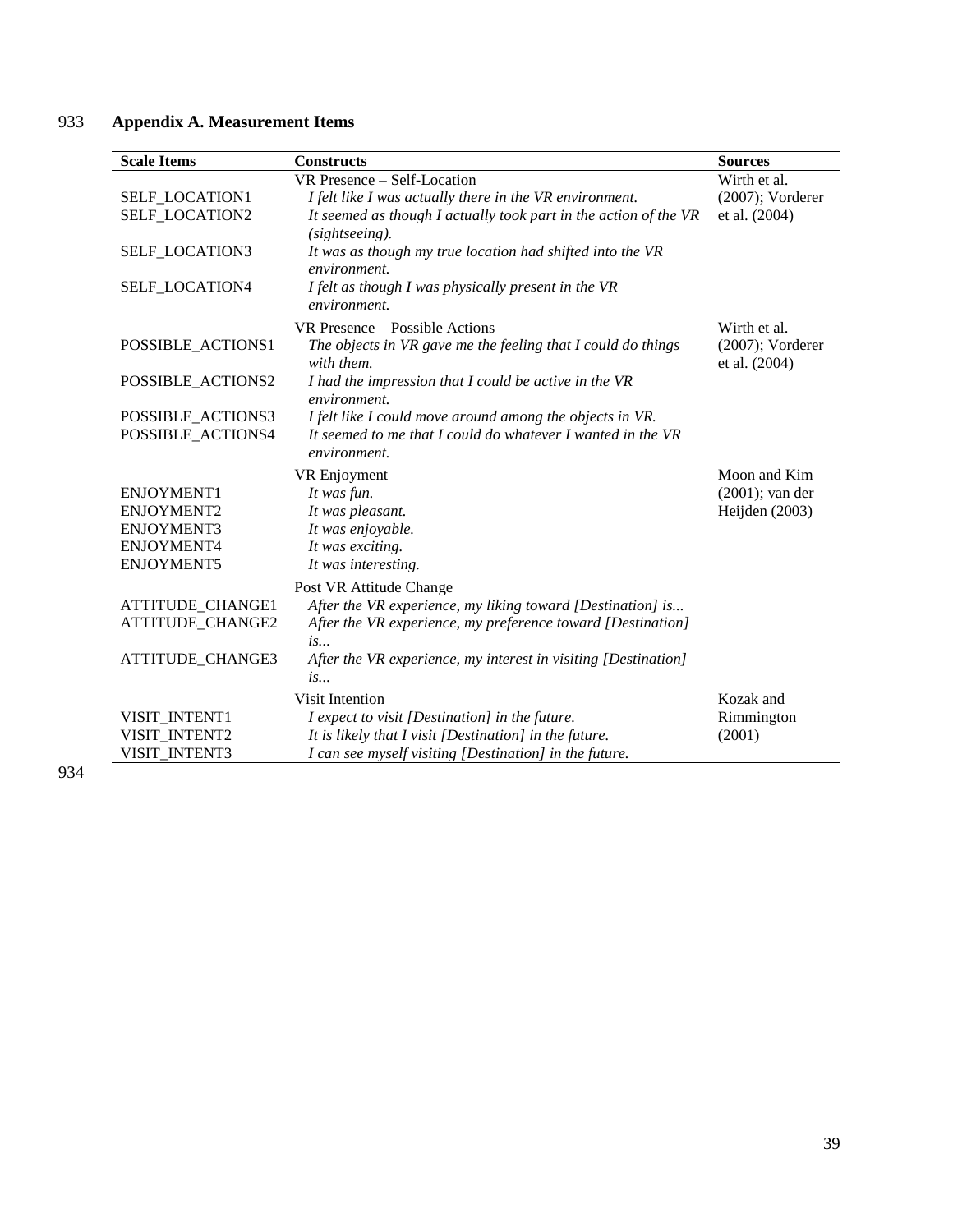## Appendix A. Measurement Items

| Scale Items | Constructs | Sources |
|---|---|---|
| | VR Presence – Self-Location | Wirth et al. (2007); Vorderer et al. (2004) |
| SELF_LOCATION1 | *I felt like I was actually there in the VR environment.* | |
| SELF_LOCATION2 | *It seemed as though I actually took part in the action of the VR (sightseeing).* | |
| SELF_LOCATION3 | *It was as though my true location had shifted into the VR environment.* | |
| SELF_LOCATION4 | *I felt as though I was physically present in the VR environment.* | |
| | VR Presence – Possible Actions | Wirth et al. (2007); Vorderer et al. (2004) |
| POSSIBLE_ACTIONS1 | *The objects in VR gave me the feeling that I could do things with them.* | |
| POSSIBLE_ACTIONS2 | *I had the impression that I could be active in the VR environment.* | |
| POSSIBLE_ACTIONS3 | *I felt like I could move around among the objects in VR.* | |
| POSSIBLE_ACTIONS4 | *It seemed to me that I could do whatever I wanted in the VR environment.* | |
| | VR Enjoyment | Moon and Kim (2001); van der Heijden (2003) |
| ENJOYMENT1 | *It was fun.* | |
| ENJOYMENT2 | *It was pleasant.* | |
| ENJOYMENT3 | *It was enjoyable.* | |
| ENJOYMENT4 | *It was exciting.* | |
| ENJOYMENT5 | *It was interesting.* | |
| | Post VR Attitude Change | |
| ATTITUDE_CHANGE1 | *After the VR experience, my liking toward [Destination] is...* | |
| ATTITUDE_CHANGE2 | *After the VR experience, my preference toward [Destination] is...* | |
| ATTITUDE_CHANGE3 | *After the VR experience, my interest in visiting [Destination] is...* | |
| | Visit Intention | Kozak and Rimmington (2001) |
| VISIT_INTENT1 | *I expect to visit [Destination] in the future.* | |
| VISIT_INTENT2 | *It is likely that I visit [Destination] in the future.* | |
| VISIT_INTENT3 | *I can see myself visiting [Destination] in the future.* | |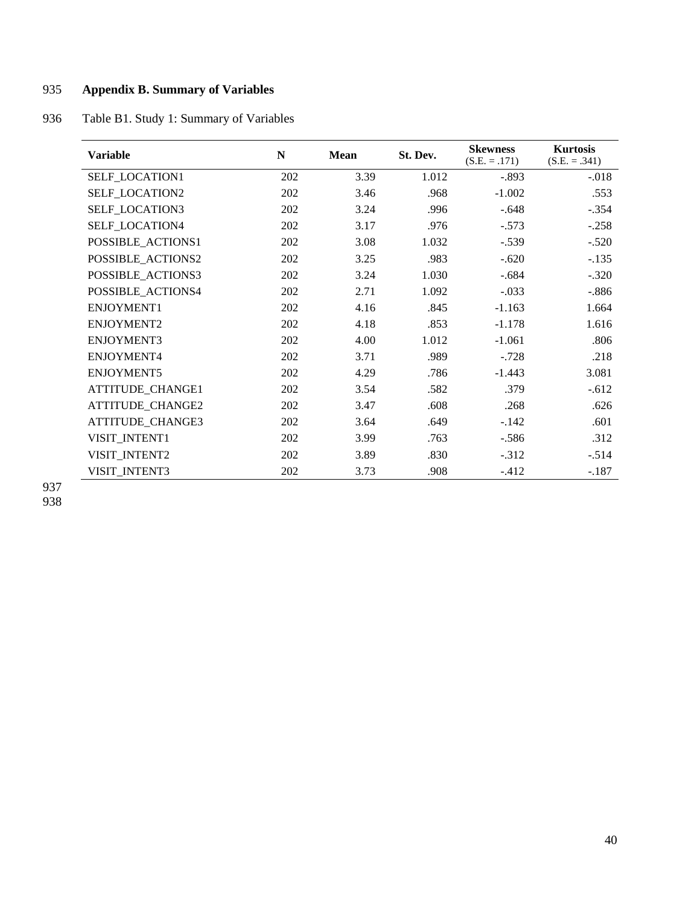## Appendix B. Summary of Variables

Table B1. Study 1: Summary of Variables

| Variable | N | Mean | St. Dev. | Skewness (S.E. = .171) | Kurtosis (S.E. = .341) |
|---|---|---|---|---|---|
| SELF_LOCATION1 | 202 | 3.39 | 1.012 | -.893 | -.018 |
| SELF_LOCATION2 | 202 | 3.46 | .968 | -1.002 | .553 |
| SELF_LOCATION3 | 202 | 3.24 | .996 | -.648 | -.354 |
| SELF_LOCATION4 | 202 | 3.17 | .976 | -.573 | -.258 |
| POSSIBLE_ACTIONS1 | 202 | 3.08 | 1.032 | -.539 | -.520 |
| POSSIBLE_ACTIONS2 | 202 | 3.25 | .983 | -.620 | -.135 |
| POSSIBLE_ACTIONS3 | 202 | 3.24 | 1.030 | -.684 | -.320 |
| POSSIBLE_ACTIONS4 | 202 | 2.71 | 1.092 | -.033 | -.886 |
| ENJOYMENT1 | 202 | 4.16 | .845 | -1.163 | 1.664 |
| ENJOYMENT2 | 202 | 4.18 | .853 | -1.178 | 1.616 |
| ENJOYMENT3 | 202 | 4.00 | 1.012 | -1.061 | .806 |
| ENJOYMENT4 | 202 | 3.71 | .989 | -.728 | .218 |
| ENJOYMENT5 | 202 | 4.29 | .786 | -1.443 | 3.081 |
| ATTITUDE_CHANGE1 | 202 | 3.54 | .582 | .379 | -.612 |
| ATTITUDE_CHANGE2 | 202 | 3.47 | .608 | .268 | .626 |
| ATTITUDE_CHANGE3 | 202 | 3.64 | .649 | -.142 | .601 |
| VISIT_INTENT1 | 202 | 3.99 | .763 | -.586 | .312 |
| VISIT_INTENT2 | 202 | 3.89 | .830 | -.312 | -.514 |
| VISIT_INTENT3 | 202 | 3.73 | .908 | -.412 | -.187 |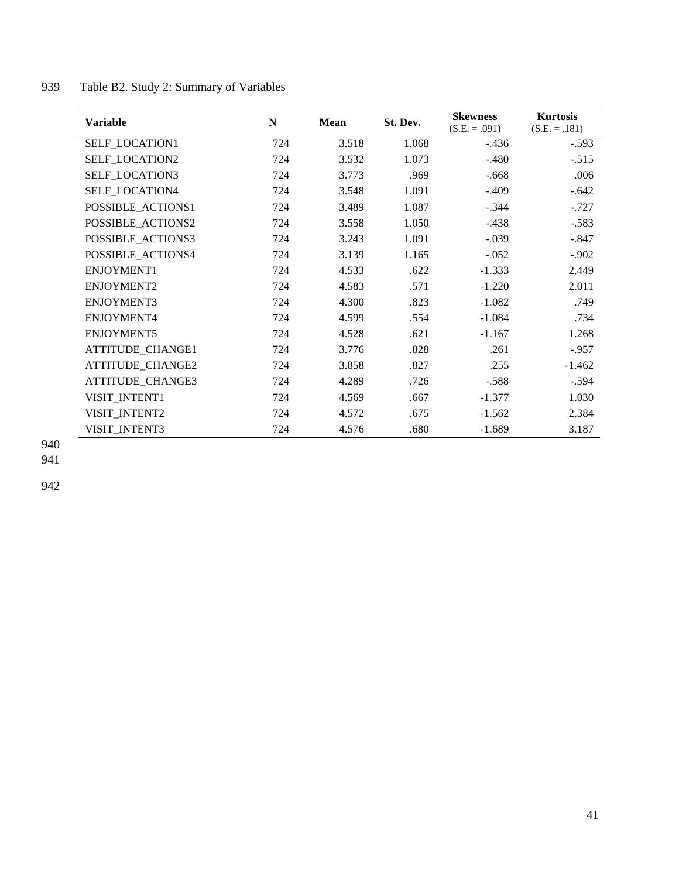Table B2. Study 2: Summary of Variables

| Variable | N | Mean | St. Dev. | Skewness (S.E. = .091) | Kurtosis (S.E. = .181) |
|---|---|---|---|---|---|
| SELF_LOCATION1 | 724 | 3.518 | 1.068 | -.436 | -.593 |
| SELF_LOCATION2 | 724 | 3.532 | 1.073 | -.480 | -.515 |
| SELF_LOCATION3 | 724 | 3.773 | .969 | -.668 | .006 |
| SELF_LOCATION4 | 724 | 3.548 | 1.091 | -.409 | -.642 |
| POSSIBLE_ACTIONS1 | 724 | 3.489 | 1.087 | -.344 | -.727 |
| POSSIBLE_ACTIONS2 | 724 | 3.558 | 1.050 | -.438 | -.583 |
| POSSIBLE_ACTIONS3 | 724 | 3.243 | 1.091 | -.039 | -.847 |
| POSSIBLE_ACTIONS4 | 724 | 3.139 | 1.165 | -.052 | -.902 |
| ENJOYMENT1 | 724 | 4.533 | .622 | -1.333 | 2.449 |
| ENJOYMENT2 | 724 | 4.583 | .571 | -1.220 | 2.011 |
| ENJOYMENT3 | 724 | 4.300 | .823 | -1.082 | .749 |
| ENJOYMENT4 | 724 | 4.599 | .554 | -1.084 | .734 |
| ENJOYMENT5 | 724 | 4.528 | .621 | -1.167 | 1.268 |
| ATTITUDE_CHANGE1 | 724 | 3.776 | .828 | .261 | -.957 |
| ATTITUDE_CHANGE2 | 724 | 3.858 | .827 | .255 | -1.462 |
| ATTITUDE_CHANGE3 | 724 | 4.289 | .726 | -.588 | -.594 |
| VISIT_INTENT1 | 724 | 4.569 | .667 | -1.377 | 1.030 |
| VISIT_INTENT2 | 724 | 4.572 | .675 | -1.562 | 2.384 |
| VISIT_INTENT3 | 724 | 4.576 | .680 | -1.689 | 3.187 |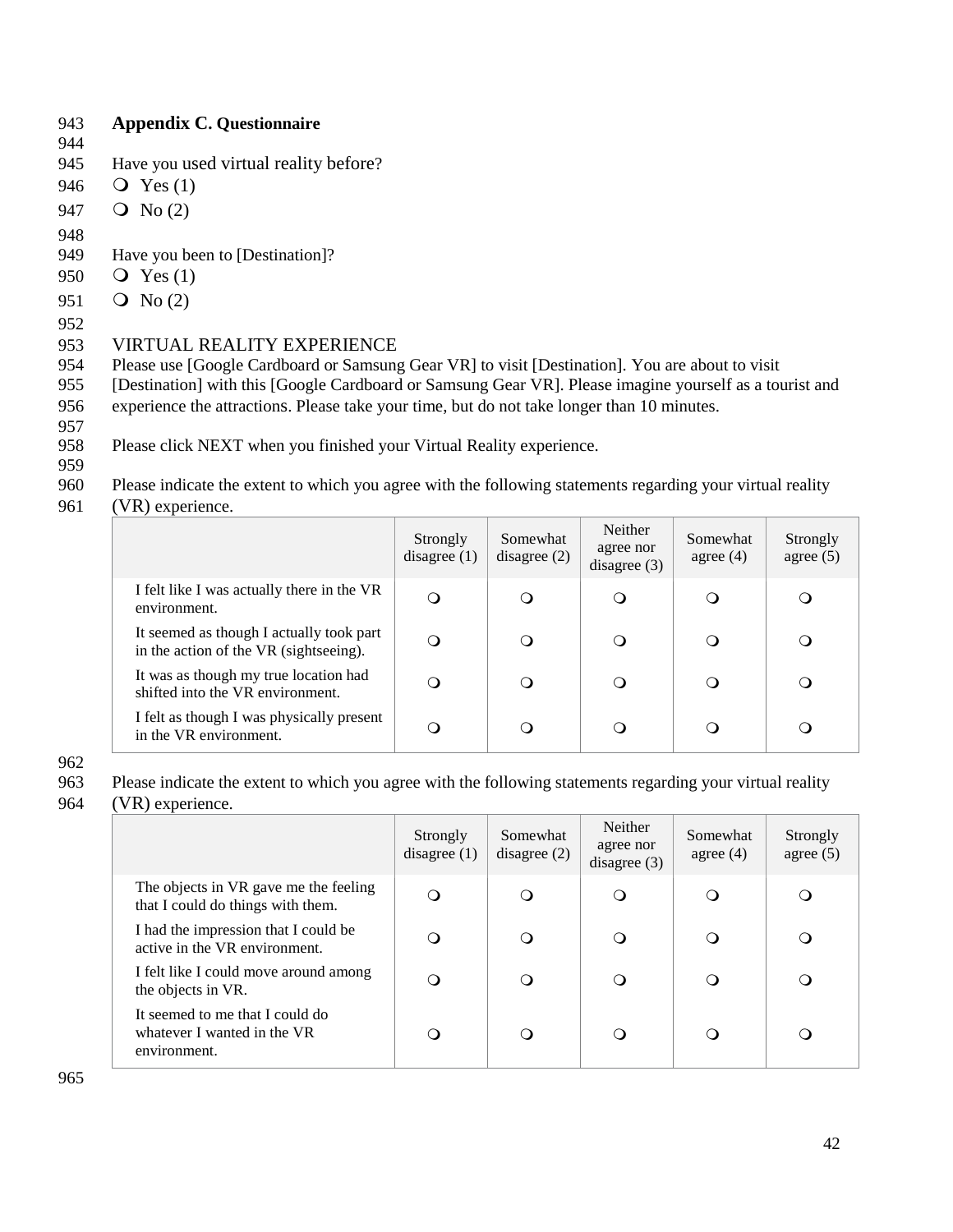## Appendix C. Questionnaire

Have you used virtual reality before?

- ❍ Yes (1)
- ❍ No (2)

Have you been to [Destination]?

- ❍ Yes (1)
- ❍ No (2)

VIRTUAL REALITY EXPERIENCE

Please use [Google Cardboard or Samsung Gear VR] to visit [Destination]. You are about to visit [Destination] with this [Google Cardboard or Samsung Gear VR]. Please imagine yourself as a tourist and experience the attractions. Please take your time, but do not take longer than 10 minutes.

Please click NEXT when you finished your Virtual Reality experience.

Please indicate the extent to which you agree with the following statements regarding your virtual reality (VR) experience.

| | Strongly disagree (1) | Somewhat disagree (2) | Neither agree nor disagree (3) | Somewhat agree (4) | Strongly agree (5) |
|---|---|---|---|---|---|
| I felt like I was actually there in the VR environment. | ❍ | ❍ | ❍ | ❍ | ❍ |
| It seemed as though I actually took part in the action of the VR (sightseeing). | ❍ | ❍ | ❍ | ❍ | ❍ |
| It was as though my true location had shifted into the VR environment. | ❍ | ❍ | ❍ | ❍ | ❍ |
| I felt as though I was physically present in the VR environment. | ❍ | ❍ | ❍ | ❍ | ❍ |

Please indicate the extent to which you agree with the following statements regarding your virtual reality (VR) experience.

| | Strongly disagree (1) | Somewhat disagree (2) | Neither agree nor disagree (3) | Somewhat agree (4) | Strongly agree (5) |
|---|---|---|---|---|---|
| The objects in VR gave me the feeling that I could do things with them. | ❍ | ❍ | ❍ | ❍ | ❍ |
| I had the impression that I could be active in the VR environment. | ❍ | ❍ | ❍ | ❍ | ❍ |
| I felt like I could move around among the objects in VR. | ❍ | ❍ | ❍ | ❍ | ❍ |
| It seemed to me that I could do whatever I wanted in the VR environment. | ❍ | ❍ | ❍ | ❍ | ❍ |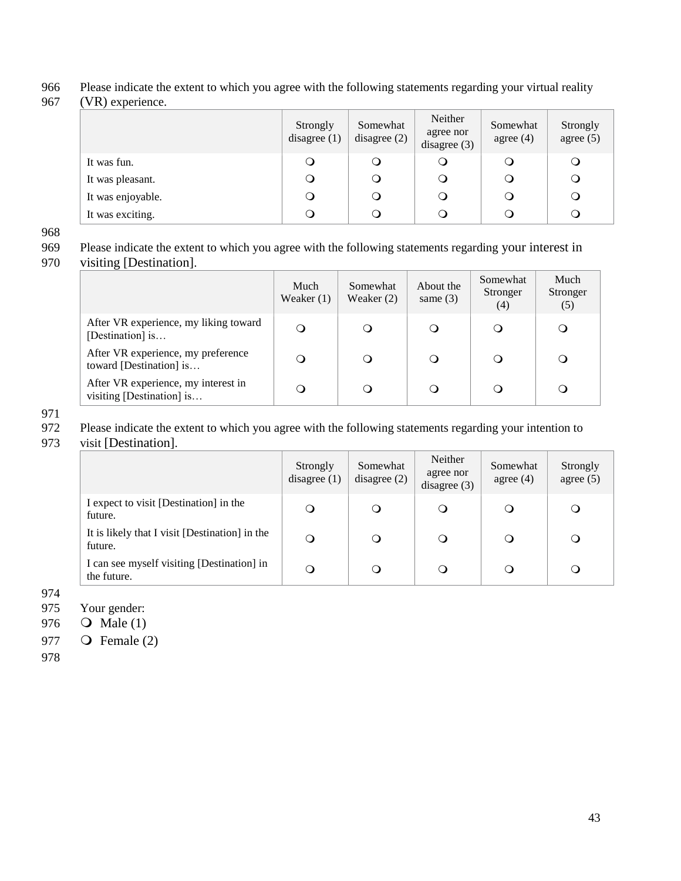Please indicate the extent to which you agree with the following statements regarding your virtual reality (VR) experience.

| | Strongly disagree (1) | Somewhat disagree (2) | Neither agree nor disagree (3) | Somewhat agree (4) | Strongly agree (5) |
|---|---|---|---|---|---|
| It was fun. | ❍ | ❍ | ❍ | ❍ | ❍ |
| It was pleasant. | ❍ | ❍ | ❍ | ❍ | ❍ |
| It was enjoyable. | ❍ | ❍ | ❍ | ❍ | ❍ |
| It was exciting. | ❍ | ❍ | ❍ | ❍ | ❍ |

Please indicate the extent to which you agree with the following statements regarding your interest in visiting [Destination].

| | Much Weaker (1) | Somewhat Weaker (2) | About the same (3) | Somewhat Stronger (4) | Much Stronger (5) |
|---|---|---|---|---|---|
| After VR experience, my liking toward [Destination] is… | ❍ | ❍ | ❍ | ❍ | ❍ |
| After VR experience, my preference toward [Destination] is… | ❍ | ❍ | ❍ | ❍ | ❍ |
| After VR experience, my interest in visiting [Destination] is… | ❍ | ❍ | ❍ | ❍ | ❍ |

Please indicate the extent to which you agree with the following statements regarding your intention to visit [Destination].

| | Strongly disagree (1) | Somewhat disagree (2) | Neither agree nor disagree (3) | Somewhat agree (4) | Strongly agree (5) |
|---|---|---|---|---|---|
| I expect to visit [Destination] in the future. | ❍ | ❍ | ❍ | ❍ | ❍ |
| It is likely that I visit [Destination] in the future. | ❍ | ❍ | ❍ | ❍ | ❍ |
| I can see myself visiting [Destination] in the future. | ❍ | ❍ | ❍ | ❍ | ❍ |

Your gender:

❍ Male (1)

❍ Female (2)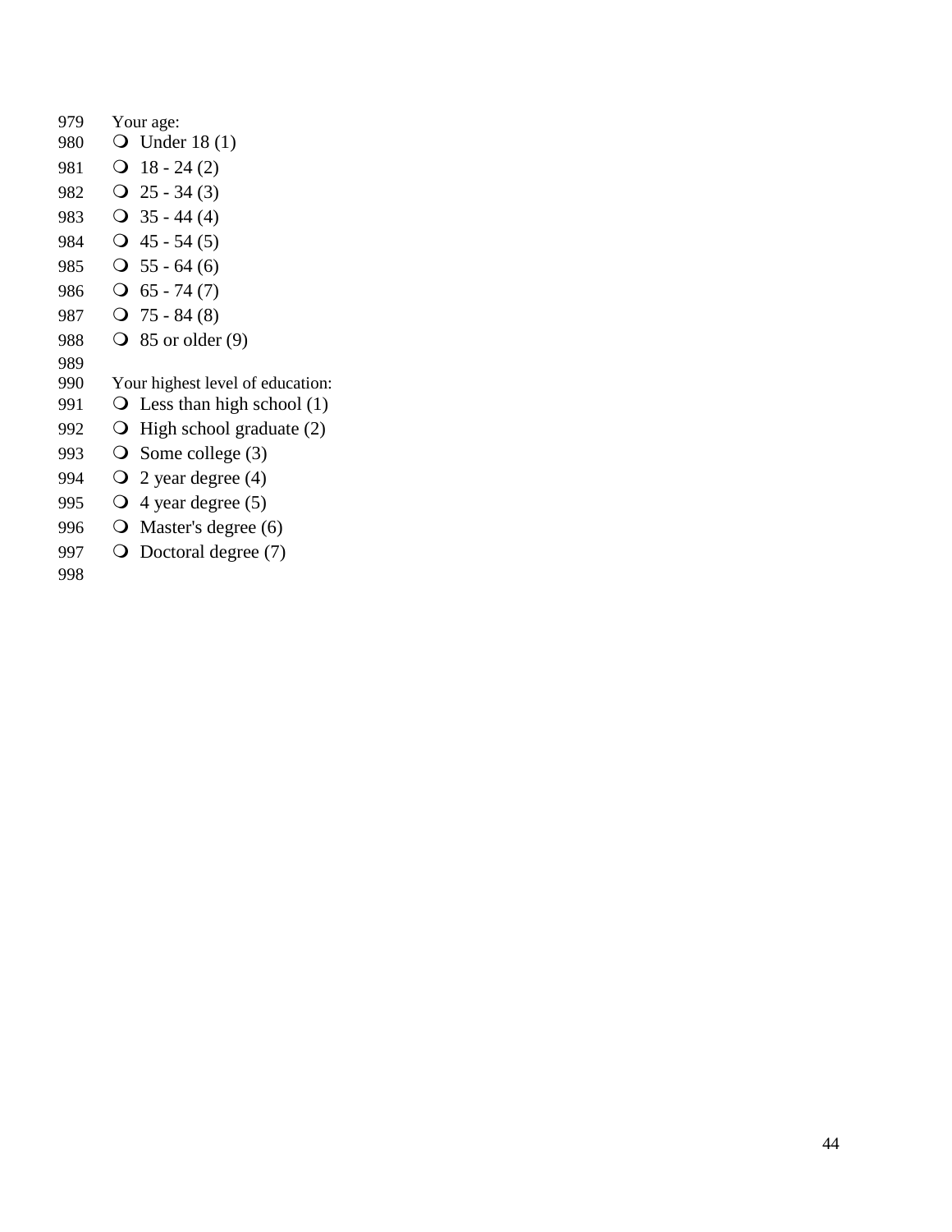Your age:

- Under 18 (1)
- 18 - 24 (2)
- 25 - 34 (3)
- 35 - 44 (4)
- 45 - 54 (5)
- 55 - 64 (6)
- 65 - 74 (7)
- 75 - 84 (8)
- 85 or older (9)

Your highest level of education:

- Less than high school (1)
- High school graduate (2)
- Some college (3)
- 2 year degree (4)
- 4 year degree (5)
- Master's degree (6)
- Doctoral degree (7)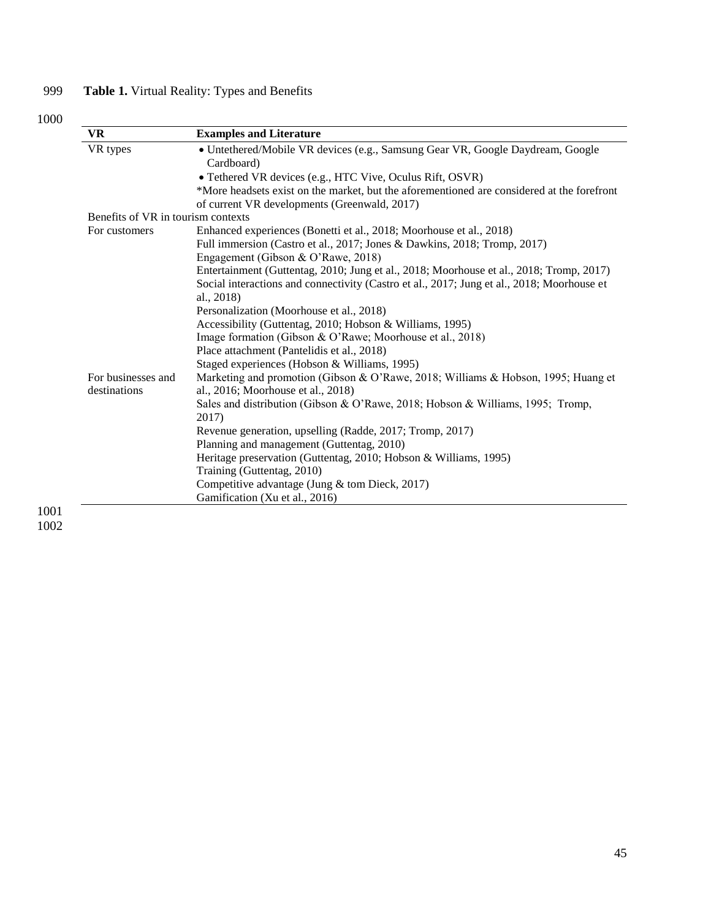**Table 1.** Virtual Reality: Types and Benefits

| VR | Examples and Literature |
|---|---|
| VR types | • Untethered/Mobile VR devices (e.g., Samsung Gear VR, Google Daydream, Google Cardboard)<br>• Tethered VR devices (e.g., HTC Vive, Oculus Rift, OSVR)<br>*More headsets exist on the market, but the aforementioned are considered at the forefront of current VR developments (Greenwald, 2017) |
| Benefits of VR in tourism contexts | |
| For customers | Enhanced experiences (Bonetti et al., 2018; Moorhouse et al., 2018)<br>Full immersion (Castro et al., 2017; Jones & Dawkins, 2018; Tromp, 2017)<br>Engagement (Gibson & O'Rawe, 2018)<br>Entertainment (Guttentag, 2010; Jung et al., 2018; Moorhouse et al., 2018; Tromp, 2017)<br>Social interactions and connectivity (Castro et al., 2017; Jung et al., 2018; Moorhouse et al., 2018)<br>Personalization (Moorhouse et al., 2018)<br>Accessibility (Guttentag, 2010; Hobson & Williams, 1995)<br>Image formation (Gibson & O'Rawe; Moorhouse et al., 2018)<br>Place attachment (Pantelidis et al., 2018)<br>Staged experiences (Hobson & Williams, 1995) |
| For businesses and destinations | Marketing and promotion (Gibson & O'Rawe, 2018; Williams & Hobson, 1995; Huang et al., 2016; Moorhouse et al., 2018)<br>Sales and distribution (Gibson & O'Rawe, 2018; Hobson & Williams, 1995; Tromp, 2017)<br>Revenue generation, upselling (Radde, 2017; Tromp, 2017)<br>Planning and management (Guttentag, 2010)<br>Heritage preservation (Guttentag, 2010; Hobson & Williams, 1995)<br>Training (Guttentag, 2010)<br>Competitive advantage (Jung & tom Dieck, 2017)<br>Gamification (Xu et al., 2016) |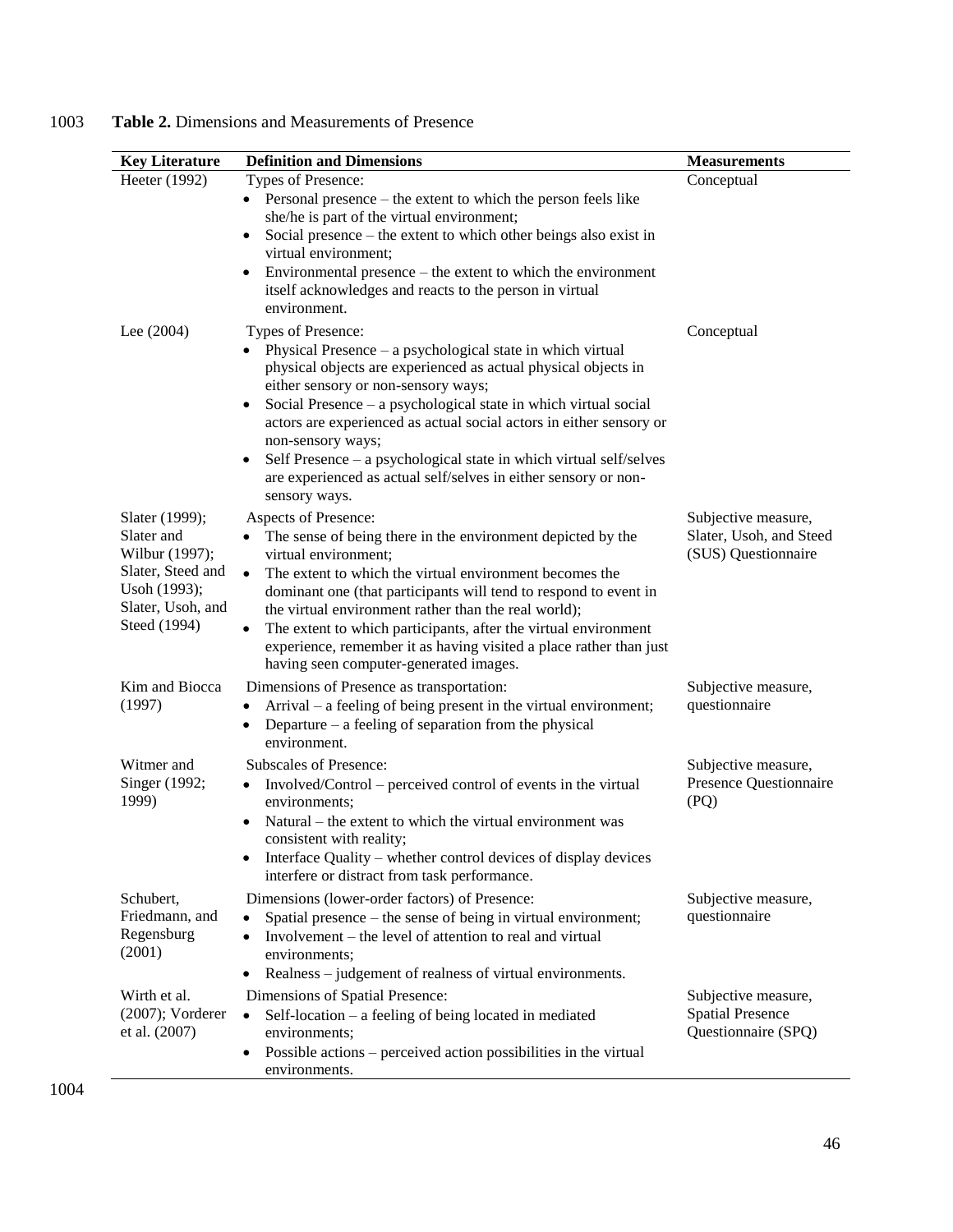**Table 2.** Dimensions and Measurements of Presence

| Key Literature | Definition and Dimensions | Measurements |
|---|---|---|
| Heeter (1992) | Types of Presence:<br>• Personal presence – the extent to which the person feels like she/he is part of the virtual environment;<br>• Social presence – the extent to which other beings also exist in virtual environment;<br>• Environmental presence – the extent to which the environment itself acknowledges and reacts to the person in virtual environment. | Conceptual |
| Lee (2004) | Types of Presence:<br>• Physical Presence – a psychological state in which virtual physical objects are experienced as actual physical objects in either sensory or non-sensory ways;<br>• Social Presence – a psychological state in which virtual social actors are experienced as actual social actors in either sensory or non-sensory ways;<br>• Self Presence – a psychological state in which virtual self/selves are experienced as actual self/selves in either sensory or non-sensory ways. | Conceptual |
| Slater (1999); Slater and Wilbur (1997); Slater, Steed and Usoh (1993); Slater, Usoh, and Steed (1994) | Aspects of Presence:<br>• The sense of being there in the environment depicted by the virtual environment;<br>• The extent to which the virtual environment becomes the dominant one (that participants will tend to respond to event in the virtual environment rather than the real world);<br>• The extent to which participants, after the virtual environment experience, remember it as having visited a place rather than just having seen computer-generated images. | Subjective measure, Slater, Usoh, and Steed (SUS) Questionnaire |
| Kim and Biocca (1997) | Dimensions of Presence as transportation:<br>• Arrival – a feeling of being present in the virtual environment;<br>• Departure – a feeling of separation from the physical environment. | Subjective measure, questionnaire |
| Witmer and Singer (1992; 1999) | Subscales of Presence:<br>• Involved/Control – perceived control of events in the virtual environments;<br>• Natural – the extent to which the virtual environment was consistent with reality;<br>• Interface Quality – whether control devices of display devices interfere or distract from task performance. | Subjective measure, Presence Questionnaire (PQ) |
| Schubert, Friedmann, and Regensburg (2001) | Dimensions (lower-order factors) of Presence:<br>• Spatial presence – the sense of being in virtual environment;<br>• Involvement – the level of attention to real and virtual environments;<br>• Realness – judgement of realness of virtual environments. | Subjective measure, questionnaire |
| Wirth et al. (2007); Vorderer et al. (2007) | Dimensions of Spatial Presence:<br>• Self-location – a feeling of being located in mediated environments;<br>• Possible actions – perceived action possibilities in the virtual environments. | Subjective measure, Spatial Presence Questionnaire (SPQ) |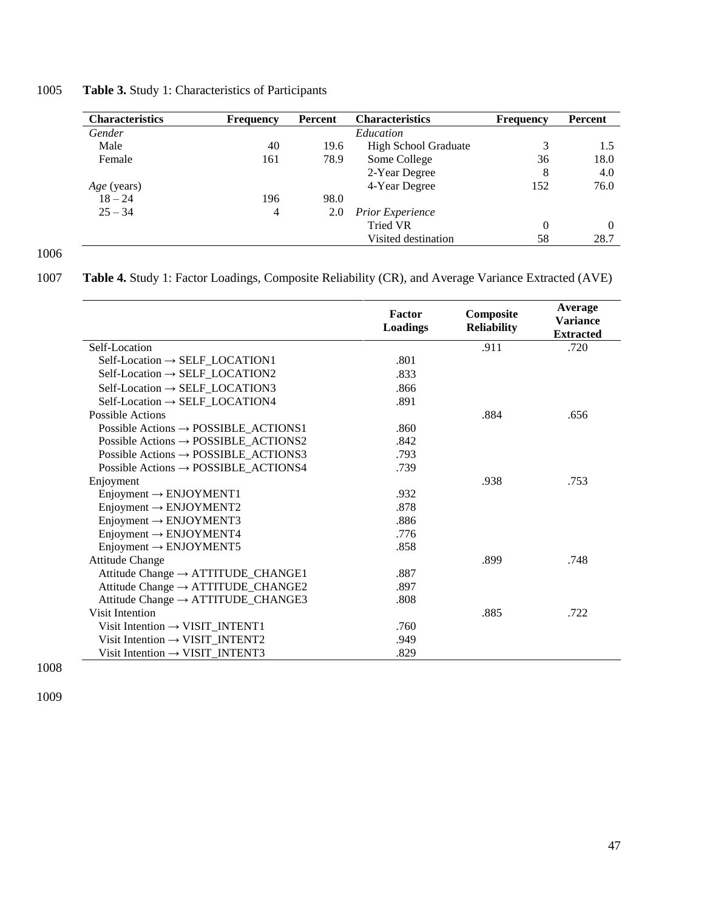**Table 3.** Study 1: Characteristics of Participants

| Characteristics | Frequency | Percent | Characteristics | Frequency | Percent |
|---|---|---|---|---|---|
| *Gender* | | | *Education* | | |
| Male | 40 | 19.6 | High School Graduate | 3 | 1.5 |
| Female | 161 | 78.9 | Some College | 36 | 18.0 |
| | | | 2-Year Degree | 8 | 4.0 |
| *Age* (years) | | | 4-Year Degree | 152 | 76.0 |
| 18 – 24 | 196 | 98.0 | | | |
| 25 – 34 | 4 | 2.0 | *Prior Experience* | | |
| | | | Tried VR | 0 | 0 |
| | | | Visited destination | 58 | 28.7 |

**Table 4.** Study 1: Factor Loadings, Composite Reliability (CR), and Average Variance Extracted (AVE)

| | Factor Loadings | Composite Reliability | Average Variance Extracted |
|---|---|---|---|
| Self-Location | | .911 | .720 |
| Self-Location → SELF_LOCATION1 | .801 | | |
| Self-Location → SELF_LOCATION2 | .833 | | |
| Self-Location → SELF_LOCATION3 | .866 | | |
| Self-Location → SELF_LOCATION4 | .891 | | |
| Possible Actions | | .884 | .656 |
| Possible Actions → POSSIBLE_ACTIONS1 | .860 | | |
| Possible Actions → POSSIBLE_ACTIONS2 | .842 | | |
| Possible Actions → POSSIBLE_ACTIONS3 | .793 | | |
| Possible Actions → POSSIBLE_ACTIONS4 | .739 | | |
| Enjoyment | | .938 | .753 |
| Enjoyment → ENJOYMENT1 | .932 | | |
| Enjoyment → ENJOYMENT2 | .878 | | |
| Enjoyment → ENJOYMENT3 | .886 | | |
| Enjoyment → ENJOYMENT4 | .776 | | |
| Enjoyment → ENJOYMENT5 | .858 | | |
| Attitude Change | | .899 | .748 |
| Attitude Change → ATTITUDE_CHANGE1 | .887 | | |
| Attitude Change → ATTITUDE_CHANGE2 | .897 | | |
| Attitude Change → ATTITUDE_CHANGE3 | .808 | | |
| Visit Intention | | .885 | .722 |
| Visit Intention → VISIT_INTENT1 | .760 | | |
| Visit Intention → VISIT_INTENT2 | .949 | | |
| Visit Intention → VISIT_INTENT3 | .829 | | |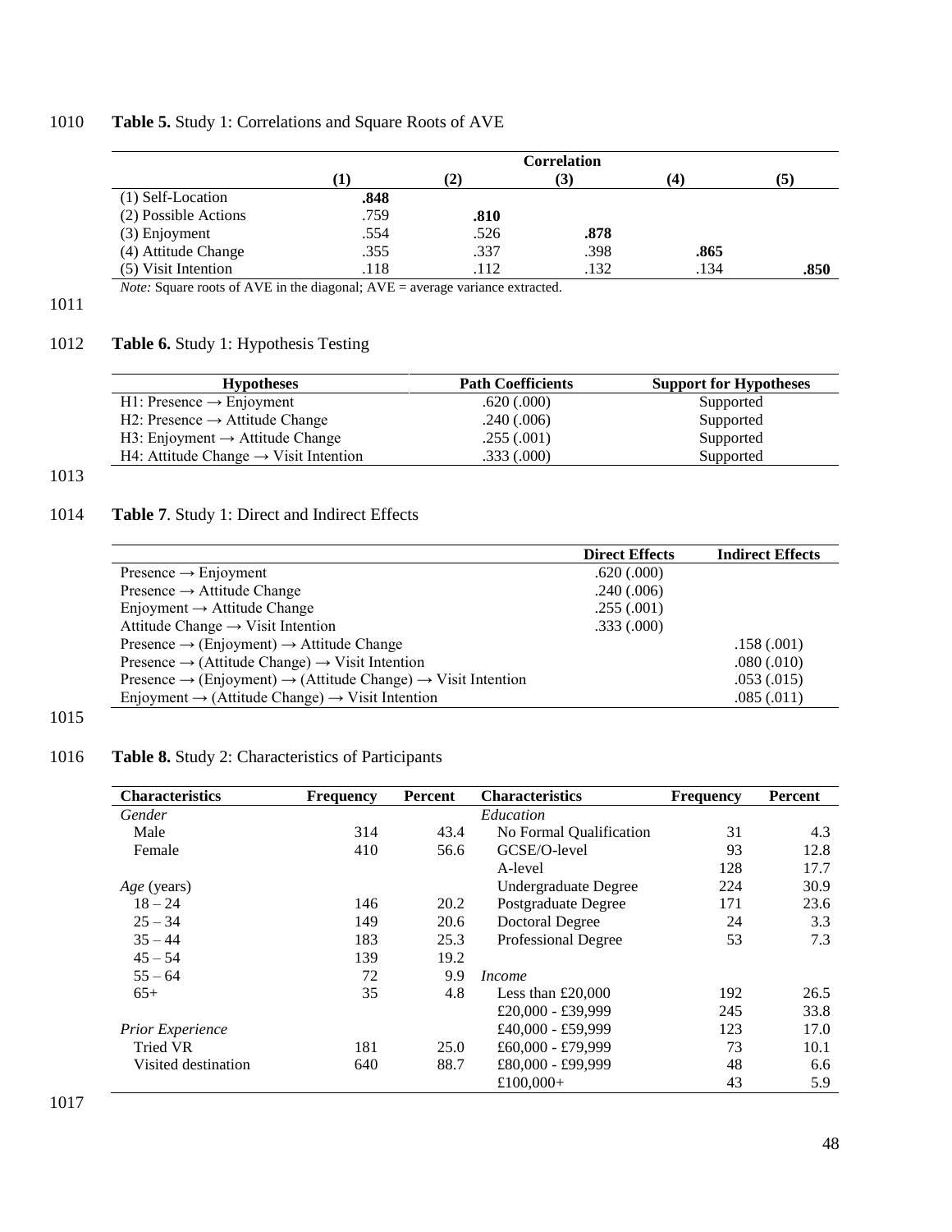**Table 5.** Study 1: Correlations and Square Roots of AVE

| | Correlation | | | | |
|---|---|---|---|---|---|
| | (1) | (2) | (3) | (4) | (5) |
| (1) Self-Location | **.848** | | | | |
| (2) Possible Actions | .759 | **.810** | | | |
| (3) Enjoyment | .554 | .526 | **.878** | | |
| (4) Attitude Change | .355 | .337 | .398 | **.865** | |
| (5) Visit Intention | .118 | .112 | .132 | .134 | **.850** |

*Note:* Square roots of AVE in the diagonal; AVE = average variance extracted.

**Table 6.** Study 1: Hypothesis Testing

| Hypotheses | Path Coefficients | Support for Hypotheses |
|---|---|---|
| H1: Presence → Enjoyment | .620 (.000) | Supported |
| H2: Presence → Attitude Change | .240 (.006) | Supported |
| H3: Enjoyment → Attitude Change | .255 (.001) | Supported |
| H4: Attitude Change → Visit Intention | .333 (.000) | Supported |

**Table 7**. Study 1: Direct and Indirect Effects

| | Direct Effects | Indirect Effects |
|---|---|---|
| Presence → Enjoyment | .620 (.000) | |
| Presence → Attitude Change | .240 (.006) | |
| Enjoyment → Attitude Change | .255 (.001) | |
| Attitude Change → Visit Intention | .333 (.000) | |
| Presence → (Enjoyment) → Attitude Change | | .158 (.001) |
| Presence → (Attitude Change) → Visit Intention | | .080 (.010) |
| Presence → (Enjoyment) → (Attitude Change) → Visit Intention | | .053 (.015) |
| Enjoyment → (Attitude Change) → Visit Intention | | .085 (.011) |

**Table 8.** Study 2: Characteristics of Participants

| Characteristics | Frequency | Percent | Characteristics | Frequency | Percent |
|---|---|---|---|---|---|
| *Gender* | | | *Education* | | |
| Male | 314 | 43.4 | No Formal Qualification | 31 | 4.3 |
| Female | 410 | 56.6 | GCSE/O-level | 93 | 12.8 |
| | | | A-level | 128 | 17.7 |
| *Age* (years) | | | Undergraduate Degree | 224 | 30.9 |
| 18 – 24 | 146 | 20.2 | Postgraduate Degree | 171 | 23.6 |
| 25 – 34 | 149 | 20.6 | Doctoral Degree | 24 | 3.3 |
| 35 – 44 | 183 | 25.3 | Professional Degree | 53 | 7.3 |
| 45 – 54 | 139 | 19.2 | | | |
| 55 – 64 | 72 | 9.9 | *Income* | | |
| 65+ | 35 | 4.8 | Less than £20,000 | 192 | 26.5 |
| | | | £20,000 - £39,999 | 245 | 33.8 |
| *Prior Experience* | | | £40,000 - £59,999 | 123 | 17.0 |
| Tried VR | 181 | 25.0 | £60,000 - £79,999 | 73 | 10.1 |
| Visited destination | 640 | 88.7 | £80,000 - £99,999 | 48 | 6.6 |
| | | | £100,000+ | 43 | 5.9 |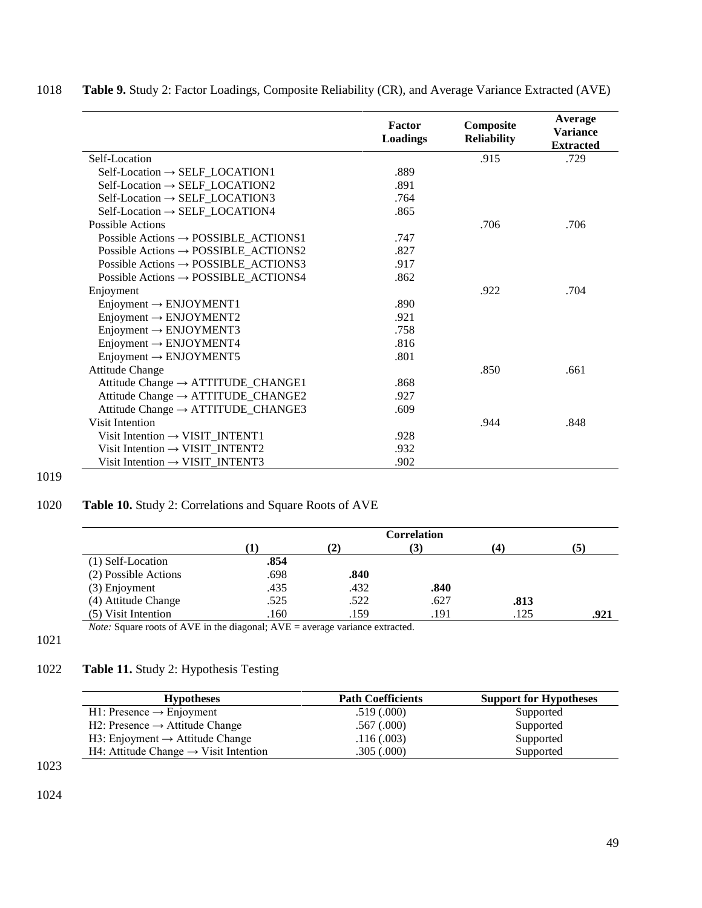**Table 9.** Study 2: Factor Loadings, Composite Reliability (CR), and Average Variance Extracted (AVE)

| | Factor Loadings | Composite Reliability | Average Variance Extracted |
|---|---|---|---|
| Self-Location | | .915 | .729 |
| Self-Location → SELF_LOCATION1 | .889 | | |
| Self-Location → SELF_LOCATION2 | .891 | | |
| Self-Location → SELF_LOCATION3 | .764 | | |
| Self-Location → SELF_LOCATION4 | .865 | | |
| Possible Actions | | .706 | .706 |
| Possible Actions → POSSIBLE_ACTIONS1 | .747 | | |
| Possible Actions → POSSIBLE_ACTIONS2 | .827 | | |
| Possible Actions → POSSIBLE_ACTIONS3 | .917 | | |
| Possible Actions → POSSIBLE_ACTIONS4 | .862 | | |
| Enjoyment | | .922 | .704 |
| Enjoyment → ENJOYMENT1 | .890 | | |
| Enjoyment → ENJOYMENT2 | .921 | | |
| Enjoyment → ENJOYMENT3 | .758 | | |
| Enjoyment → ENJOYMENT4 | .816 | | |
| Enjoyment → ENJOYMENT5 | .801 | | |
| Attitude Change | | .850 | .661 |
| Attitude Change → ATTITUDE_CHANGE1 | .868 | | |
| Attitude Change → ATTITUDE_CHANGE2 | .927 | | |
| Attitude Change → ATTITUDE_CHANGE3 | .609 | | |
| Visit Intention | | .944 | .848 |
| Visit Intention → VISIT_INTENT1 | .928 | | |
| Visit Intention → VISIT_INTENT2 | .932 | | |
| Visit Intention → VISIT_INTENT3 | .902 | | |

**Table 10.** Study 2: Correlations and Square Roots of AVE

| | Correlation | | | | |
|---|---|---|---|---|---|
| | (1) | (2) | (3) | (4) | (5) |
| (1) Self-Location | **.854** | | | | |
| (2) Possible Actions | .698 | **.840** | | | |
| (3) Enjoyment | .435 | .432 | **.840** | | |
| (4) Attitude Change | .525 | .522 | .627 | **.813** | |
| (5) Visit Intention | .160 | .159 | .191 | .125 | **.921** |

*Note:* Square roots of AVE in the diagonal; AVE = average variance extracted.

**Table 11.** Study 2: Hypothesis Testing

| Hypotheses | Path Coefficients | Support for Hypotheses |
|---|---|---|
| H1: Presence → Enjoyment | .519 (.000) | Supported |
| H2: Presence → Attitude Change | .567 (.000) | Supported |
| H3: Enjoyment → Attitude Change | .116 (.003) | Supported |
| H4: Attitude Change → Visit Intention | .305 (.000) | Supported |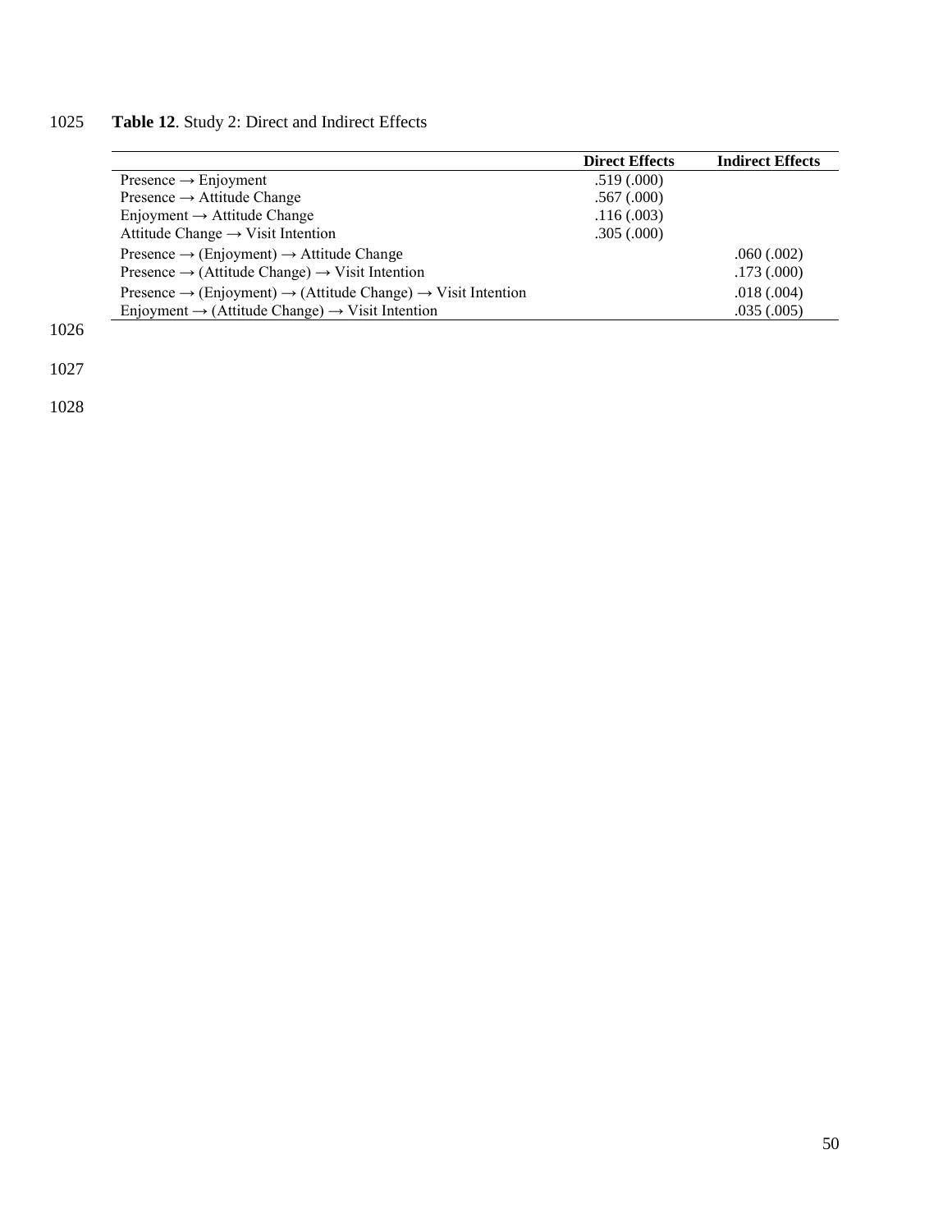**Table 12**. Study 2: Direct and Indirect Effects

| | Direct Effects | Indirect Effects |
|---|---|---|
| Presence → Enjoyment | .519 (.000) | |
| Presence → Attitude Change | .567 (.000) | |
| Enjoyment → Attitude Change | .116 (.003) | |
| Attitude Change → Visit Intention | .305 (.000) | |
| Presence → (Enjoyment) → Attitude Change | | .060 (.002) |
| Presence → (Attitude Change) → Visit Intention | | .173 (.000) |
| Presence → (Enjoyment) → (Attitude Change) → Visit Intention | | .018 (.004) |
| Enjoyment → (Attitude Change) → Visit Intention | | .035 (.005) |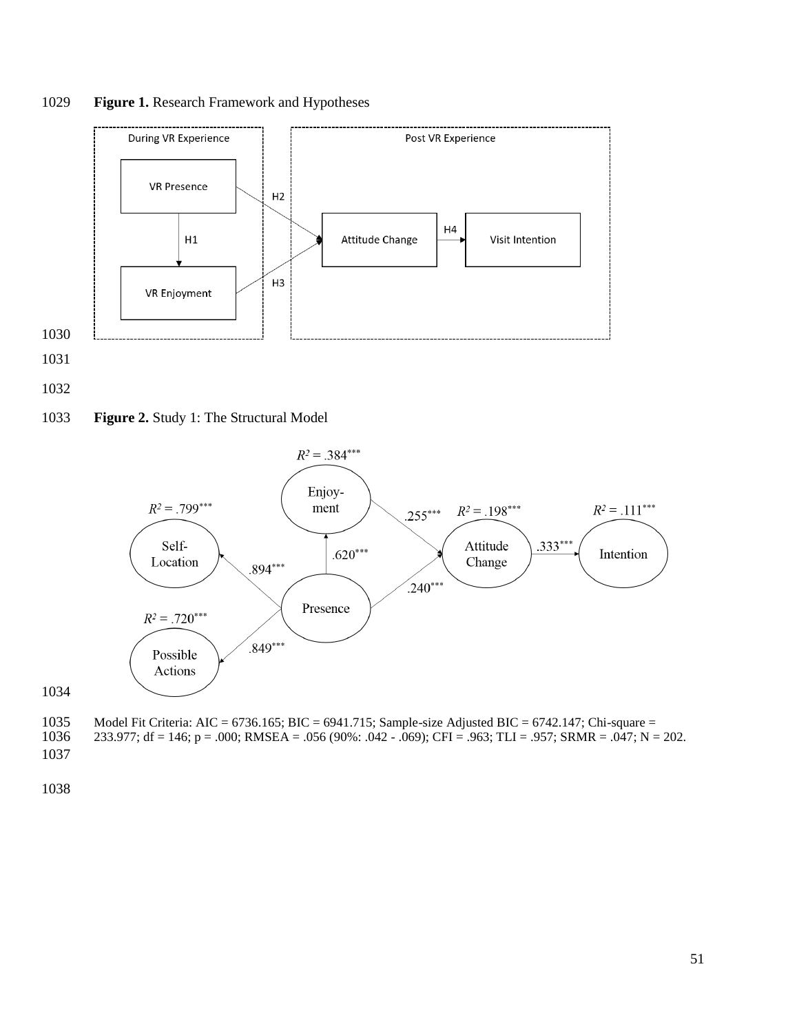**Figure 1.** Research Framework and Hypotheses

During VR Experience

VR Presence

H1

VR Enjoyment

H2

H3

Post VR Experience

Attitude Change

H4

Visit Intention

**Figure 2.** Study 1: The Structural Model

$R^2 = .384^{***}$

Enjoy-ment

$R^2 = .799^{***}$

Self-Location

$.620^{***}$

$.894^{***}$

$.255^{***}$

$R^2 = .198^{***}$

Attitude Change

$.333^{***}$

$R^2 = .111^{***}$

Intention

$.240^{***}$

Presence

$R^2 = .720^{***}$

Possible Actions

$.849^{***}$

Model Fit Criteria: AIC = 6736.165; BIC = 6941.715; Sample-size Adjusted BIC = 6742.147; Chi-square = 233.977; df = 146; p = .000; RMSEA = .056 (90%: .042 - .069); CFI = .963; TLI = .957; SRMR = .047; N = 202.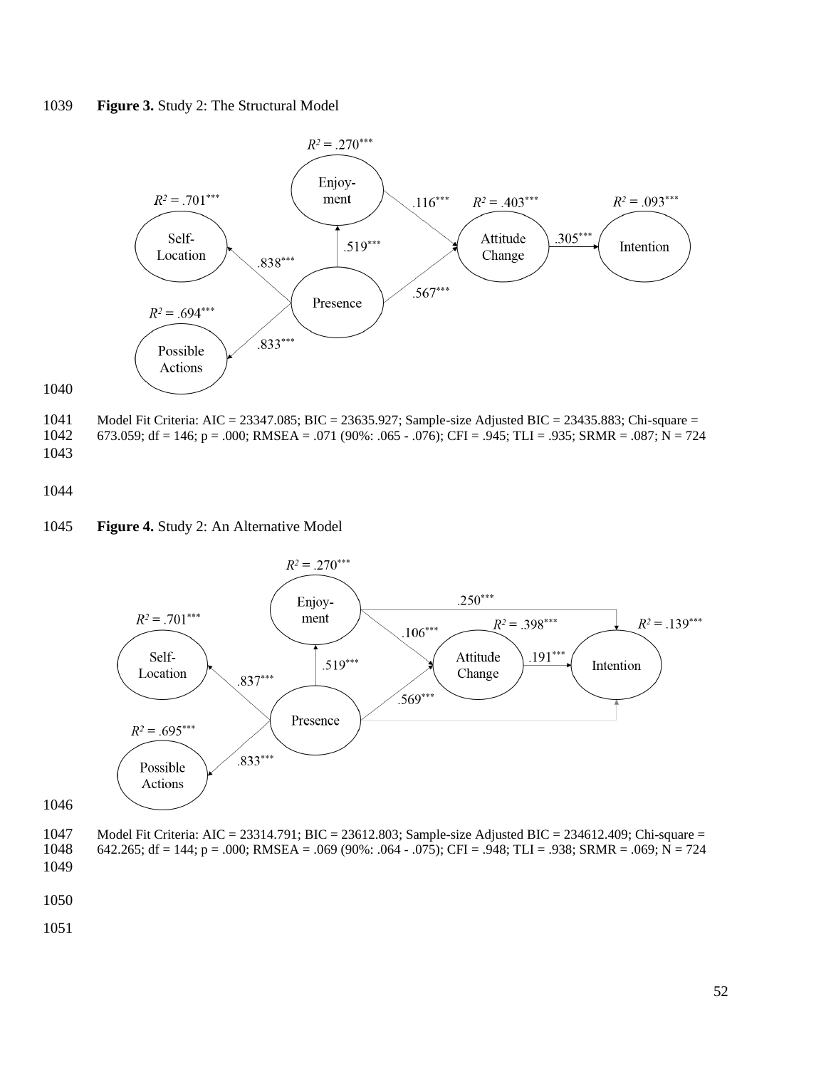**Figure 3.** Study 2: The Structural Model

$R^2 = .270^{***}$

Enjoy-ment

$R^2 = .701^{***}$

Self-Location

$.116^{***}$

$R^2 = .403^{***}$

Attitude Change

$.305^{***}$

$R^2 = .093^{***}$

Intention

$.519^{***}$

$.838^{***}$

Presence

$.567^{***}$

$R^2 = .694^{***}$

Possible Actions

$.833^{***}$

Model Fit Criteria: AIC = 23347.085; BIC = 23635.927; Sample-size Adjusted BIC = 23435.883; Chi-square = 673.059; df = 146; p = .000; RMSEA = .071 (90%: .065 - .076); CFI = .945; TLI = .935; SRMR = .087; N = 724

**Figure 4.** Study 2: An Alternative Model

$R^2 = .270^{***}$

Enjoy-ment

$.250^{***}$

$R^2 = .701^{***}$

Self-Location

$.106^{***}$

$R^2 = .398^{***}$

Attitude Change

$.191^{***}$

$R^2 = .139^{***}$

Intention

$.519^{***}$

$.837^{***}$

Presence

$.569^{***}$

$R^2 = .695^{***}$

Possible Actions

$.833^{***}$

Model Fit Criteria: AIC = 23314.791; BIC = 23612.803; Sample-size Adjusted BIC = 234612.409; Chi-square = 642.265; df = 144; p = .000; RMSEA = .069 (90%: .064 - .075); CFI = .948; TLI = .938; SRMR = .069; N = 724